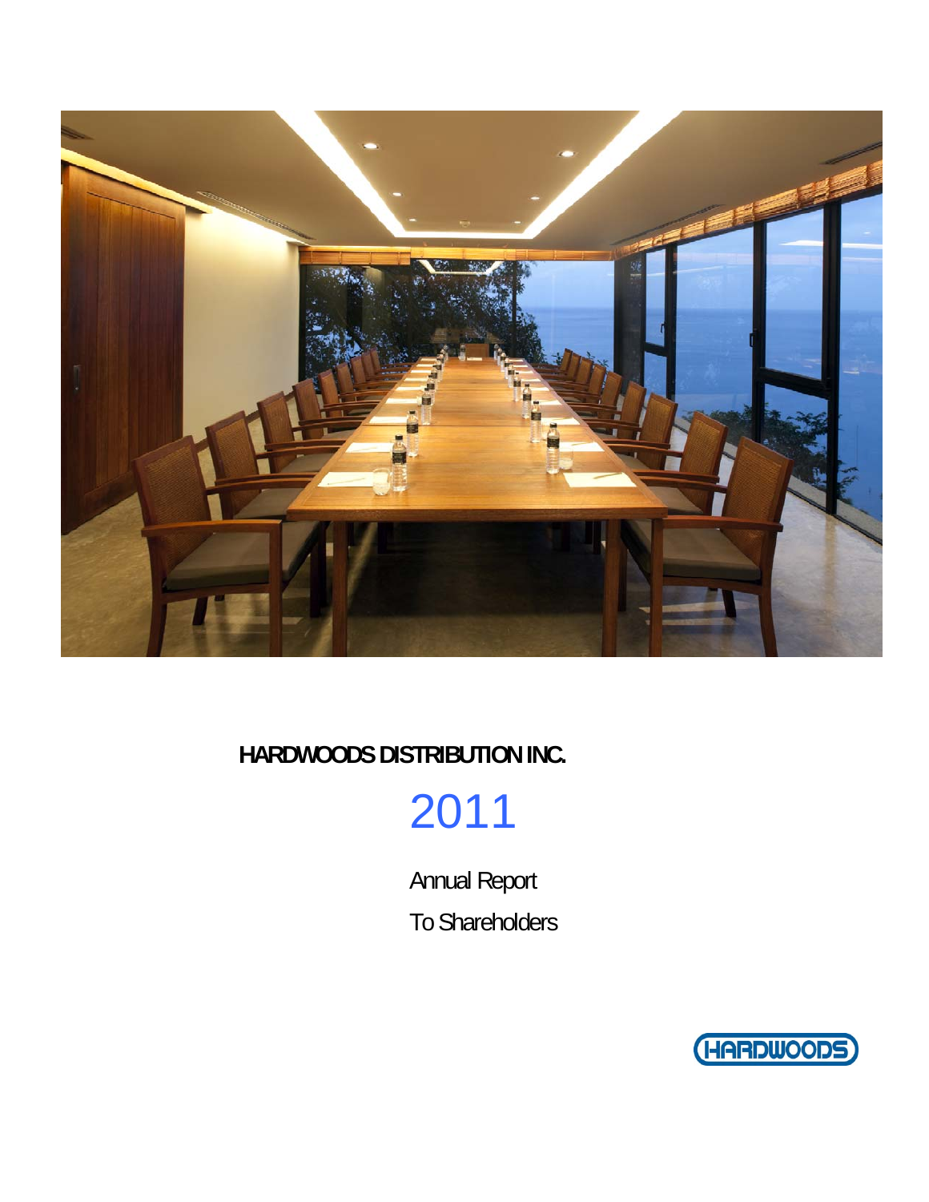**HARDWOODS DISTRIBUTION INC.**

# 2011

Annual Report

To Shareholders

HARDWOODS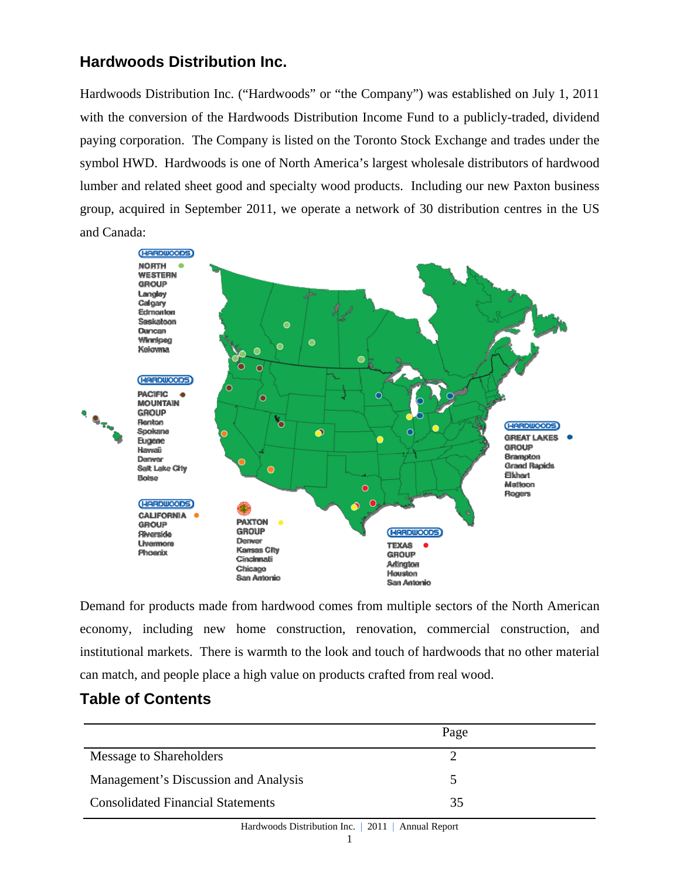## Hardwoods Distribution Inc.

Hardwoods Distribution Inc. ("Hardwoods" or "the Company") was established on July 1, 2011 with the conversion of the Hardwoods Distribution Income Fund to a publicly-traded, dividend paying corporation. The Company is listed on the Toronto Stock Exchange and trades under the symbol HWD. Hardwoods is one of North America's largest wholesale distributors of hardwood lumber and related sheet good and specialty wood products. Including our new Paxton business group, acquired in September 2011, we operate a network of 30 distribution centres in the US and Canada:

**HARDWOODS NORTH WESTERN GROUP**
Langley
Calgary
Edmonton
Saskatoon
Duncan
Winnipeg
Kelowna

**HARDWOODS PACIFIC MOUNTAIN GROUP**
Renton
Spokane
Eugene
Hawaii
Denver
Salt Lake City
Boise

**HARDWOODS CALIFORNIA GROUP**
Riverside
Livermore
Phoenix

**PAXTON GROUP**
Denver
Kansas City
Cincinnati
Chicago
San Antonio

**HARDWOODS TEXAS GROUP**
Arlington
Houston
San Antonio

**HARDWOODS GREAT LAKES GROUP**
Brampton
Grand Rapids
Elkhart
Mattoon
Rogers

Demand for products made from hardwood comes from multiple sectors of the North American economy, including new home construction, renovation, commercial construction, and institutional markets. There is warmth to the look and touch of hardwoods that no other material can match, and people place a high value on products crafted from real wood.

## Table of Contents

| | Page |
|---|---|
| Message to Shareholders | 2 |
| Management's Discussion and Analysis | 5 |
| Consolidated Financial Statements | 35 |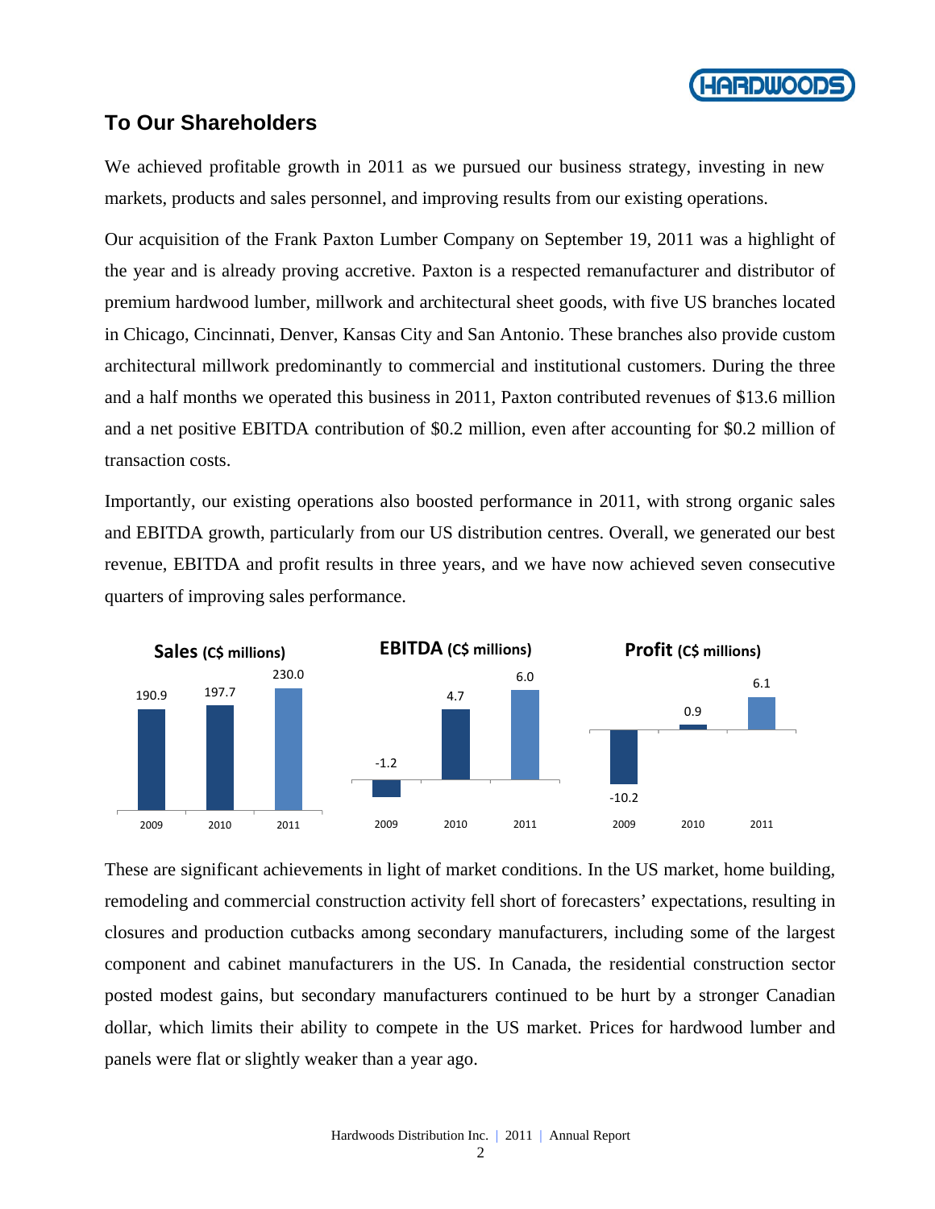## To Our Shareholders

We achieved profitable growth in 2011 as we pursued our business strategy, investing in new markets, products and sales personnel, and improving results from our existing operations.

Our acquisition of the Frank Paxton Lumber Company on September 19, 2011 was a highlight of the year and is already proving accretive. Paxton is a respected remanufacturer and distributor of premium hardwood lumber, millwork and architectural sheet goods, with five US branches located in Chicago, Cincinnati, Denver, Kansas City and San Antonio. These branches also provide custom architectural millwork predominantly to commercial and institutional customers. During the three and a half months we operated this business in 2011, Paxton contributed revenues of $13.6 million and a net positive EBITDA contribution of $0.2 million, even after accounting for $0.2 million of transaction costs.

Importantly, our existing operations also boosted performance in 2011, with strong organic sales and EBITDA growth, particularly from our US distribution centres. Overall, we generated our best revenue, EBITDA and profit results in three years, and we have now achieved seven consecutive quarters of improving sales performance.

**Sales (C$ millions)**

| 2009 | 2010 | 2011 |
|---|---|---|
| 190.9 | 197.7 | 230.0 |

**EBITDA (C$ millions)**

| 2009 | 2010 | 2011 |
|---|---|---|
| -1.2 | 4.7 | 6.0 |

**Profit (C$ millions)**

| 2009 | 2010 | 2011 |
|---|---|---|
| -10.2 | 0.9 | 6.1 |

These are significant achievements in light of market conditions. In the US market, home building, remodeling and commercial construction activity fell short of forecasters' expectations, resulting in closures and production cutbacks among secondary manufacturers, including some of the largest component and cabinet manufacturers in the US. In Canada, the residential construction sector posted modest gains, but secondary manufacturers continued to be hurt by a stronger Canadian dollar, which limits their ability to compete in the US market. Prices for hardwood lumber and panels were flat or slightly weaker than a year ago.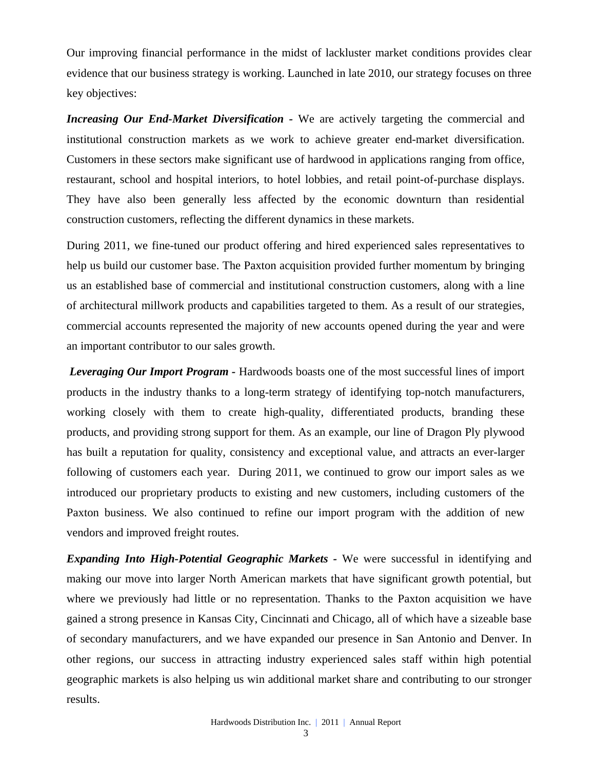Our improving financial performance in the midst of lackluster market conditions provides clear evidence that our business strategy is working. Launched in late 2010, our strategy focuses on three key objectives:

***Increasing Our End-Market Diversification*** **-** We are actively targeting the commercial and institutional construction markets as we work to achieve greater end-market diversification. Customers in these sectors make significant use of hardwood in applications ranging from office, restaurant, school and hospital interiors, to hotel lobbies, and retail point-of-purchase displays. They have also been generally less affected by the economic downturn than residential construction customers, reflecting the different dynamics in these markets.

During 2011, we fine-tuned our product offering and hired experienced sales representatives to help us build our customer base. The Paxton acquisition provided further momentum by bringing us an established base of commercial and institutional construction customers, along with a line of architectural millwork products and capabilities targeted to them. As a result of our strategies, commercial accounts represented the majority of new accounts opened during the year and were an important contributor to our sales growth.

***Leveraging Our Import Program*** **-** Hardwoods boasts one of the most successful lines of import products in the industry thanks to a long-term strategy of identifying top-notch manufacturers, working closely with them to create high-quality, differentiated products, branding these products, and providing strong support for them. As an example, our line of Dragon Ply plywood has built a reputation for quality, consistency and exceptional value, and attracts an ever-larger following of customers each year. During 2011, we continued to grow our import sales as we introduced our proprietary products to existing and new customers, including customers of the Paxton business. We also continued to refine our import program with the addition of new vendors and improved freight routes.

***Expanding Into High-Potential Geographic Markets*** **-** We were successful in identifying and making our move into larger North American markets that have significant growth potential, but where we previously had little or no representation. Thanks to the Paxton acquisition we have gained a strong presence in Kansas City, Cincinnati and Chicago, all of which have a sizeable base of secondary manufacturers, and we have expanded our presence in San Antonio and Denver. In other regions, our success in attracting industry experienced sales staff within high potential geographic markets is also helping us win additional market share and contributing to our stronger results.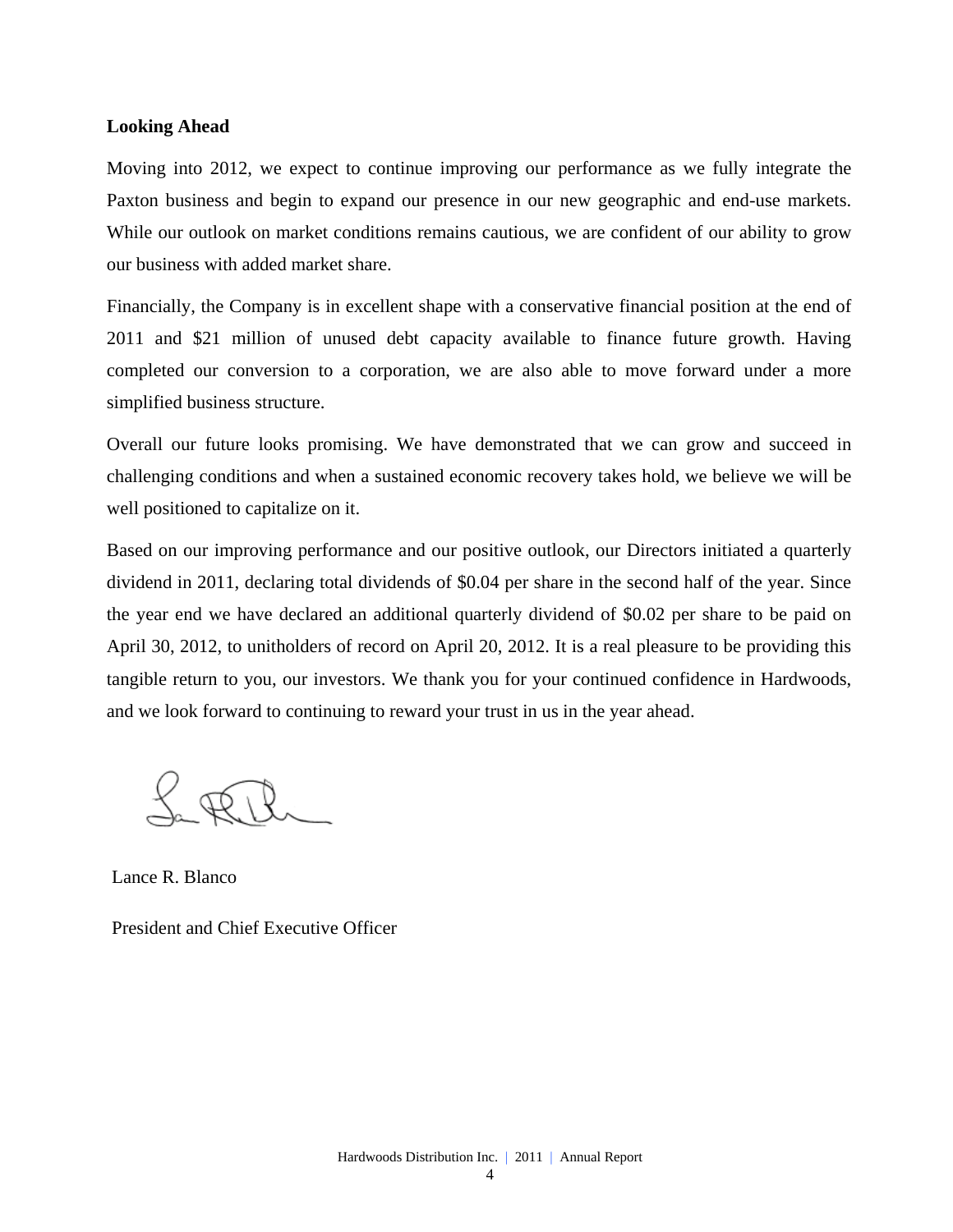**Looking Ahead**

Moving into 2012, we expect to continue improving our performance as we fully integrate the Paxton business and begin to expand our presence in our new geographic and end-use markets. While our outlook on market conditions remains cautious, we are confident of our ability to grow our business with added market share.

Financially, the Company is in excellent shape with a conservative financial position at the end of 2011 and $21 million of unused debt capacity available to finance future growth. Having completed our conversion to a corporation, we are also able to move forward under a more simplified business structure.

Overall our future looks promising. We have demonstrated that we can grow and succeed in challenging conditions and when a sustained economic recovery takes hold, we believe we will be well positioned to capitalize on it.

Based on our improving performance and our positive outlook, our Directors initiated a quarterly dividend in 2011, declaring total dividends of $0.04 per share in the second half of the year. Since the year end we have declared an additional quarterly dividend of $0.02 per share to be paid on April 30, 2012, to unitholders of record on April 20, 2012. It is a real pleasure to be providing this tangible return to you, our investors. We thank you for your continued confidence in Hardwoods, and we look forward to continuing to reward your trust in us in the year ahead.

Lance R. Blanco

President and Chief Executive Officer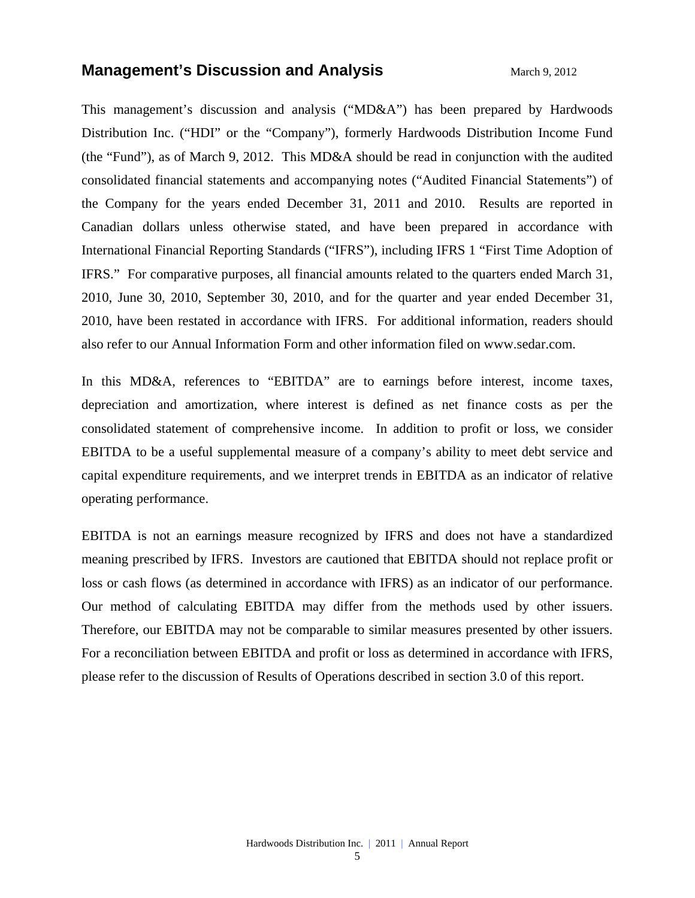## Management's Discussion and Analysis

March 9, 2012

This management's discussion and analysis ("MD&A") has been prepared by Hardwoods Distribution Inc. ("HDI" or the "Company"), formerly Hardwoods Distribution Income Fund (the "Fund"), as of March 9, 2012. This MD&A should be read in conjunction with the audited consolidated financial statements and accompanying notes ("Audited Financial Statements") of the Company for the years ended December 31, 2011 and 2010. Results are reported in Canadian dollars unless otherwise stated, and have been prepared in accordance with International Financial Reporting Standards ("IFRS"), including IFRS 1 "First Time Adoption of IFRS." For comparative purposes, all financial amounts related to the quarters ended March 31, 2010, June 30, 2010, September 30, 2010, and for the quarter and year ended December 31, 2010, have been restated in accordance with IFRS. For additional information, readers should also refer to our Annual Information Form and other information filed on www.sedar.com.

In this MD&A, references to "EBITDA" are to earnings before interest, income taxes, depreciation and amortization, where interest is defined as net finance costs as per the consolidated statement of comprehensive income. In addition to profit or loss, we consider EBITDA to be a useful supplemental measure of a company's ability to meet debt service and capital expenditure requirements, and we interpret trends in EBITDA as an indicator of relative operating performance.

EBITDA is not an earnings measure recognized by IFRS and does not have a standardized meaning prescribed by IFRS. Investors are cautioned that EBITDA should not replace profit or loss or cash flows (as determined in accordance with IFRS) as an indicator of our performance. Our method of calculating EBITDA may differ from the methods used by other issuers. Therefore, our EBITDA may not be comparable to similar measures presented by other issuers. For a reconciliation between EBITDA and profit or loss as determined in accordance with IFRS, please refer to the discussion of Results of Operations described in section 3.0 of this report.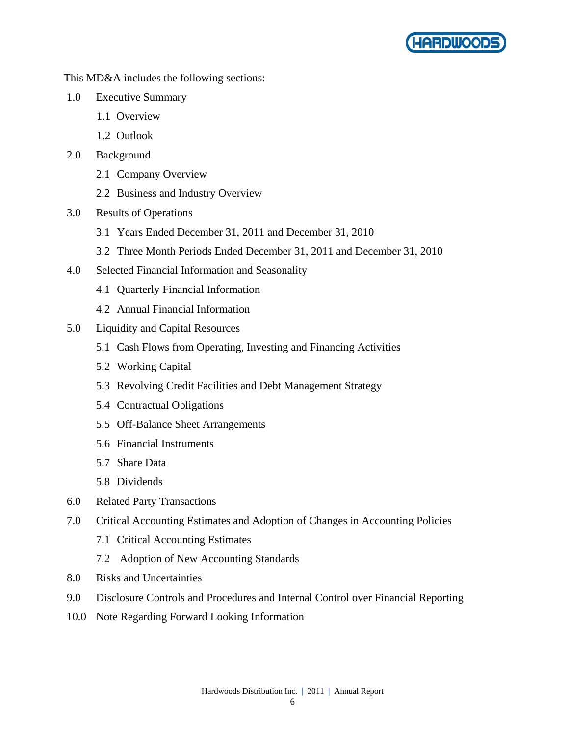This MD&A includes the following sections:

1.0 Executive Summary
   - 1.1 Overview
   - 1.2 Outlook

2.0 Background
   - 2.1 Company Overview
   - 2.2 Business and Industry Overview

3.0 Results of Operations
   - 3.1 Years Ended December 31, 2011 and December 31, 2010
   - 3.2 Three Month Periods Ended December 31, 2011 and December 31, 2010

4.0 Selected Financial Information and Seasonality
   - 4.1 Quarterly Financial Information
   - 4.2 Annual Financial Information

5.0 Liquidity and Capital Resources
   - 5.1 Cash Flows from Operating, Investing and Financing Activities
   - 5.2 Working Capital
   - 5.3 Revolving Credit Facilities and Debt Management Strategy
   - 5.4 Contractual Obligations
   - 5.5 Off-Balance Sheet Arrangements
   - 5.6 Financial Instruments
   - 5.7 Share Data
   - 5.8 Dividends

6.0 Related Party Transactions

7.0 Critical Accounting Estimates and Adoption of Changes in Accounting Policies
   - 7.1 Critical Accounting Estimates
   - 7.2 Adoption of New Accounting Standards

8.0 Risks and Uncertainties

9.0 Disclosure Controls and Procedures and Internal Control over Financial Reporting

10.0 Note Regarding Forward Looking Information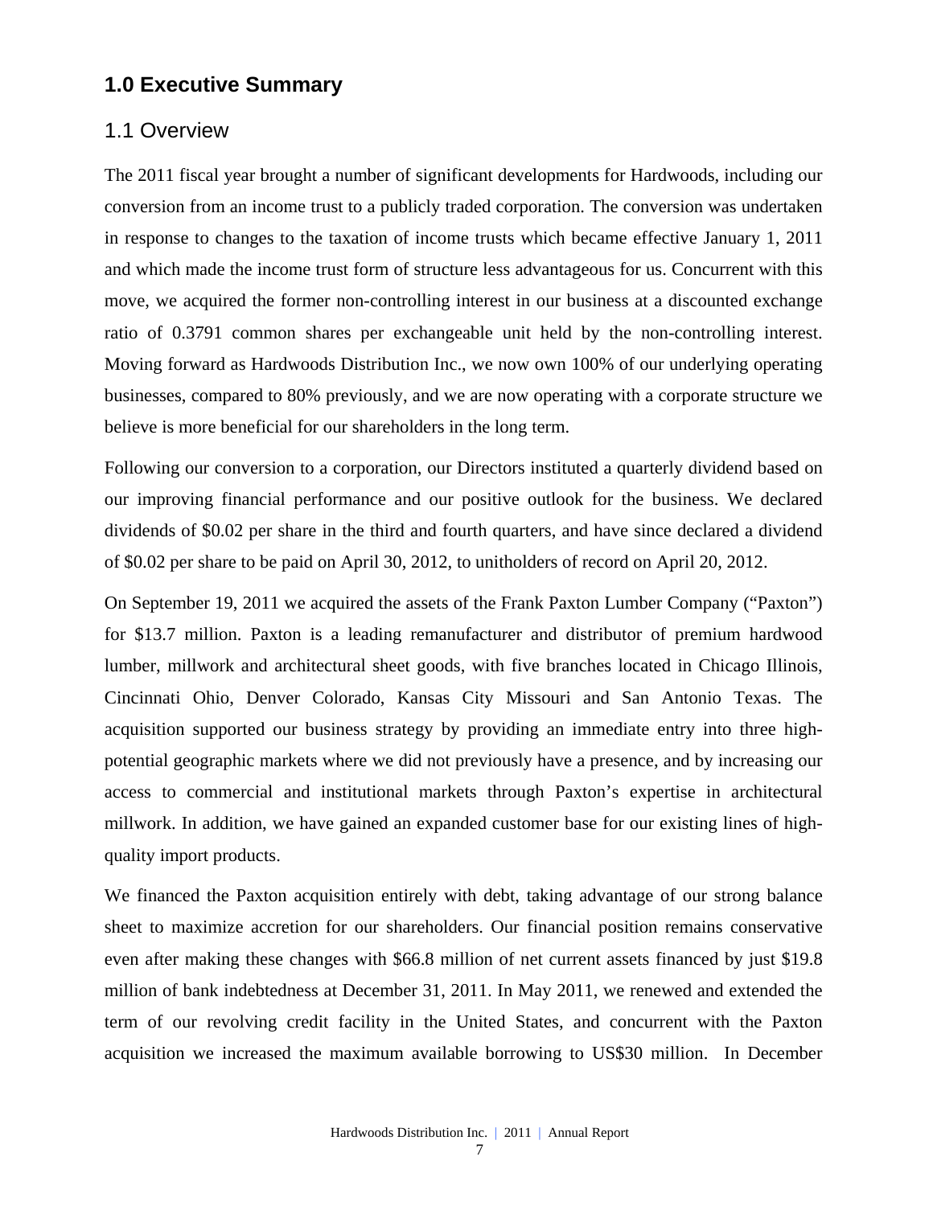# 1.0 Executive Summary

## 1.1 Overview

The 2011 fiscal year brought a number of significant developments for Hardwoods, including our conversion from an income trust to a publicly traded corporation. The conversion was undertaken in response to changes to the taxation of income trusts which became effective January 1, 2011 and which made the income trust form of structure less advantageous for us. Concurrent with this move, we acquired the former non-controlling interest in our business at a discounted exchange ratio of 0.3791 common shares per exchangeable unit held by the non-controlling interest. Moving forward as Hardwoods Distribution Inc., we now own 100% of our underlying operating businesses, compared to 80% previously, and we are now operating with a corporate structure we believe is more beneficial for our shareholders in the long term.

Following our conversion to a corporation, our Directors instituted a quarterly dividend based on our improving financial performance and our positive outlook for the business. We declared dividends of $0.02 per share in the third and fourth quarters, and have since declared a dividend of $0.02 per share to be paid on April 30, 2012, to unitholders of record on April 20, 2012.

On September 19, 2011 we acquired the assets of the Frank Paxton Lumber Company ("Paxton") for $13.7 million. Paxton is a leading remanufacturer and distributor of premium hardwood lumber, millwork and architectural sheet goods, with five branches located in Chicago Illinois, Cincinnati Ohio, Denver Colorado, Kansas City Missouri and San Antonio Texas. The acquisition supported our business strategy by providing an immediate entry into three high-potential geographic markets where we did not previously have a presence, and by increasing our access to commercial and institutional markets through Paxton's expertise in architectural millwork. In addition, we have gained an expanded customer base for our existing lines of high-quality import products.

We financed the Paxton acquisition entirely with debt, taking advantage of our strong balance sheet to maximize accretion for our shareholders. Our financial position remains conservative even after making these changes with $66.8 million of net current assets financed by just $19.8 million of bank indebtedness at December 31, 2011. In May 2011, we renewed and extended the term of our revolving credit facility in the United States, and concurrent with the Paxton acquisition we increased the maximum available borrowing to US$30 million. In December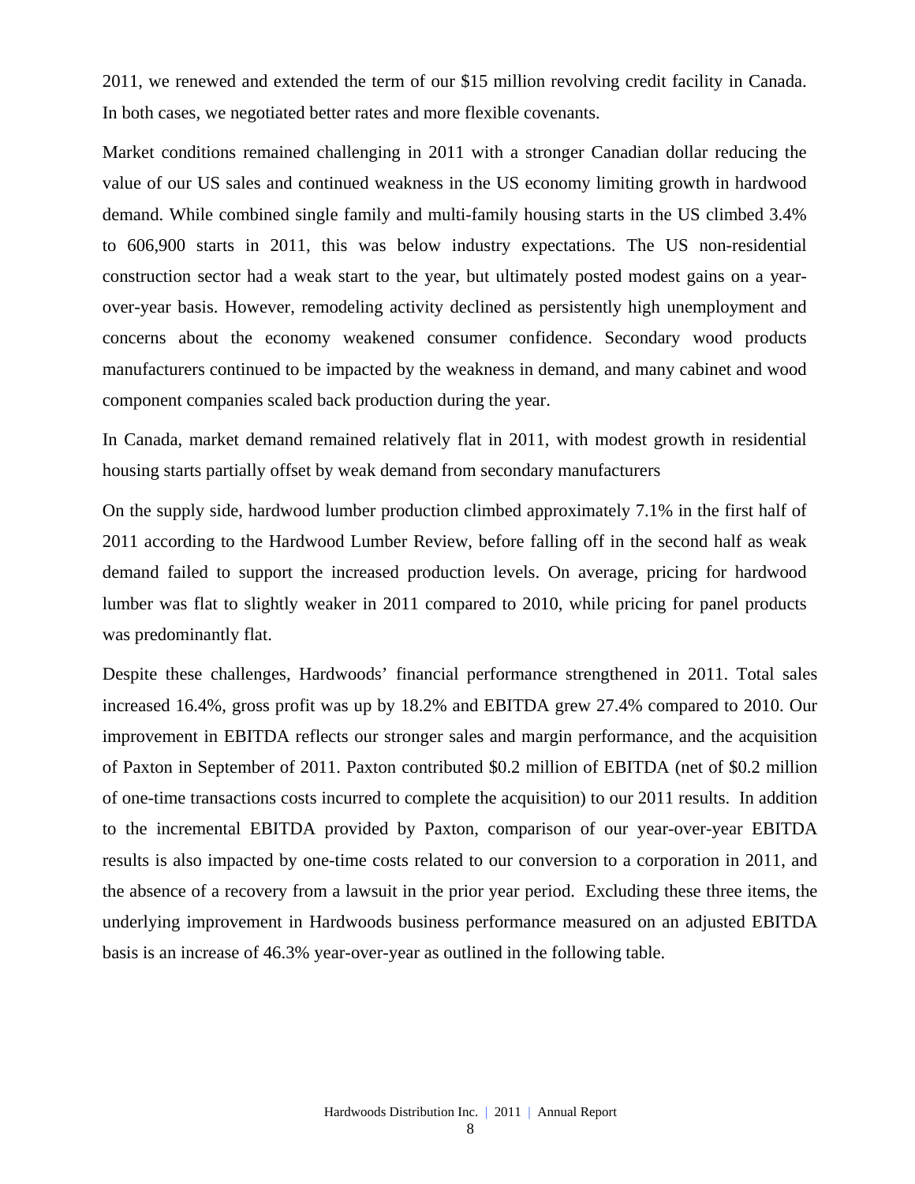2011, we renewed and extended the term of our $15 million revolving credit facility in Canada. In both cases, we negotiated better rates and more flexible covenants.

Market conditions remained challenging in 2011 with a stronger Canadian dollar reducing the value of our US sales and continued weakness in the US economy limiting growth in hardwood demand. While combined single family and multi-family housing starts in the US climbed 3.4% to 606,900 starts in 2011, this was below industry expectations. The US non-residential construction sector had a weak start to the year, but ultimately posted modest gains on a year-over-year basis. However, remodeling activity declined as persistently high unemployment and concerns about the economy weakened consumer confidence. Secondary wood products manufacturers continued to be impacted by the weakness in demand, and many cabinet and wood component companies scaled back production during the year.

In Canada, market demand remained relatively flat in 2011, with modest growth in residential housing starts partially offset by weak demand from secondary manufacturers

On the supply side, hardwood lumber production climbed approximately 7.1% in the first half of 2011 according to the Hardwood Lumber Review, before falling off in the second half as weak demand failed to support the increased production levels. On average, pricing for hardwood lumber was flat to slightly weaker in 2011 compared to 2010, while pricing for panel products was predominantly flat.

Despite these challenges, Hardwoods' financial performance strengthened in 2011. Total sales increased 16.4%, gross profit was up by 18.2% and EBITDA grew 27.4% compared to 2010. Our improvement in EBITDA reflects our stronger sales and margin performance, and the acquisition of Paxton in September of 2011. Paxton contributed $0.2 million of EBITDA (net of $0.2 million of one-time transactions costs incurred to complete the acquisition) to our 2011 results. In addition to the incremental EBITDA provided by Paxton, comparison of our year-over-year EBITDA results is also impacted by one-time costs related to our conversion to a corporation in 2011, and the absence of a recovery from a lawsuit in the prior year period. Excluding these three items, the underlying improvement in Hardwoods business performance measured on an adjusted EBITDA basis is an increase of 46.3% year-over-year as outlined in the following table.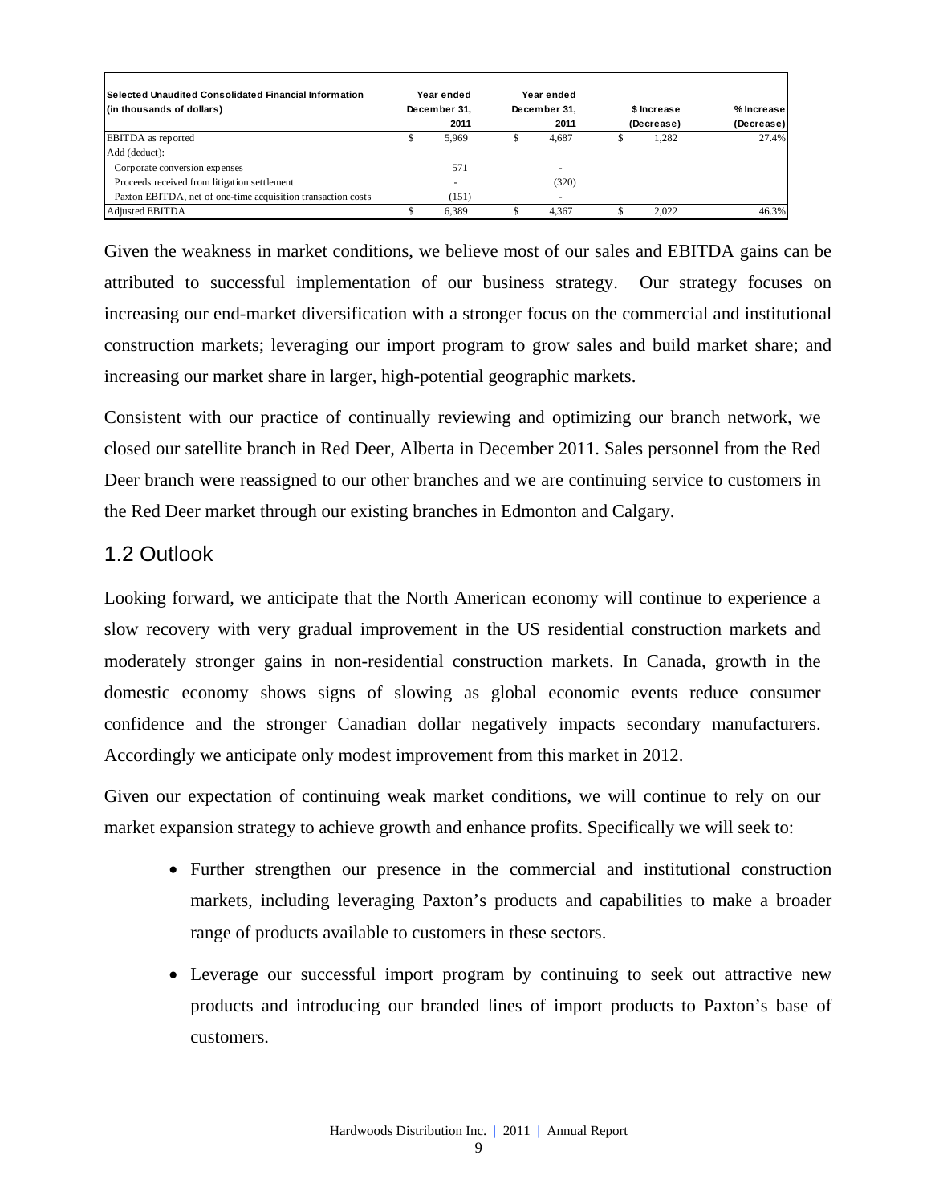| Selected Unaudited Consolidated Financial Information (in thousands of dollars) | Year ended December 31, 2011 | Year ended December 31, 2011 | $ Increase (Decrease) | % Increase (Decrease) |
|---|---|---|---|---|
| EBITDA as reported | $ 5,969 | $ 4,687 | $ 1,282 | 27.4% |
| Add (deduct): | | | | |
| Corporate conversion expenses | 571 | - | | |
| Proceeds received from litigation settlement | - | (320) | | |
| Paxton EBITDA, net of one-time acquisition transaction costs | (151) | - | | |
| Adjusted EBITDA | $ 6,389 | $ 4,367 | $ 2,022 | 46.3% |

Given the weakness in market conditions, we believe most of our sales and EBITDA gains can be attributed to successful implementation of our business strategy. Our strategy focuses on increasing our end-market diversification with a stronger focus on the commercial and institutional construction markets; leveraging our import program to grow sales and build market share; and increasing our market share in larger, high-potential geographic markets.

Consistent with our practice of continually reviewing and optimizing our branch network, we closed our satellite branch in Red Deer, Alberta in December 2011. Sales personnel from the Red Deer branch were reassigned to our other branches and we are continuing service to customers in the Red Deer market through our existing branches in Edmonton and Calgary.

## 1.2 Outlook

Looking forward, we anticipate that the North American economy will continue to experience a slow recovery with very gradual improvement in the US residential construction markets and moderately stronger gains in non-residential construction markets. In Canada, growth in the domestic economy shows signs of slowing as global economic events reduce consumer confidence and the stronger Canadian dollar negatively impacts secondary manufacturers. Accordingly we anticipate only modest improvement from this market in 2012.

Given our expectation of continuing weak market conditions, we will continue to rely on our market expansion strategy to achieve growth and enhance profits. Specifically we will seek to:

- Further strengthen our presence in the commercial and institutional construction markets, including leveraging Paxton's products and capabilities to make a broader range of products available to customers in these sectors.
- Leverage our successful import program by continuing to seek out attractive new products and introducing our branded lines of import products to Paxton's base of customers.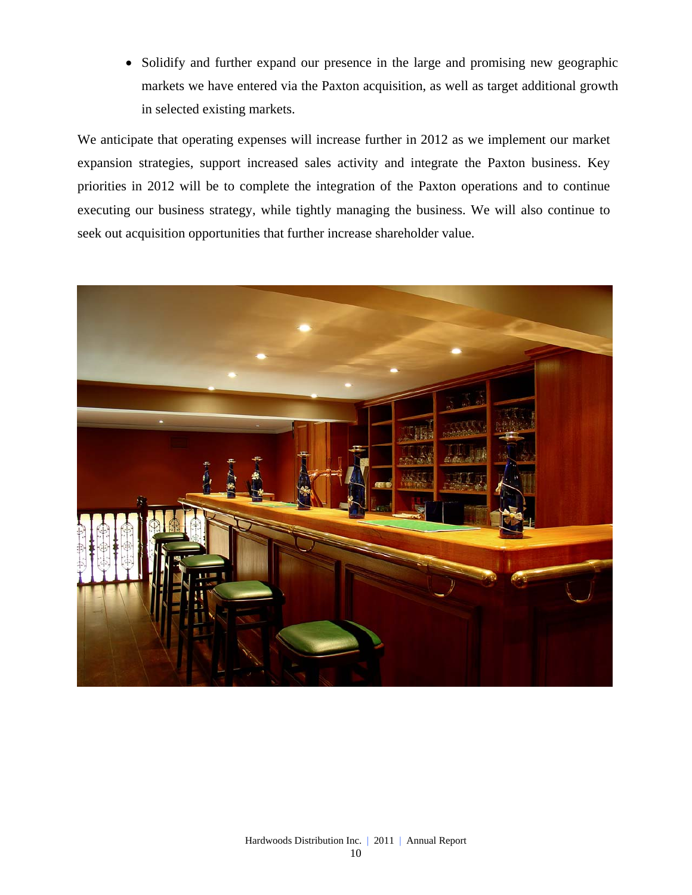- Solidify and further expand our presence in the large and promising new geographic markets we have entered via the Paxton acquisition, as well as target additional growth in selected existing markets.

We anticipate that operating expenses will increase further in 2012 as we implement our market expansion strategies, support increased sales activity and integrate the Paxton business. Key priorities in 2012 will be to complete the integration of the Paxton operations and to continue executing our business strategy, while tightly managing the business. We will also continue to seek out acquisition opportunities that further increase shareholder value.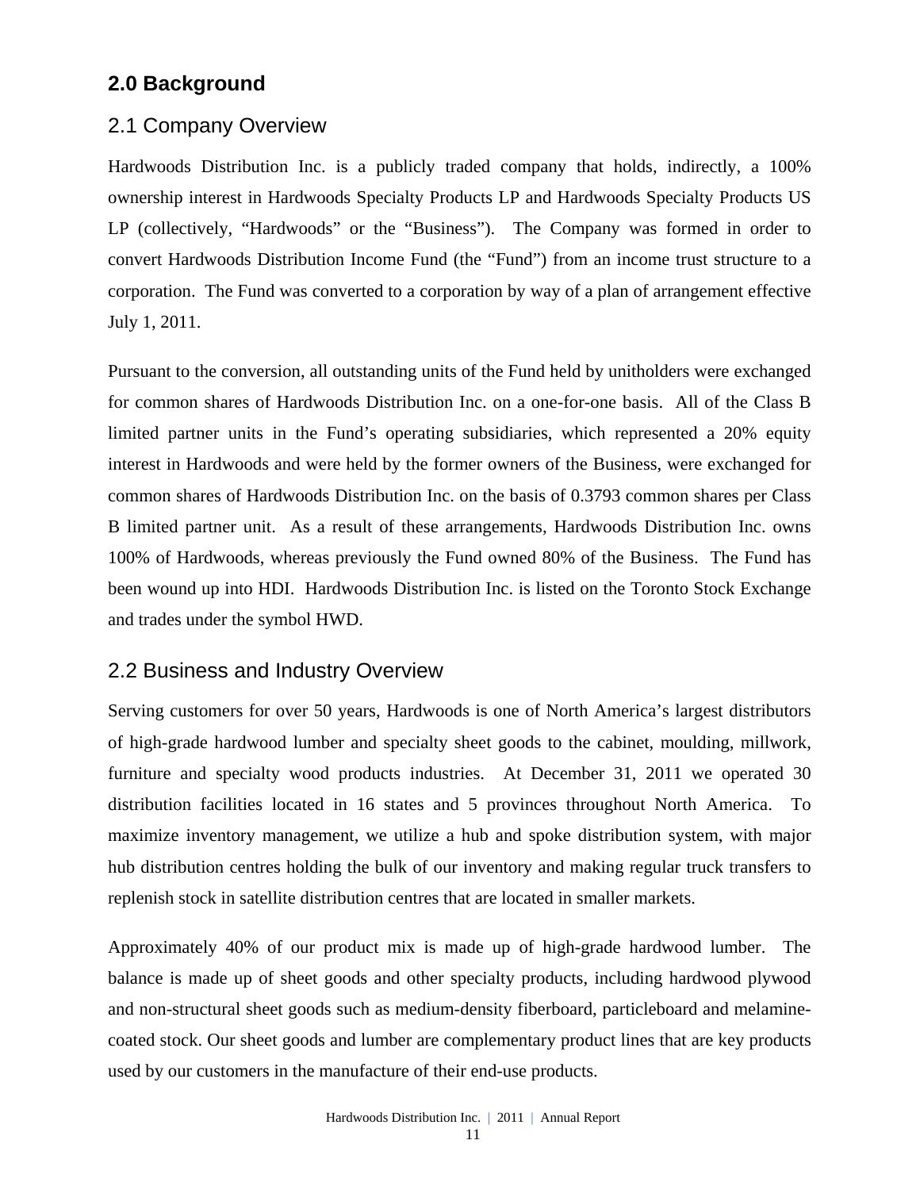## 2.0 Background

### 2.1 Company Overview

Hardwoods Distribution Inc. is a publicly traded company that holds, indirectly, a 100% ownership interest in Hardwoods Specialty Products LP and Hardwoods Specialty Products US LP (collectively, "Hardwoods" or the "Business"). The Company was formed in order to convert Hardwoods Distribution Income Fund (the "Fund") from an income trust structure to a corporation. The Fund was converted to a corporation by way of a plan of arrangement effective July 1, 2011.

Pursuant to the conversion, all outstanding units of the Fund held by unitholders were exchanged for common shares of Hardwoods Distribution Inc. on a one-for-one basis. All of the Class B limited partner units in the Fund's operating subsidiaries, which represented a 20% equity interest in Hardwoods and were held by the former owners of the Business, were exchanged for common shares of Hardwoods Distribution Inc. on the basis of 0.3793 common shares per Class B limited partner unit. As a result of these arrangements, Hardwoods Distribution Inc. owns 100% of Hardwoods, whereas previously the Fund owned 80% of the Business. The Fund has been wound up into HDI. Hardwoods Distribution Inc. is listed on the Toronto Stock Exchange and trades under the symbol HWD.

### 2.2 Business and Industry Overview

Serving customers for over 50 years, Hardwoods is one of North America's largest distributors of high-grade hardwood lumber and specialty sheet goods to the cabinet, moulding, millwork, furniture and specialty wood products industries. At December 31, 2011 we operated 30 distribution facilities located in 16 states and 5 provinces throughout North America. To maximize inventory management, we utilize a hub and spoke distribution system, with major hub distribution centres holding the bulk of our inventory and making regular truck transfers to replenish stock in satellite distribution centres that are located in smaller markets.

Approximately 40% of our product mix is made up of high-grade hardwood lumber. The balance is made up of sheet goods and other specialty products, including hardwood plywood and non-structural sheet goods such as medium-density fiberboard, particleboard and melamine-coated stock. Our sheet goods and lumber are complementary product lines that are key products used by our customers in the manufacture of their end-use products.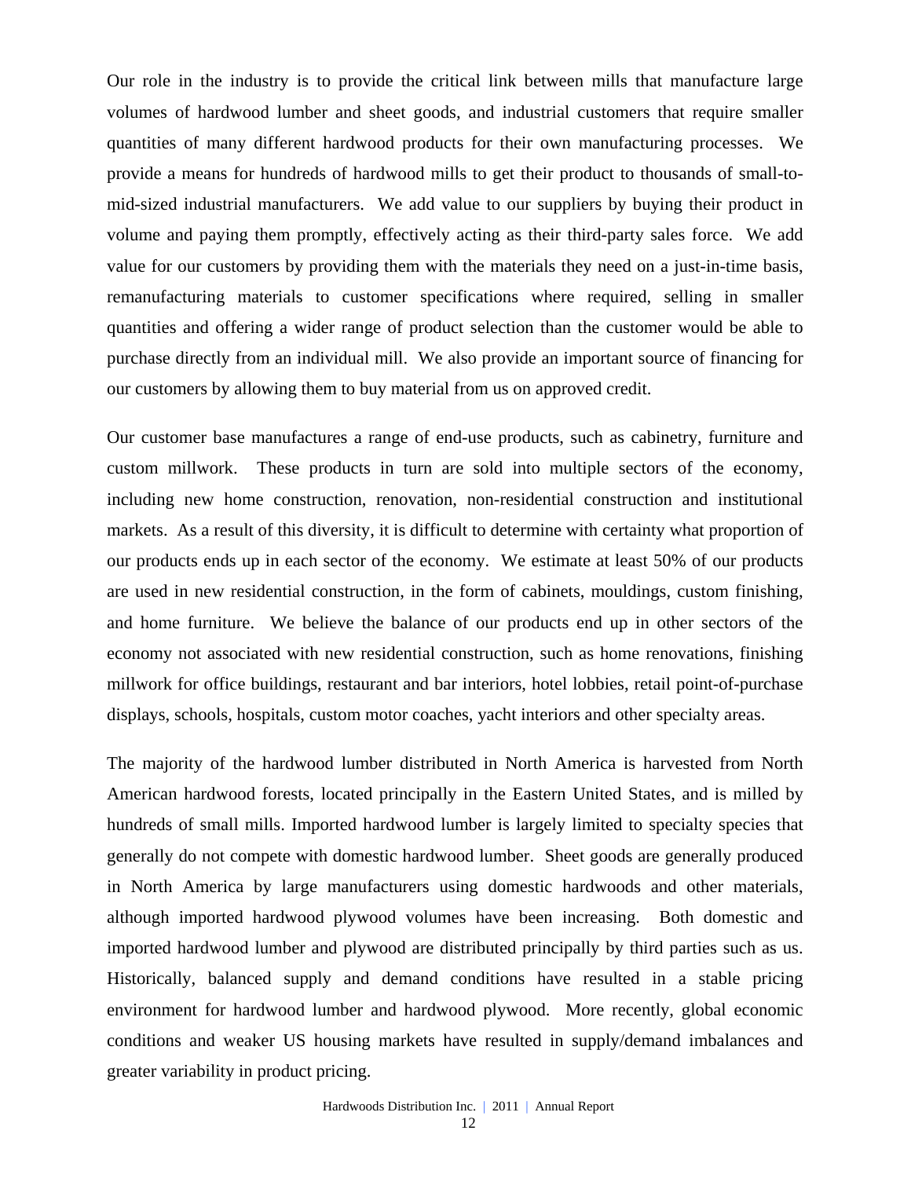Our role in the industry is to provide the critical link between mills that manufacture large volumes of hardwood lumber and sheet goods, and industrial customers that require smaller quantities of many different hardwood products for their own manufacturing processes. We provide a means for hundreds of hardwood mills to get their product to thousands of small-to-mid-sized industrial manufacturers. We add value to our suppliers by buying their product in volume and paying them promptly, effectively acting as their third-party sales force. We add value for our customers by providing them with the materials they need on a just-in-time basis, remanufacturing materials to customer specifications where required, selling in smaller quantities and offering a wider range of product selection than the customer would be able to purchase directly from an individual mill. We also provide an important source of financing for our customers by allowing them to buy material from us on approved credit.

Our customer base manufactures a range of end-use products, such as cabinetry, furniture and custom millwork. These products in turn are sold into multiple sectors of the economy, including new home construction, renovation, non-residential construction and institutional markets. As a result of this diversity, it is difficult to determine with certainty what proportion of our products ends up in each sector of the economy. We estimate at least 50% of our products are used in new residential construction, in the form of cabinets, mouldings, custom finishing, and home furniture. We believe the balance of our products end up in other sectors of the economy not associated with new residential construction, such as home renovations, finishing millwork for office buildings, restaurant and bar interiors, hotel lobbies, retail point-of-purchase displays, schools, hospitals, custom motor coaches, yacht interiors and other specialty areas.

The majority of the hardwood lumber distributed in North America is harvested from North American hardwood forests, located principally in the Eastern United States, and is milled by hundreds of small mills. Imported hardwood lumber is largely limited to specialty species that generally do not compete with domestic hardwood lumber. Sheet goods are generally produced in North America by large manufacturers using domestic hardwoods and other materials, although imported hardwood plywood volumes have been increasing. Both domestic and imported hardwood lumber and plywood are distributed principally by third parties such as us. Historically, balanced supply and demand conditions have resulted in a stable pricing environment for hardwood lumber and hardwood plywood. More recently, global economic conditions and weaker US housing markets have resulted in supply/demand imbalances and greater variability in product pricing.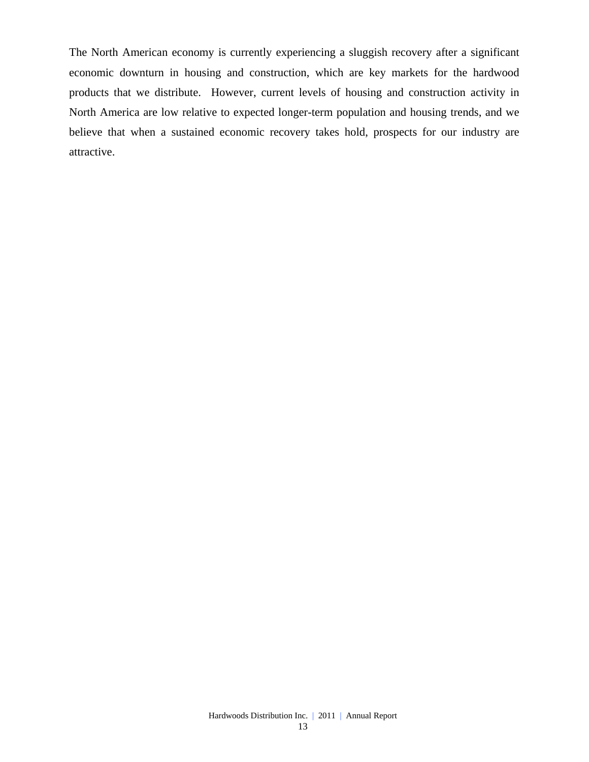The North American economy is currently experiencing a sluggish recovery after a significant economic downturn in housing and construction, which are key markets for the hardwood products that we distribute. However, current levels of housing and construction activity in North America are low relative to expected longer-term population and housing trends, and we believe that when a sustained economic recovery takes hold, prospects for our industry are attractive.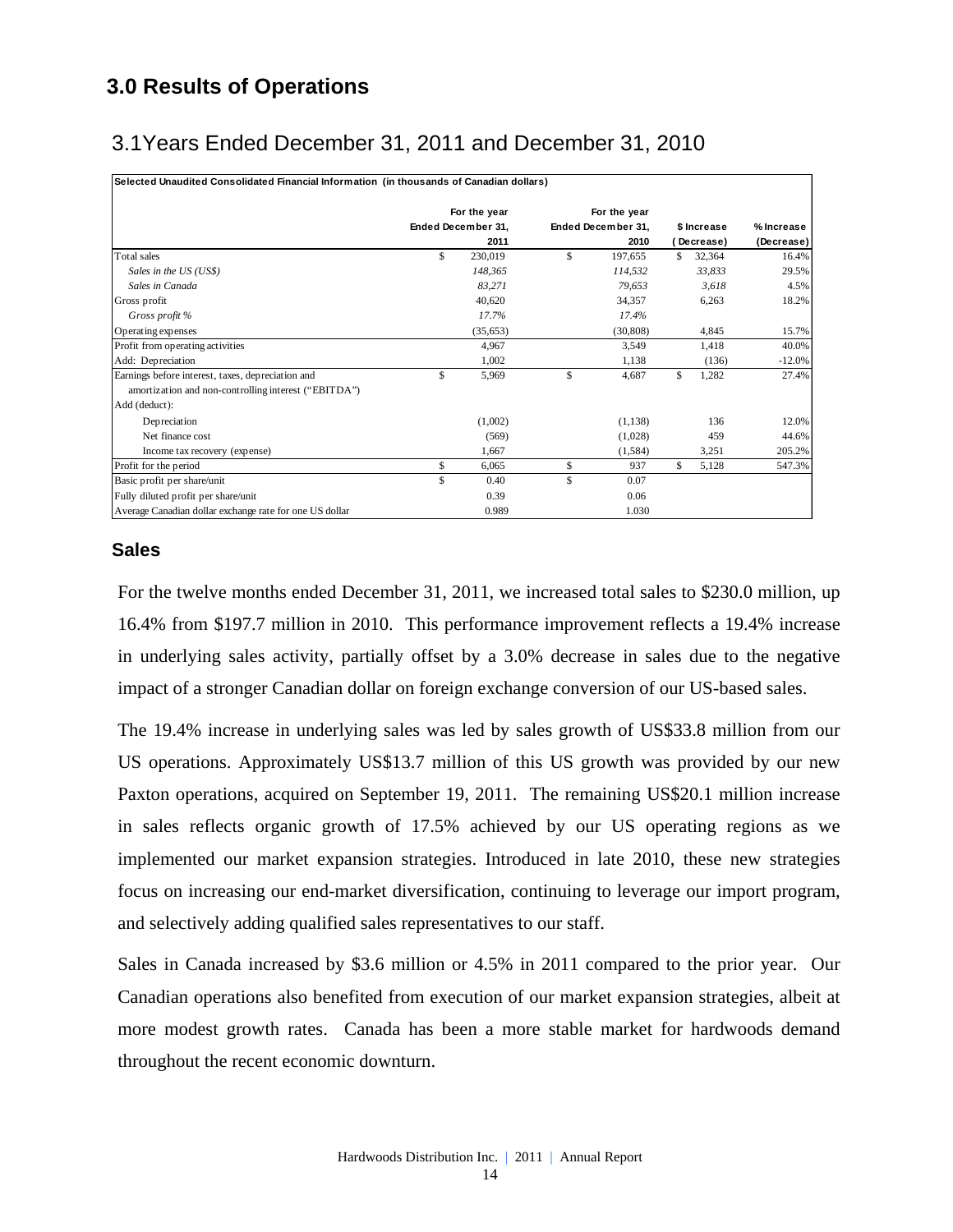## 3.0 Results of Operations

### 3.1Years Ended December 31, 2011 and December 31, 2010

| Selected Unaudited Consolidated Financial Information (in thousands of Canadian dollars) | For the year Ended December 31, 2011 | For the year Ended December 31, 2010 | $ Increase (Decrease) | % Increase (Decrease) |
|---|---|---|---|---|
| Total sales | $ 230,019 | $ 197,655 | $ 32,364 | 16.4% |
| *Sales in the US (US$)* | *148,365* | *114,532* | *33,833* | 29.5% |
| *Sales in Canada* | *83,271* | *79,653* | *3,618* | 4.5% |
| Gross profit | 40,620 | 34,357 | 6,263 | 18.2% |
| *Gross profit %* | *17.7%* | *17.4%* | | |
| Operating expenses | (35,653) | (30,808) | 4,845 | 15.7% |
| Profit from operating activities | 4,967 | 3,549 | 1,418 | 40.0% |
| Add: Depreciation | 1,002 | 1,138 | (136) | -12.0% |
| Earnings before interest, taxes, depreciation and amortization and non-controlling interest ("EBITDA") | $ 5,969 | $ 4,687 | $ 1,282 | 27.4% |
| Add (deduct): | | | | |
| Depreciation | (1,002) | (1,138) | 136 | 12.0% |
| Net finance cost | (569) | (1,028) | 459 | 44.6% |
| Income tax recovery (expense) | 1,667 | (1,584) | 3,251 | 205.2% |
| Profit for the period | $ 6,065 | $ 937 | $ 5,128 | 547.3% |
| Basic profit per share/unit | $ 0.40 | $ 0.07 | | |
| Fully diluted profit per share/unit | 0.39 | 0.06 | | |
| Average Canadian dollar exchange rate for one US dollar | 0.989 | 1.030 | | |

### Sales

For the twelve months ended December 31, 2011, we increased total sales to $230.0 million, up 16.4% from $197.7 million in 2010. This performance improvement reflects a 19.4% increase in underlying sales activity, partially offset by a 3.0% decrease in sales due to the negative impact of a stronger Canadian dollar on foreign exchange conversion of our US-based sales.

The 19.4% increase in underlying sales was led by sales growth of US$33.8 million from our US operations. Approximately US$13.7 million of this US growth was provided by our new Paxton operations, acquired on September 19, 2011. The remaining US$20.1 million increase in sales reflects organic growth of 17.5% achieved by our US operating regions as we implemented our market expansion strategies. Introduced in late 2010, these new strategies focus on increasing our end-market diversification, continuing to leverage our import program, and selectively adding qualified sales representatives to our staff.

Sales in Canada increased by $3.6 million or 4.5% in 2011 compared to the prior year. Our Canadian operations also benefited from execution of our market expansion strategies, albeit at more modest growth rates. Canada has been a more stable market for hardwoods demand throughout the recent economic downturn.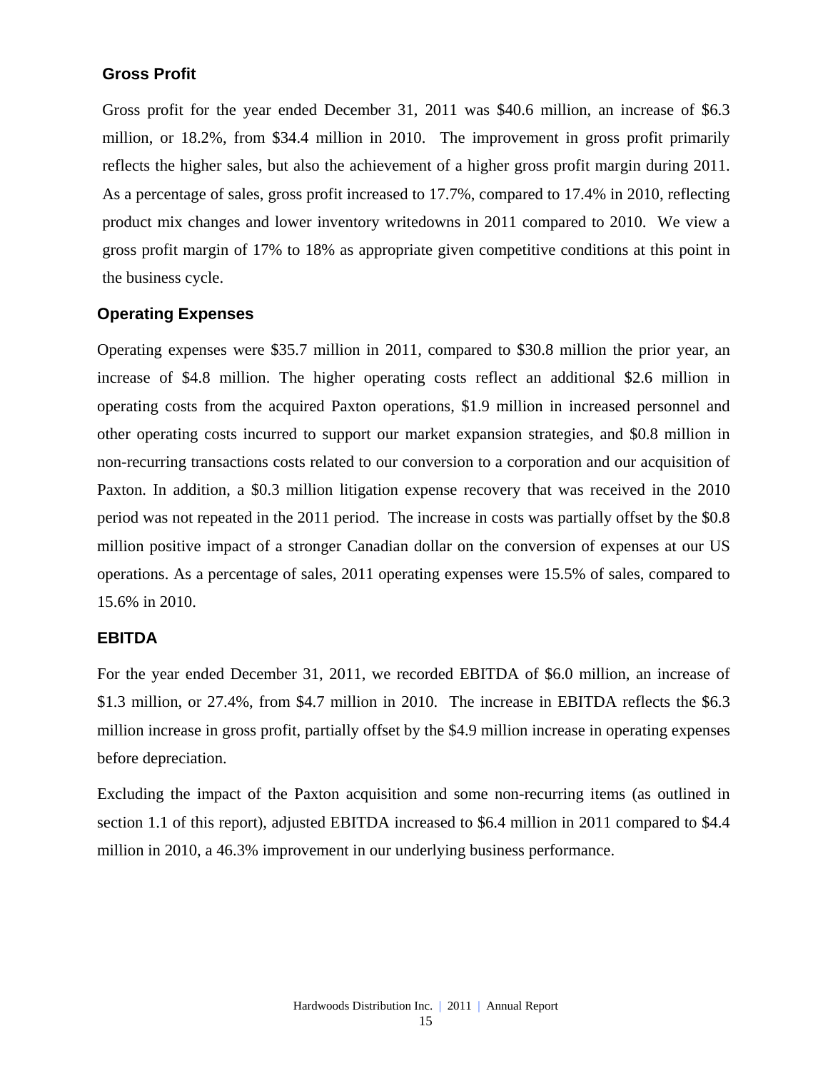## Gross Profit

Gross profit for the year ended December 31, 2011 was $40.6 million, an increase of $6.3 million, or 18.2%, from $34.4 million in 2010. The improvement in gross profit primarily reflects the higher sales, but also the achievement of a higher gross profit margin during 2011. As a percentage of sales, gross profit increased to 17.7%, compared to 17.4% in 2010, reflecting product mix changes and lower inventory writedowns in 2011 compared to 2010. We view a gross profit margin of 17% to 18% as appropriate given competitive conditions at this point in the business cycle.

## Operating Expenses

Operating expenses were $35.7 million in 2011, compared to $30.8 million the prior year, an increase of $4.8 million. The higher operating costs reflect an additional $2.6 million in operating costs from the acquired Paxton operations, $1.9 million in increased personnel and other operating costs incurred to support our market expansion strategies, and $0.8 million in non-recurring transactions costs related to our conversion to a corporation and our acquisition of Paxton. In addition, a $0.3 million litigation expense recovery that was received in the 2010 period was not repeated in the 2011 period. The increase in costs was partially offset by the $0.8 million positive impact of a stronger Canadian dollar on the conversion of expenses at our US operations. As a percentage of sales, 2011 operating expenses were 15.5% of sales, compared to 15.6% in 2010.

## EBITDA

For the year ended December 31, 2011, we recorded EBITDA of $6.0 million, an increase of $1.3 million, or 27.4%, from $4.7 million in 2010. The increase in EBITDA reflects the $6.3 million increase in gross profit, partially offset by the $4.9 million increase in operating expenses before depreciation.

Excluding the impact of the Paxton acquisition and some non-recurring items (as outlined in section 1.1 of this report), adjusted EBITDA increased to $6.4 million in 2011 compared to $4.4 million in 2010, a 46.3% improvement in our underlying business performance.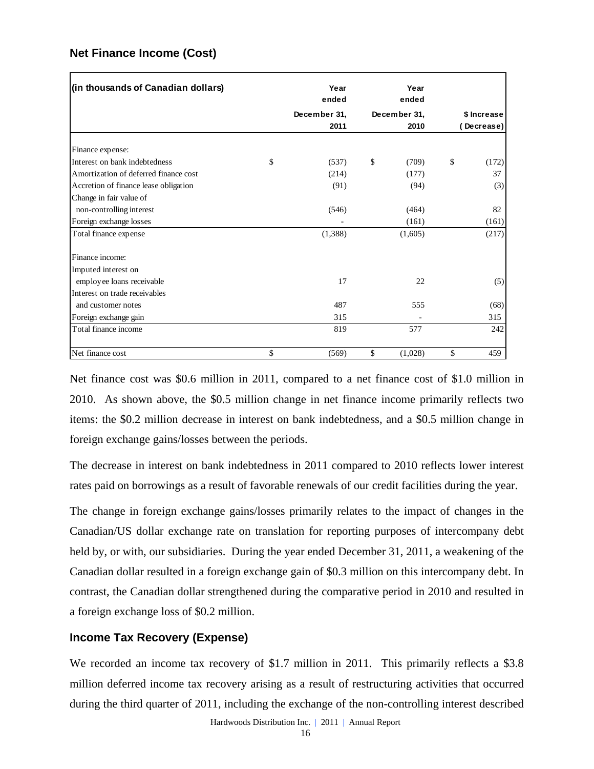## Net Finance Income (Cost)

| (in thousands of Canadian dollars) | Year ended December 31, 2011 | Year ended December 31, 2010 | $ Increase (Decrease) |
|---|---|---|---|
| Finance expense: | | | |
| Interest on bank indebtedness | $ (537) | $ (709) | $ (172) |
| Amortization of deferred finance cost | (214) | (177) | 37 |
| Accretion of finance lease obligation | (91) | (94) | (3) |
| Change in fair value of non-controlling interest | (546) | (464) | 82 |
| Foreign exchange losses | - | (161) | (161) |
| Total finance expense | (1,388) | (1,605) | (217) |
| Finance income: | | | |
| Imputed interest on employee loans receivable | 17 | 22 | (5) |
| Interest on trade receivables and customer notes | 487 | 555 | (68) |
| Foreign exchange gain | 315 | - | 315 |
| Total finance income | 819 | 577 | 242 |
| Net finance cost | $ (569) | $ (1,028) | $ 459 |

Net finance cost was \$0.6 million in 2011, compared to a net finance cost of \$1.0 million in 2010. As shown above, the \$0.5 million change in net finance income primarily reflects two items: the \$0.2 million decrease in interest on bank indebtedness, and a \$0.5 million change in foreign exchange gains/losses between the periods.

The decrease in interest on bank indebtedness in 2011 compared to 2010 reflects lower interest rates paid on borrowings as a result of favorable renewals of our credit facilities during the year.

The change in foreign exchange gains/losses primarily relates to the impact of changes in the Canadian/US dollar exchange rate on translation for reporting purposes of intercompany debt held by, or with, our subsidiaries. During the year ended December 31, 2011, a weakening of the Canadian dollar resulted in a foreign exchange gain of \$0.3 million on this intercompany debt. In contrast, the Canadian dollar strengthened during the comparative period in 2010 and resulted in a foreign exchange loss of \$0.2 million.

## Income Tax Recovery (Expense)

We recorded an income tax recovery of \$1.7 million in 2011. This primarily reflects a \$3.8 million deferred income tax recovery arising as a result of restructuring activities that occurred during the third quarter of 2011, including the exchange of the non-controlling interest described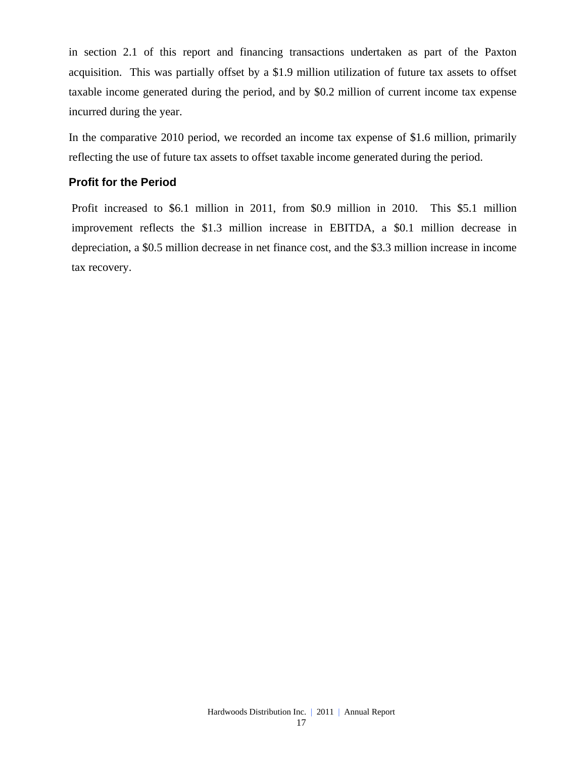in section 2.1 of this report and financing transactions undertaken as part of the Paxton acquisition. This was partially offset by a $1.9 million utilization of future tax assets to offset taxable income generated during the period, and by $0.2 million of current income tax expense incurred during the year.

In the comparative 2010 period, we recorded an income tax expense of $1.6 million, primarily reflecting the use of future tax assets to offset taxable income generated during the period.

### Profit for the Period

Profit increased to $6.1 million in 2011, from $0.9 million in 2010. This $5.1 million improvement reflects the $1.3 million increase in EBITDA, a $0.1 million decrease in depreciation, a $0.5 million decrease in net finance cost, and the $3.3 million increase in income tax recovery.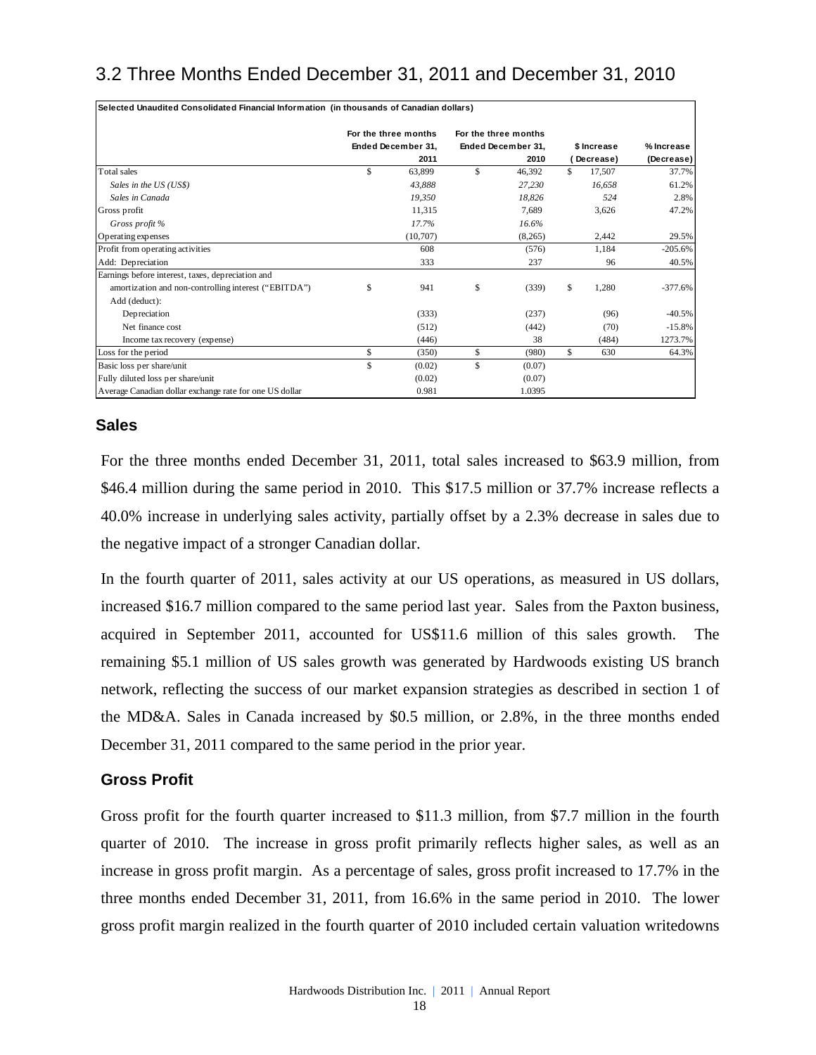## 3.2 Three Months Ended December 31, 2011 and December 31, 2010

| Selected Unaudited Consolidated Financial Information (in thousands of Canadian dollars) | For the three months Ended December 31, 2011 | For the three months Ended December 31, 2010 | $ Increase (Decrease) | % Increase (Decrease) |
|---|---|---|---|---|
| Total sales | $ 63,899 | $ 46,392 | $ 17,507 | 37.7% |
| *Sales in the US (US$)* | *43,888* | *27,230* | *16,658* | 61.2% |
| *Sales in Canada* | *19,350* | *18,826* | *524* | 2.8% |
| Gross profit | 11,315 | 7,689 | 3,626 | 47.2% |
| *Gross profit %* | *17.7%* | *16.6%* | | |
| Operating expenses | (10,707) | (8,265) | 2,442 | 29.5% |
| Profit from operating activities | 608 | (576) | 1,184 | -205.6% |
| Add: Depreciation | 333 | 237 | 96 | 40.5% |
| Earnings before interest, taxes, depreciation and amortization and non-controlling interest ("EBITDA") | $ 941 | $ (339) | $ 1,280 | -377.6% |
| Add (deduct): | | | | |
| Depreciation | (333) | (237) | (96) | -40.5% |
| Net finance cost | (512) | (442) | (70) | -15.8% |
| Income tax recovery (expense) | (446) | 38 | (484) | 1273.7% |
| Loss for the period | $ (350) | $ (980) | $ 630 | 64.3% |
| Basic loss per share/unit | $ (0.02) | $ (0.07) | | |
| Fully diluted loss per share/unit | (0.02) | (0.07) | | |
| Average Canadian dollar exchange rate for one US dollar | 0.981 | 1.0395 | | |

### Sales

For the three months ended December 31, 2011, total sales increased to $63.9 million, from $46.4 million during the same period in 2010. This $17.5 million or 37.7% increase reflects a 40.0% increase in underlying sales activity, partially offset by a 2.3% decrease in sales due to the negative impact of a stronger Canadian dollar.

In the fourth quarter of 2011, sales activity at our US operations, as measured in US dollars, increased $16.7 million compared to the same period last year. Sales from the Paxton business, acquired in September 2011, accounted for US$11.6 million of this sales growth. The remaining $5.1 million of US sales growth was generated by Hardwoods existing US branch network, reflecting the success of our market expansion strategies as described in section 1 of the MD&A. Sales in Canada increased by $0.5 million, or 2.8%, in the three months ended December 31, 2011 compared to the same period in the prior year.

### Gross Profit

Gross profit for the fourth quarter increased to $11.3 million, from $7.7 million in the fourth quarter of 2010. The increase in gross profit primarily reflects higher sales, as well as an increase in gross profit margin. As a percentage of sales, gross profit increased to 17.7% in the three months ended December 31, 2011, from 16.6% in the same period in 2010. The lower gross profit margin realized in the fourth quarter of 2010 included certain valuation writedowns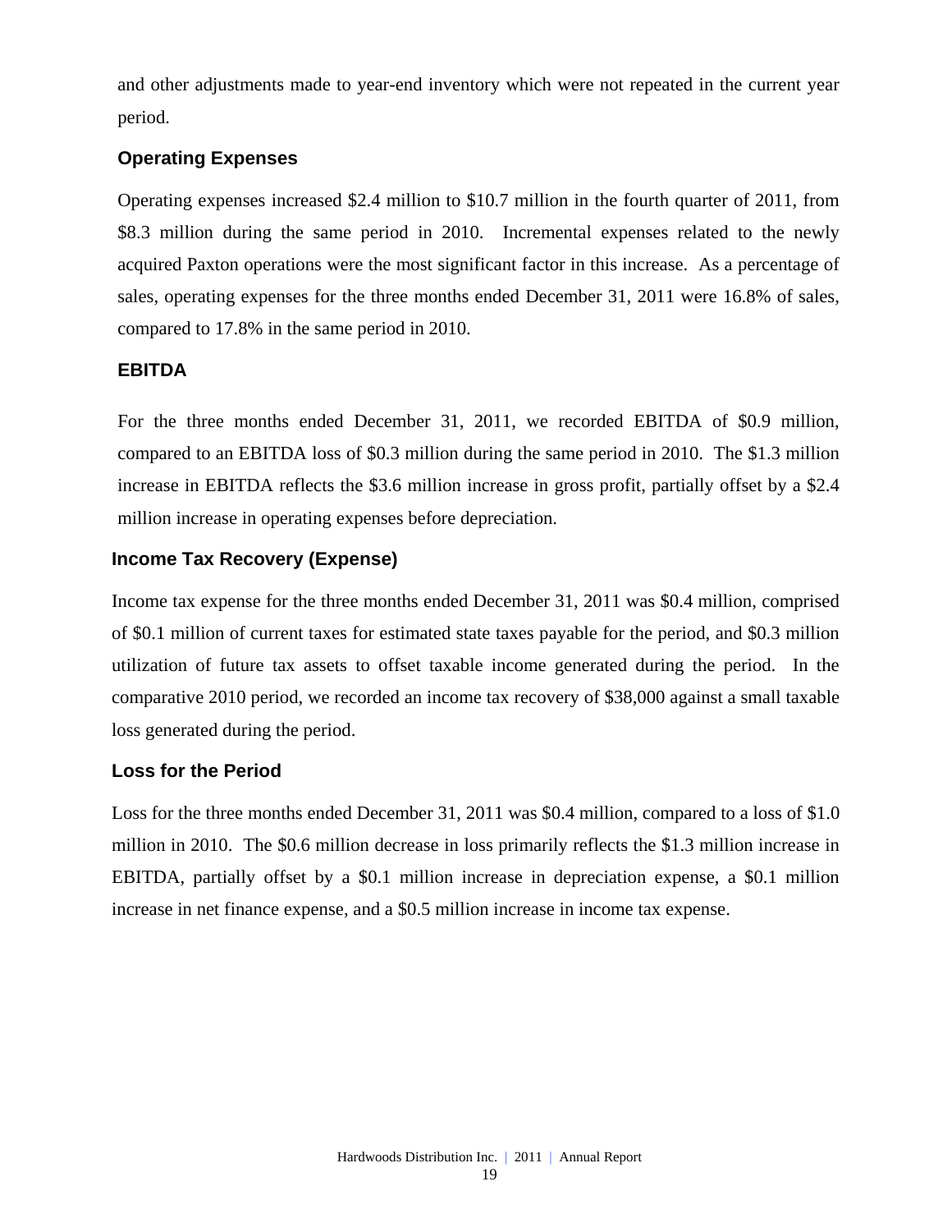and other adjustments made to year-end inventory which were not repeated in the current year period.

### Operating Expenses

Operating expenses increased $2.4 million to $10.7 million in the fourth quarter of 2011, from $8.3 million during the same period in 2010. Incremental expenses related to the newly acquired Paxton operations were the most significant factor in this increase. As a percentage of sales, operating expenses for the three months ended December 31, 2011 were 16.8% of sales, compared to 17.8% in the same period in 2010.

### EBITDA

For the three months ended December 31, 2011, we recorded EBITDA of $0.9 million, compared to an EBITDA loss of $0.3 million during the same period in 2010. The $1.3 million increase in EBITDA reflects the $3.6 million increase in gross profit, partially offset by a $2.4 million increase in operating expenses before depreciation.

### Income Tax Recovery (Expense)

Income tax expense for the three months ended December 31, 2011 was $0.4 million, comprised of $0.1 million of current taxes for estimated state taxes payable for the period, and $0.3 million utilization of future tax assets to offset taxable income generated during the period. In the comparative 2010 period, we recorded an income tax recovery of $38,000 against a small taxable loss generated during the period.

### Loss for the Period

Loss for the three months ended December 31, 2011 was $0.4 million, compared to a loss of $1.0 million in 2010. The $0.6 million decrease in loss primarily reflects the $1.3 million increase in EBITDA, partially offset by a $0.1 million increase in depreciation expense, a $0.1 million increase in net finance expense, and a $0.5 million increase in income tax expense.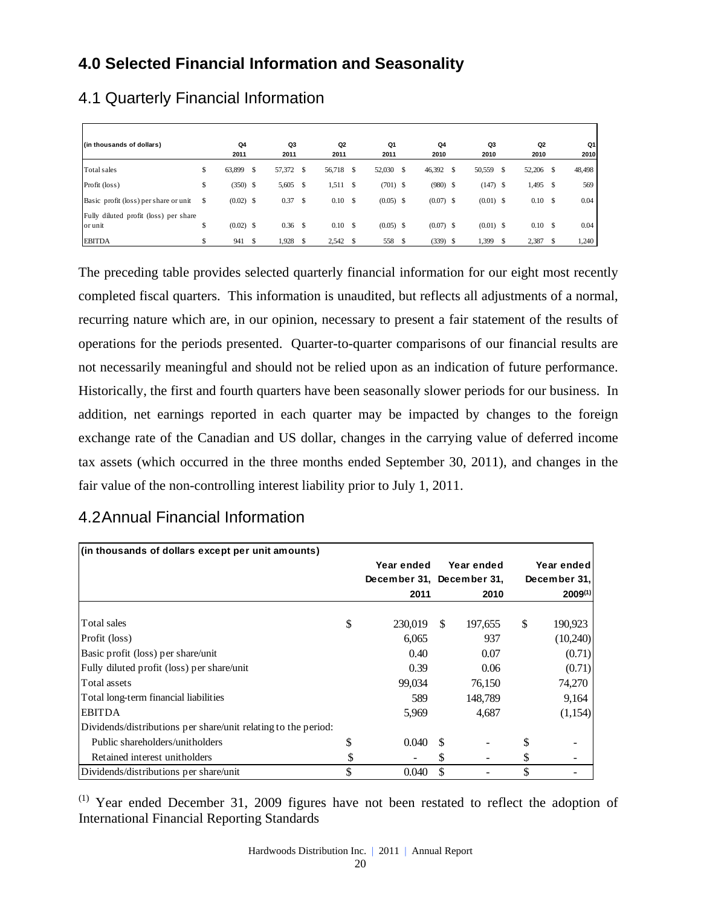## 4.0 Selected Financial Information and Seasonality

### 4.1 Quarterly Financial Information

| (in thousands of dollars) | Q4 2011 | Q3 2011 | Q2 2011 | Q1 2011 | Q4 2010 | Q3 2010 | Q2 2010 | Q1 2010 |
|---|---|---|---|---|---|---|---|---|
| Total sales | $ 63,899 | $ 57,372 | $ 56,718 | $ 52,030 | $ 46,392 | $ 50,559 | $ 52,206 | $ 48,498 |
| Profit (loss) | $ (350) | $ 5,605 | $ 1,511 | $ (701) | $ (980) | $ (147) | $ 1,495 | $ 569 |
| Basic profit (loss) per share or unit | $ (0.02) | $ 0.37 | $ 0.10 | $ (0.05) | $ (0.07) | $ (0.01) | $ 0.10 | $ 0.04 |
| Fully diluted profit (loss) per share or unit | $ (0.02) | $ 0.36 | $ 0.10 | $ (0.05) | $ (0.07) | $ (0.01) | $ 0.10 | $ 0.04 |
| EBITDA | $ 941 | $ 1,928 | $ 2,542 | $ 558 | $ (339) | $ 1,399 | $ 2,387 | $ 1,240 |

The preceding table provides selected quarterly financial information for our eight most recently completed fiscal quarters. This information is unaudited, but reflects all adjustments of a normal, recurring nature which are, in our opinion, necessary to present a fair statement of the results of operations for the periods presented. Quarter-to-quarter comparisons of our financial results are not necessarily meaningful and should not be relied upon as an indication of future performance. Historically, the first and fourth quarters have been seasonally slower periods for our business. In addition, net earnings reported in each quarter may be impacted by changes to the foreign exchange rate of the Canadian and US dollar, changes in the carrying value of deferred income tax assets (which occurred in the three months ended September 30, 2011), and changes in the fair value of the non-controlling interest liability prior to July 1, 2011.

### 4.2 Annual Financial Information

| (in thousands of dollars except per unit amounts) | Year ended December 31, 2011 | Year ended December 31, 2010 | Year ended December 31, 2009[(1)] |
|---|---|---|---|
| Total sales | $ 230,019 | $ 197,655 | $ 190,923 |
| Profit (loss) | 6,065 | 937 | (10,240) |
| Basic profit (loss) per share/unit | 0.40 | 0.07 | (0.71) |
| Fully diluted profit (loss) per share/unit | 0.39 | 0.06 | (0.71) |
| Total assets | 99,034 | 76,150 | 74,270 |
| Total long-term financial liabilities | 589 | 148,789 | 9,164 |
| EBITDA | 5,969 | 4,687 | (1,154) |
| Dividends/distributions per share/unit relating to the period: | | | |
| Public shareholders/unitholders | $ 0.040 | $ - | $ - |
| Retained interest unitholders | $ - | $ - | $ - |
| Dividends/distributions per share/unit | $ 0.040 | $ - | $ - |

[(1)] Year ended December 31, 2009 figures have not been restated to reflect the adoption of International Financial Reporting Standards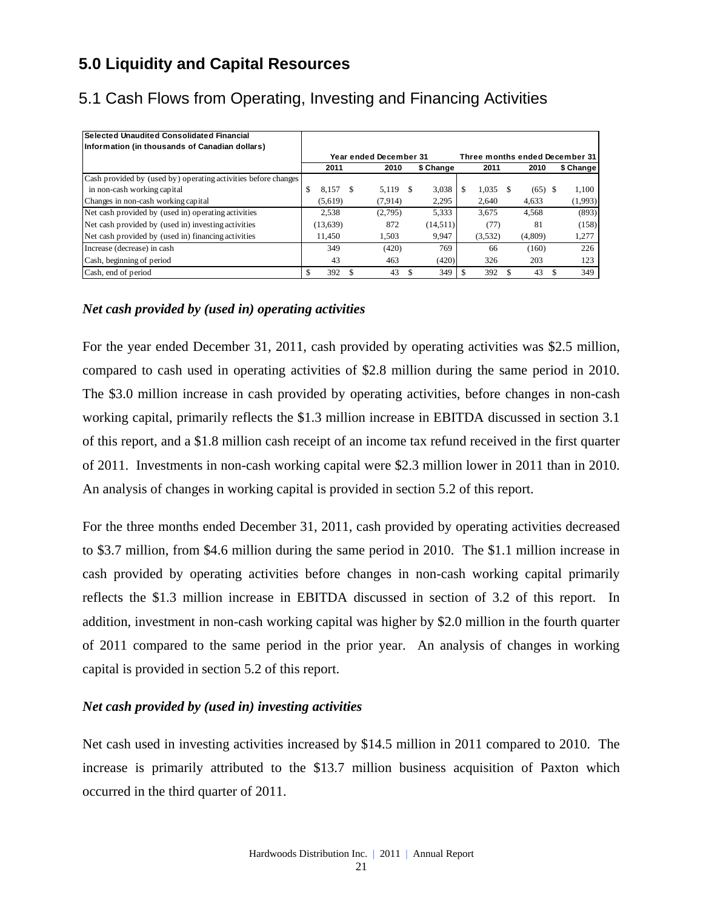## 5.0 Liquidity and Capital Resources

### 5.1 Cash Flows from Operating, Investing and Financing Activities

| Selected Unaudited Consolidated Financial Information (in thousands of Canadian dollars) | Year ended December 31 | | | Three months ended December 31 | | |
|---|---|---|---|---|---|---|
| | 2011 | 2010 | $ Change | 2011 | 2010 | $ Change |
| Cash provided by (used by) operating activities before changes in non-cash working capital | $ 8,157 | $ 5,119 | $ 3,038 | $ 1,035 | $ (65) | $ 1,100 |
| Changes in non-cash working capital | (5,619) | (7,914) | 2,295 | 2,640 | 4,633 | (1,993) |
| Net cash provided by (used in) operating activities | 2,538 | (2,795) | 5,333 | 3,675 | 4,568 | (893) |
| Net cash provided by (used in) investing activities | (13,639) | 872 | (14,511) | (77) | 81 | (158) |
| Net cash provided by (used in) financing activities | 11,450 | 1,503 | 9,947 | (3,532) | (4,809) | 1,277 |
| Increase (decrease) in cash | 349 | (420) | 769 | 66 | (160) | 226 |
| Cash, beginning of period | 43 | 463 | (420) | 326 | 203 | 123 |
| Cash, end of period | $ 392 | $ 43 | $ 349 | $ 392 | $ 43 | $ 349 |

***Net cash provided by (used in) operating activities***

For the year ended December 31, 2011, cash provided by operating activities was $2.5 million, compared to cash used in operating activities of $2.8 million during the same period in 2010. The $3.0 million increase in cash provided by operating activities, before changes in non-cash working capital, primarily reflects the $1.3 million increase in EBITDA discussed in section 3.1 of this report, and a $1.8 million cash receipt of an income tax refund received in the first quarter of 2011. Investments in non-cash working capital were $2.3 million lower in 2011 than in 2010. An analysis of changes in working capital is provided in section 5.2 of this report.

For the three months ended December 31, 2011, cash provided by operating activities decreased to $3.7 million, from $4.6 million during the same period in 2010. The $1.1 million increase in cash provided by operating activities before changes in non-cash working capital primarily reflects the $1.3 million increase in EBITDA discussed in section of 3.2 of this report. In addition, investment in non-cash working capital was higher by $2.0 million in the fourth quarter of 2011 compared to the same period in the prior year. An analysis of changes in working capital is provided in section 5.2 of this report.

***Net cash provided by (used in) investing activities***

Net cash used in investing activities increased by $14.5 million in 2011 compared to 2010. The increase is primarily attributed to the $13.7 million business acquisition of Paxton which occurred in the third quarter of 2011.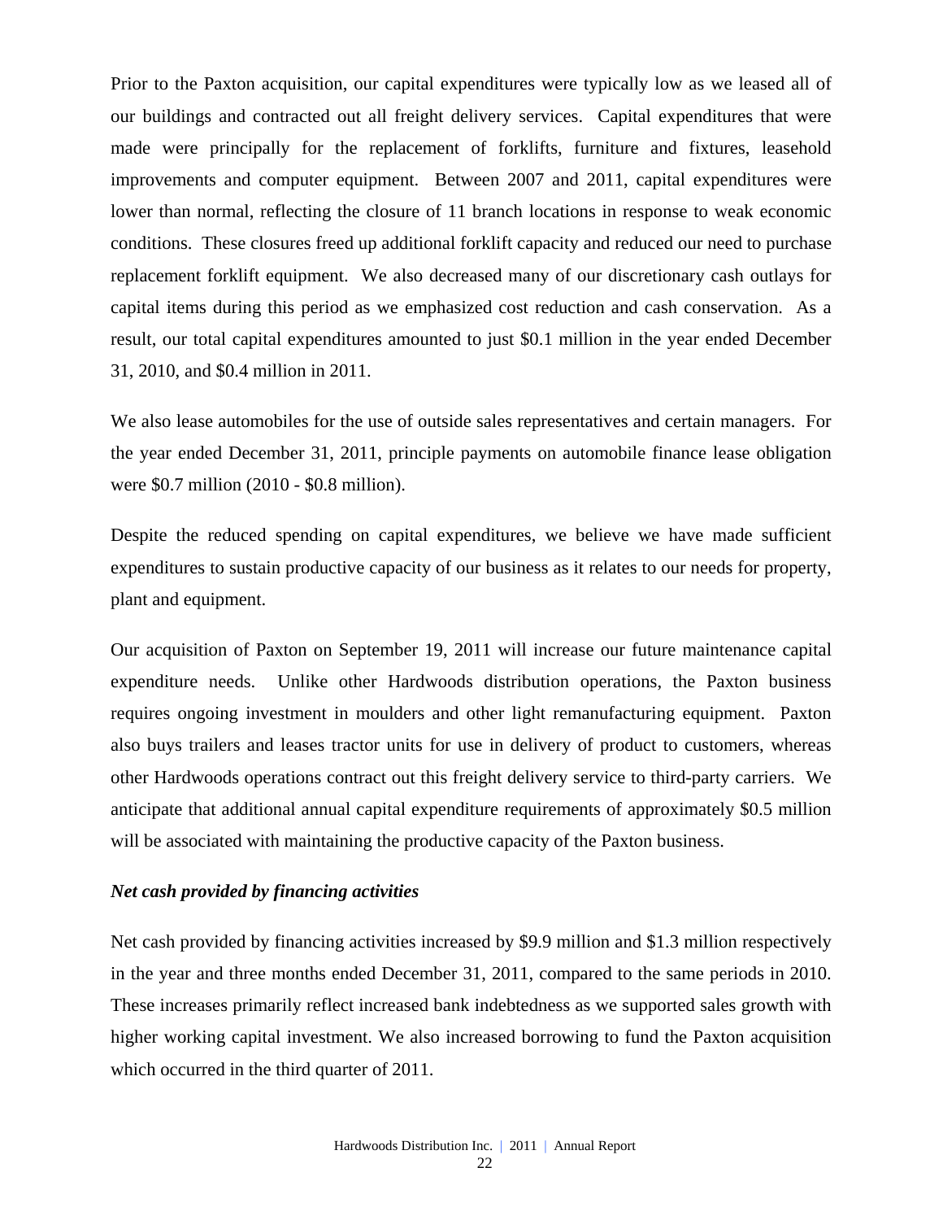Prior to the Paxton acquisition, our capital expenditures were typically low as we leased all of our buildings and contracted out all freight delivery services. Capital expenditures that were made were principally for the replacement of forklifts, furniture and fixtures, leasehold improvements and computer equipment. Between 2007 and 2011, capital expenditures were lower than normal, reflecting the closure of 11 branch locations in response to weak economic conditions. These closures freed up additional forklift capacity and reduced our need to purchase replacement forklift equipment. We also decreased many of our discretionary cash outlays for capital items during this period as we emphasized cost reduction and cash conservation. As a result, our total capital expenditures amounted to just $0.1 million in the year ended December 31, 2010, and $0.4 million in 2011.

We also lease automobiles for the use of outside sales representatives and certain managers. For the year ended December 31, 2011, principle payments on automobile finance lease obligation were $0.7 million (2010 - $0.8 million).

Despite the reduced spending on capital expenditures, we believe we have made sufficient expenditures to sustain productive capacity of our business as it relates to our needs for property, plant and equipment.

Our acquisition of Paxton on September 19, 2011 will increase our future maintenance capital expenditure needs. Unlike other Hardwoods distribution operations, the Paxton business requires ongoing investment in moulders and other light remanufacturing equipment. Paxton also buys trailers and leases tractor units for use in delivery of product to customers, whereas other Hardwoods operations contract out this freight delivery service to third-party carriers. We anticipate that additional annual capital expenditure requirements of approximately $0.5 million will be associated with maintaining the productive capacity of the Paxton business.

***Net cash provided by financing activities***

Net cash provided by financing activities increased by $9.9 million and $1.3 million respectively in the year and three months ended December 31, 2011, compared to the same periods in 2010. These increases primarily reflect increased bank indebtedness as we supported sales growth with higher working capital investment. We also increased borrowing to fund the Paxton acquisition which occurred in the third quarter of 2011.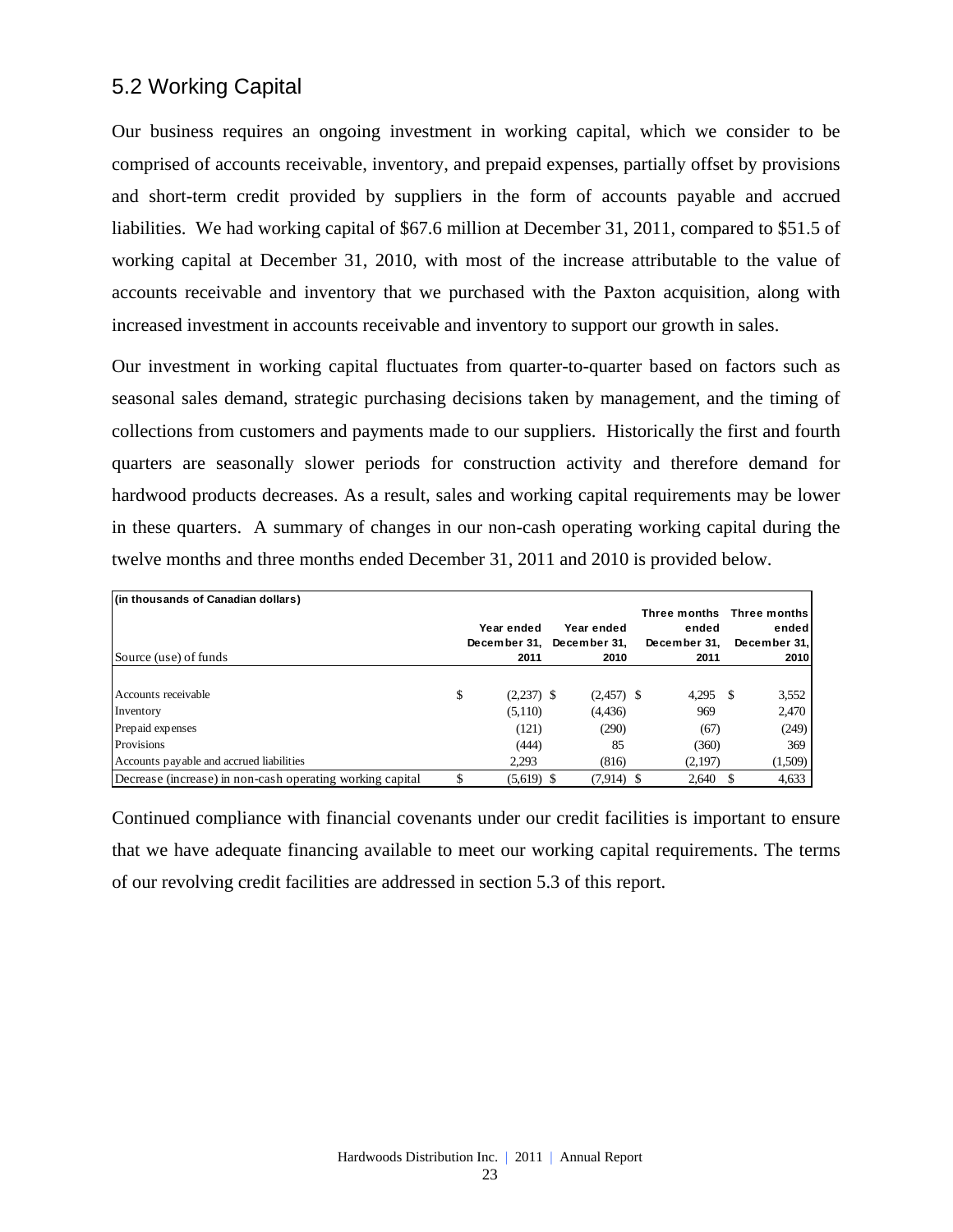## 5.2 Working Capital

Our business requires an ongoing investment in working capital, which we consider to be comprised of accounts receivable, inventory, and prepaid expenses, partially offset by provisions and short-term credit provided by suppliers in the form of accounts payable and accrued liabilities. We had working capital of $67.6 million at December 31, 2011, compared to $51.5 of working capital at December 31, 2010, with most of the increase attributable to the value of accounts receivable and inventory that we purchased with the Paxton acquisition, along with increased investment in accounts receivable and inventory to support our growth in sales.

Our investment in working capital fluctuates from quarter-to-quarter based on factors such as seasonal sales demand, strategic purchasing decisions taken by management, and the timing of collections from customers and payments made to our suppliers. Historically the first and fourth quarters are seasonally slower periods for construction activity and therefore demand for hardwood products decreases. As a result, sales and working capital requirements may be lower in these quarters. A summary of changes in our non-cash operating working capital during the twelve months and three months ended December 31, 2011 and 2010 is provided below.

| (in thousands of Canadian dollars) | | | | |
|---|---|---|---|---|
| Source (use) of funds | Year ended December 31, 2011 | Year ended December 31, 2010 | Three months ended December 31, 2011 | Three months ended December 31, 2010 |
| Accounts receivable | $ (2,237) | $ (2,457) | $ 4,295 | $ 3,552 |
| Inventory | (5,110) | (4,436) | 969 | 2,470 |
| Prepaid expenses | (121) | (290) | (67) | (249) |
| Provisions | (444) | 85 | (360) | 369 |
| Accounts payable and accrued liabilities | 2,293 | (816) | (2,197) | (1,509) |
| Decrease (increase) in non-cash operating working capital | $ (5,619) | $ (7,914) | $ 2,640 | $ 4,633 |

Continued compliance with financial covenants under our credit facilities is important to ensure that we have adequate financing available to meet our working capital requirements. The terms of our revolving credit facilities are addressed in section 5.3 of this report.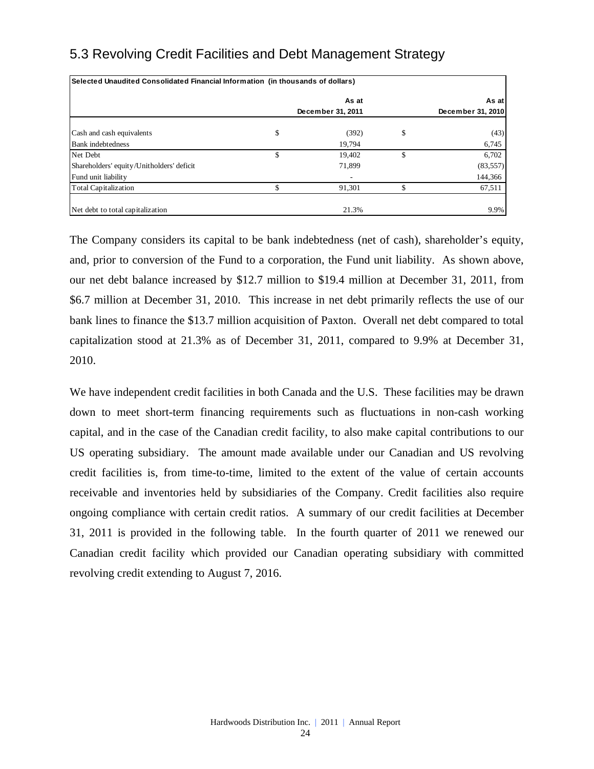## 5.3 Revolving Credit Facilities and Debt Management Strategy

| Selected Unaudited Consolidated Financial Information (in thousands of dollars) | | | | |
|---|---|---|---|---|
| | | As at December 31, 2011 | | As at December 31, 2010 |
| Cash and cash equivalents | $ | (392) | $ | (43) |
| Bank indebtedness | | 19,794 | | 6,745 |
| Net Debt | $ | 19,402 | $ | 6,702 |
| Shareholders' equity/Unitholders' deficit | | 71,899 | | (83,557) |
| Fund unit liability | | - | | 144,366 |
| Total Capitalization | $ | 91,301 | $ | 67,511 |
| Net debt to total capitalization | | 21.3% | | 9.9% |

The Company considers its capital to be bank indebtedness (net of cash), shareholder's equity, and, prior to conversion of the Fund to a corporation, the Fund unit liability. As shown above, our net debt balance increased by $12.7 million to $19.4 million at December 31, 2011, from $6.7 million at December 31, 2010. This increase in net debt primarily reflects the use of our bank lines to finance the $13.7 million acquisition of Paxton. Overall net debt compared to total capitalization stood at 21.3% as of December 31, 2011, compared to 9.9% at December 31, 2010.

We have independent credit facilities in both Canada and the U.S. These facilities may be drawn down to meet short-term financing requirements such as fluctuations in non-cash working capital, and in the case of the Canadian credit facility, to also make capital contributions to our US operating subsidiary. The amount made available under our Canadian and US revolving credit facilities is, from time-to-time, limited to the extent of the value of certain accounts receivable and inventories held by subsidiaries of the Company. Credit facilities also require ongoing compliance with certain credit ratios. A summary of our credit facilities at December 31, 2011 is provided in the following table. In the fourth quarter of 2011 we renewed our Canadian credit facility which provided our Canadian operating subsidiary with committed revolving credit extending to August 7, 2016.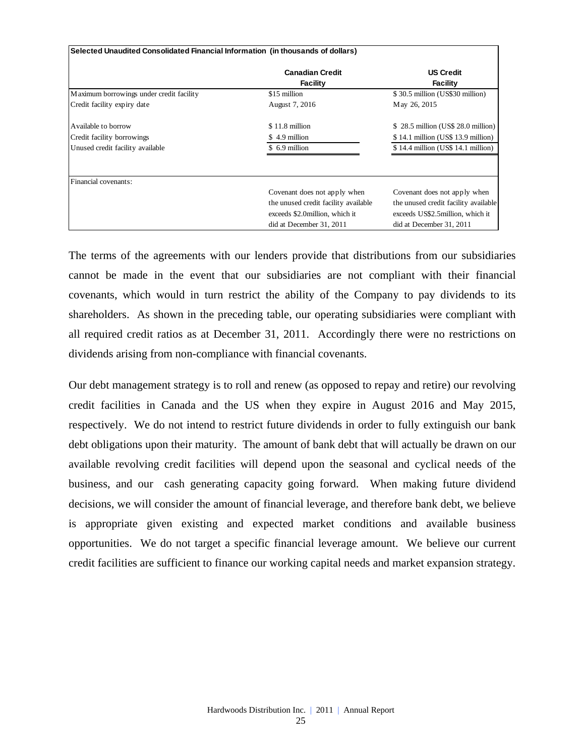| Selected Unaudited Consolidated Financial Information (in thousands of dollars) | | |
|---|---|---|
| | **Canadian Credit Facility** | **US Credit Facility** |
| Maximum borrowings under credit facility | $15 million | $ 30.5 million (US$30 million) |
| Credit facility expiry date | August 7, 2016 | May 26, 2015 |
| Available to borrow | $ 11.8 million | $ 28.5 million (US$ 28.0 million) |
| Credit facility borrowings | $ 4.9 million | $ 14.1 million (US$ 13.9 million) |
| Unused credit facility available | $ 6.9 million | $ 14.4 million (US$ 14.1 million) |
| Financial covenants: | | |
| | Covenant does not apply when the unused credit facility available exceeds $2.0million, which it did at December 31, 2011 | Covenant does not apply when the unused credit facility available exceeds US$2.5million, which it did at December 31, 2011 |

The terms of the agreements with our lenders provide that distributions from our subsidiaries cannot be made in the event that our subsidiaries are not compliant with their financial covenants, which would in turn restrict the ability of the Company to pay dividends to its shareholders. As shown in the preceding table, our operating subsidiaries were compliant with all required credit ratios as at December 31, 2011. Accordingly there were no restrictions on dividends arising from non-compliance with financial covenants.

Our debt management strategy is to roll and renew (as opposed to repay and retire) our revolving credit facilities in Canada and the US when they expire in August 2016 and May 2015, respectively. We do not intend to restrict future dividends in order to fully extinguish our bank debt obligations upon their maturity. The amount of bank debt that will actually be drawn on our available revolving credit facilities will depend upon the seasonal and cyclical needs of the business, and our cash generating capacity going forward. When making future dividend decisions, we will consider the amount of financial leverage, and therefore bank debt, we believe is appropriate given existing and expected market conditions and available business opportunities. We do not target a specific financial leverage amount. We believe our current credit facilities are sufficient to finance our working capital needs and market expansion strategy.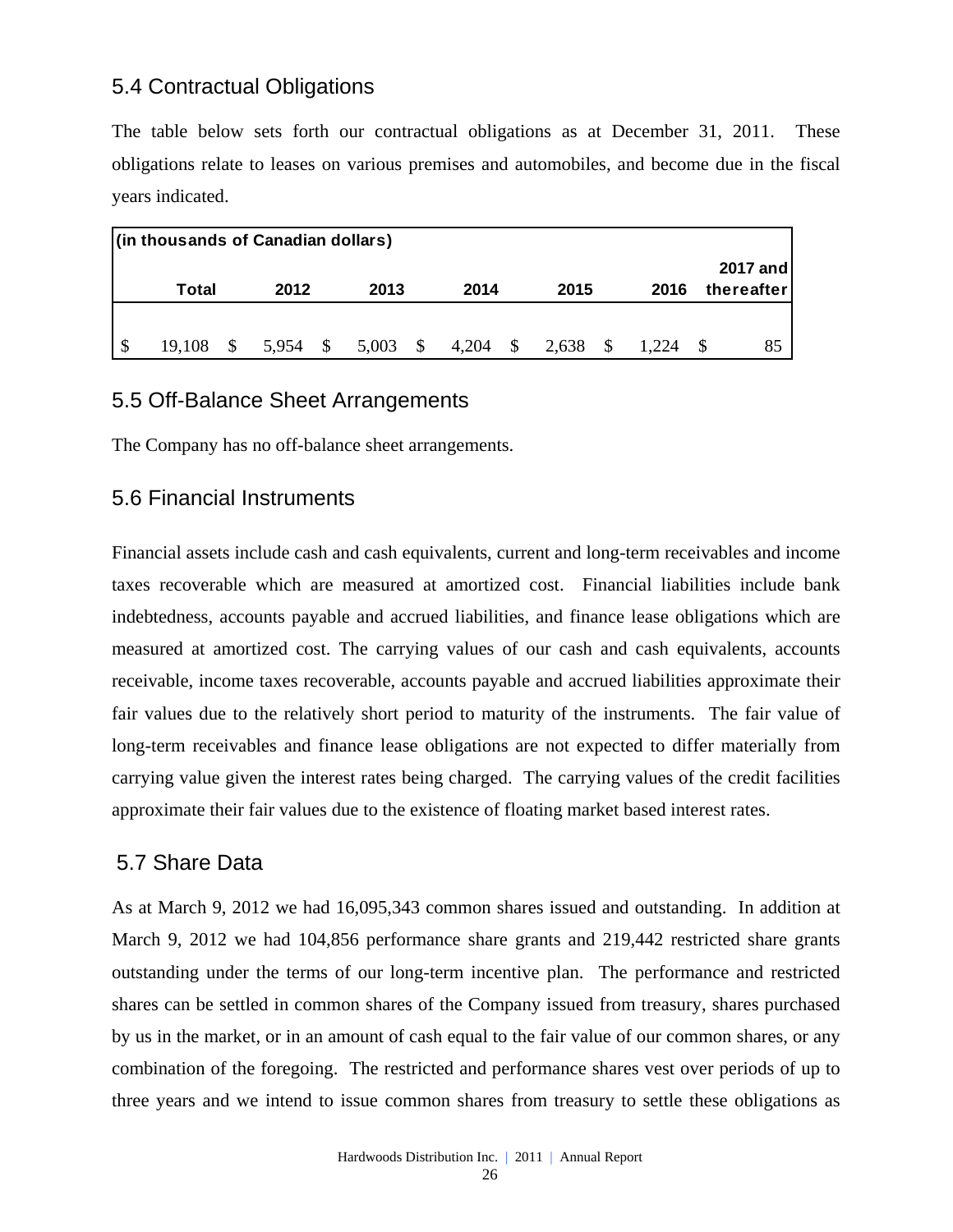## 5.4 Contractual Obligations

The table below sets forth our contractual obligations as at December 31, 2011. These obligations relate to leases on various premises and automobiles, and become due in the fiscal years indicated.

| (in thousands of Canadian dollars) | | | | | | |
|---|---|---|---|---|---|---|
| Total | 2012 | 2013 | 2014 | 2015 | 2016 | 2017 and thereafter |
| $ 19,108 | $ 5,954 | $ 5,003 | $ 4,204 | $ 2,638 | $ 1,224 | $ 85 |

## 5.5 Off-Balance Sheet Arrangements

The Company has no off-balance sheet arrangements.

## 5.6 Financial Instruments

Financial assets include cash and cash equivalents, current and long-term receivables and income taxes recoverable which are measured at amortized cost. Financial liabilities include bank indebtedness, accounts payable and accrued liabilities, and finance lease obligations which are measured at amortized cost. The carrying values of our cash and cash equivalents, accounts receivable, income taxes recoverable, accounts payable and accrued liabilities approximate their fair values due to the relatively short period to maturity of the instruments. The fair value of long-term receivables and finance lease obligations are not expected to differ materially from carrying value given the interest rates being charged. The carrying values of the credit facilities approximate their fair values due to the existence of floating market based interest rates.

## 5.7 Share Data

As at March 9, 2012 we had 16,095,343 common shares issued and outstanding. In addition at March 9, 2012 we had 104,856 performance share grants and 219,442 restricted share grants outstanding under the terms of our long-term incentive plan. The performance and restricted shares can be settled in common shares of the Company issued from treasury, shares purchased by us in the market, or in an amount of cash equal to the fair value of our common shares, or any combination of the foregoing. The restricted and performance shares vest over periods of up to three years and we intend to issue common shares from treasury to settle these obligations as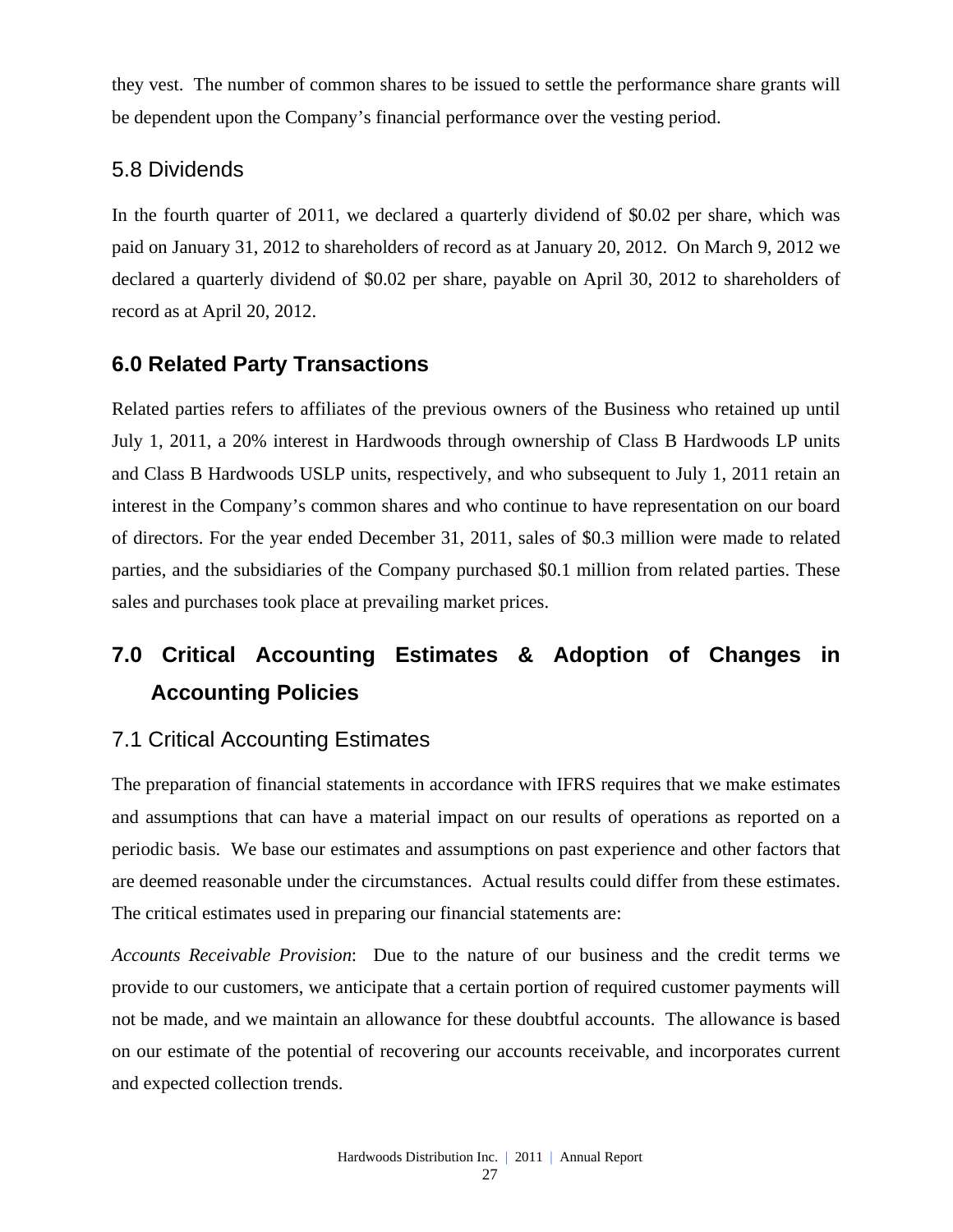they vest. The number of common shares to be issued to settle the performance share grants will be dependent upon the Company's financial performance over the vesting period.

### 5.8 Dividends

In the fourth quarter of 2011, we declared a quarterly dividend of $0.02 per share, which was paid on January 31, 2012 to shareholders of record as at January 20, 2012. On March 9, 2012 we declared a quarterly dividend of $0.02 per share, payable on April 30, 2012 to shareholders of record as at April 20, 2012.

## 6.0 Related Party Transactions

Related parties refers to affiliates of the previous owners of the Business who retained up until July 1, 2011, a 20% interest in Hardwoods through ownership of Class B Hardwoods LP units and Class B Hardwoods USLP units, respectively, and who subsequent to July 1, 2011 retain an interest in the Company's common shares and who continue to have representation on our board of directors. For the year ended December 31, 2011, sales of $0.3 million were made to related parties, and the subsidiaries of the Company purchased $0.1 million from related parties. These sales and purchases took place at prevailing market prices.

## 7.0 Critical Accounting Estimates & Adoption of Changes in Accounting Policies

### 7.1 Critical Accounting Estimates

The preparation of financial statements in accordance with IFRS requires that we make estimates and assumptions that can have a material impact on our results of operations as reported on a periodic basis. We base our estimates and assumptions on past experience and other factors that are deemed reasonable under the circumstances. Actual results could differ from these estimates. The critical estimates used in preparing our financial statements are:

*Accounts Receivable Provision*: Due to the nature of our business and the credit terms we provide to our customers, we anticipate that a certain portion of required customer payments will not be made, and we maintain an allowance for these doubtful accounts. The allowance is based on our estimate of the potential of recovering our accounts receivable, and incorporates current and expected collection trends.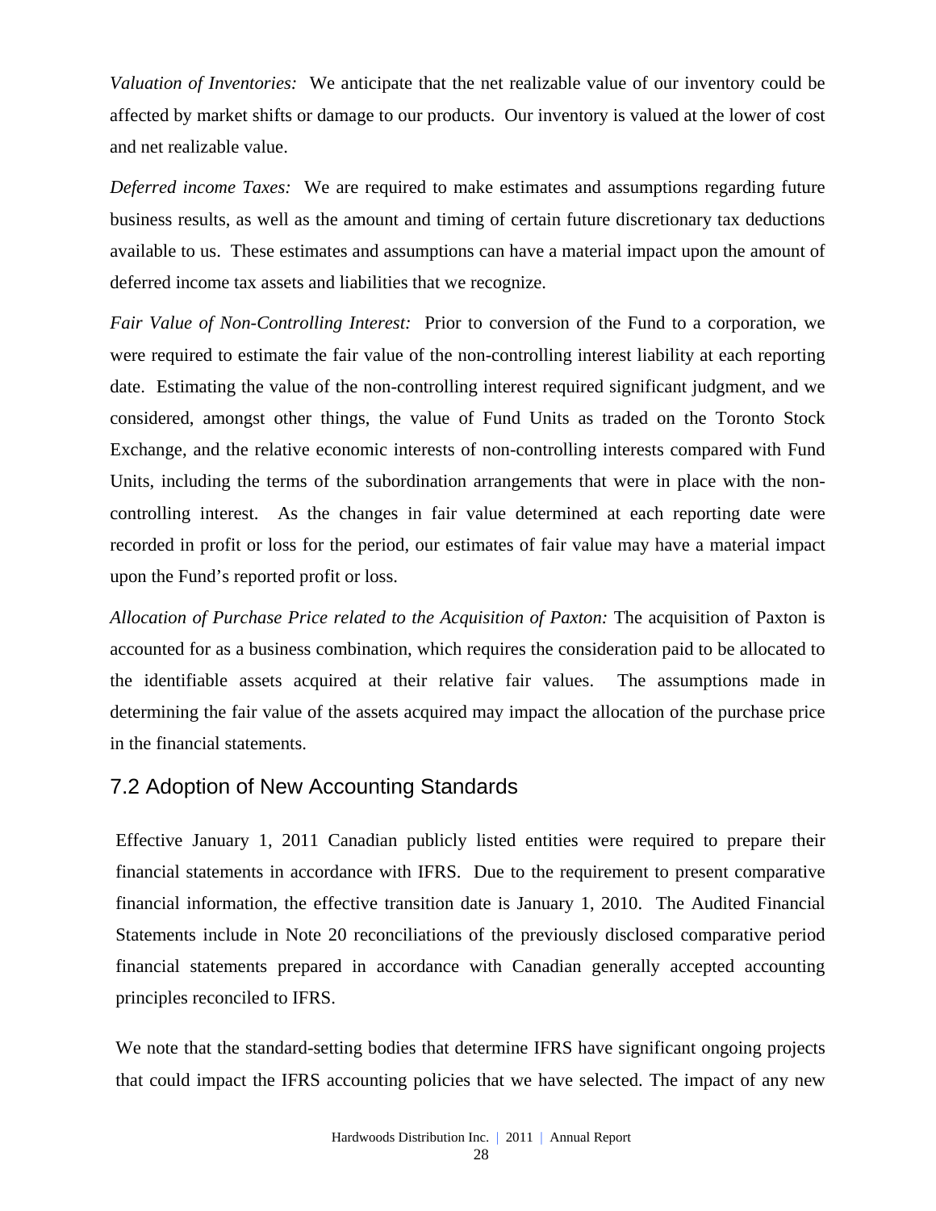*Valuation of Inventories:* We anticipate that the net realizable value of our inventory could be affected by market shifts or damage to our products. Our inventory is valued at the lower of cost and net realizable value.

*Deferred income Taxes:* We are required to make estimates and assumptions regarding future business results, as well as the amount and timing of certain future discretionary tax deductions available to us. These estimates and assumptions can have a material impact upon the amount of deferred income tax assets and liabilities that we recognize.

*Fair Value of Non-Controlling Interest:* Prior to conversion of the Fund to a corporation, we were required to estimate the fair value of the non-controlling interest liability at each reporting date. Estimating the value of the non-controlling interest required significant judgment, and we considered, amongst other things, the value of Fund Units as traded on the Toronto Stock Exchange, and the relative economic interests of non-controlling interests compared with Fund Units, including the terms of the subordination arrangements that were in place with the non-controlling interest. As the changes in fair value determined at each reporting date were recorded in profit or loss for the period, our estimates of fair value may have a material impact upon the Fund's reported profit or loss.

*Allocation of Purchase Price related to the Acquisition of Paxton:* The acquisition of Paxton is accounted for as a business combination, which requires the consideration paid to be allocated to the identifiable assets acquired at their relative fair values. The assumptions made in determining the fair value of the assets acquired may impact the allocation of the purchase price in the financial statements.

## 7.2 Adoption of New Accounting Standards

Effective January 1, 2011 Canadian publicly listed entities were required to prepare their financial statements in accordance with IFRS. Due to the requirement to present comparative financial information, the effective transition date is January 1, 2010. The Audited Financial Statements include in Note 20 reconciliations of the previously disclosed comparative period financial statements prepared in accordance with Canadian generally accepted accounting principles reconciled to IFRS.

We note that the standard-setting bodies that determine IFRS have significant ongoing projects that could impact the IFRS accounting policies that we have selected. The impact of any new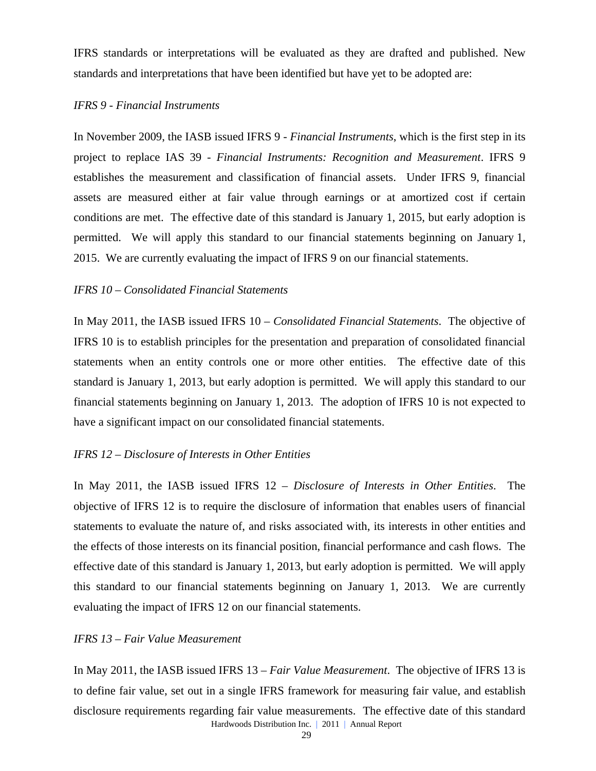IFRS standards or interpretations will be evaluated as they are drafted and published. New standards and interpretations that have been identified but have yet to be adopted are:

*IFRS 9 - Financial Instruments*

In November 2009, the IASB issued IFRS 9 - *Financial Instruments*, which is the first step in its project to replace IAS 39 - *Financial Instruments: Recognition and Measurement*. IFRS 9 establishes the measurement and classification of financial assets. Under IFRS 9, financial assets are measured either at fair value through earnings or at amortized cost if certain conditions are met. The effective date of this standard is January 1, 2015, but early adoption is permitted. We will apply this standard to our financial statements beginning on January 1, 2015. We are currently evaluating the impact of IFRS 9 on our financial statements.

*IFRS 10 – Consolidated Financial Statements*

In May 2011, the IASB issued IFRS 10 – *Consolidated Financial Statements*. The objective of IFRS 10 is to establish principles for the presentation and preparation of consolidated financial statements when an entity controls one or more other entities. The effective date of this standard is January 1, 2013, but early adoption is permitted. We will apply this standard to our financial statements beginning on January 1, 2013. The adoption of IFRS 10 is not expected to have a significant impact on our consolidated financial statements.

*IFRS 12 – Disclosure of Interests in Other Entities*

In May 2011, the IASB issued IFRS 12 – *Disclosure of Interests in Other Entities*. The objective of IFRS 12 is to require the disclosure of information that enables users of financial statements to evaluate the nature of, and risks associated with, its interests in other entities and the effects of those interests on its financial position, financial performance and cash flows. The effective date of this standard is January 1, 2013, but early adoption is permitted. We will apply this standard to our financial statements beginning on January 1, 2013. We are currently evaluating the impact of IFRS 12 on our financial statements.

*IFRS 13 – Fair Value Measurement*

In May 2011, the IASB issued IFRS 13 – *Fair Value Measurement*. The objective of IFRS 13 is to define fair value, set out in a single IFRS framework for measuring fair value, and establish disclosure requirements regarding fair value measurements. The effective date of this standard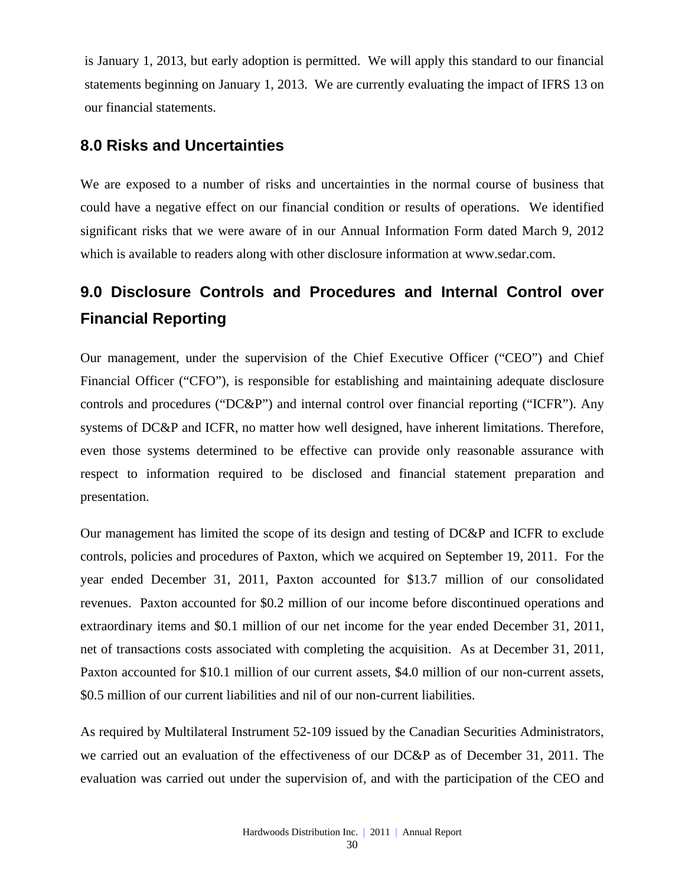is January 1, 2013, but early adoption is permitted. We will apply this standard to our financial statements beginning on January 1, 2013. We are currently evaluating the impact of IFRS 13 on our financial statements.

## 8.0 Risks and Uncertainties

We are exposed to a number of risks and uncertainties in the normal course of business that could have a negative effect on our financial condition or results of operations. We identified significant risks that we were aware of in our Annual Information Form dated March 9, 2012 which is available to readers along with other disclosure information at www.sedar.com.

## 9.0 Disclosure Controls and Procedures and Internal Control over Financial Reporting

Our management, under the supervision of the Chief Executive Officer ("CEO") and Chief Financial Officer ("CFO"), is responsible for establishing and maintaining adequate disclosure controls and procedures ("DC&P") and internal control over financial reporting ("ICFR"). Any systems of DC&P and ICFR, no matter how well designed, have inherent limitations. Therefore, even those systems determined to be effective can provide only reasonable assurance with respect to information required to be disclosed and financial statement preparation and presentation.

Our management has limited the scope of its design and testing of DC&P and ICFR to exclude controls, policies and procedures of Paxton, which we acquired on September 19, 2011. For the year ended December 31, 2011, Paxton accounted for $13.7 million of our consolidated revenues. Paxton accounted for $0.2 million of our income before discontinued operations and extraordinary items and $0.1 million of our net income for the year ended December 31, 2011, net of transactions costs associated with completing the acquisition. As at December 31, 2011, Paxton accounted for $10.1 million of our current assets, $4.0 million of our non-current assets, $0.5 million of our current liabilities and nil of our non-current liabilities.

As required by Multilateral Instrument 52-109 issued by the Canadian Securities Administrators, we carried out an evaluation of the effectiveness of our DC&P as of December 31, 2011. The evaluation was carried out under the supervision of, and with the participation of the CEO and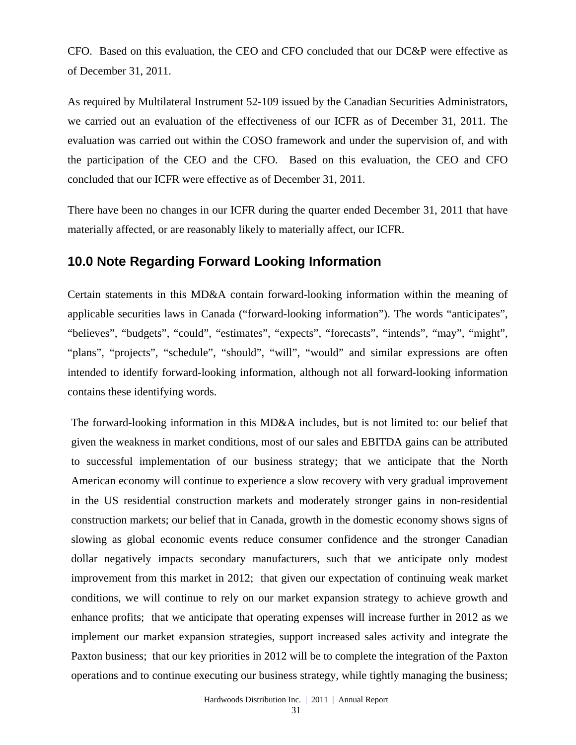CFO. Based on this evaluation, the CEO and CFO concluded that our DC&P were effective as of December 31, 2011.

As required by Multilateral Instrument 52-109 issued by the Canadian Securities Administrators, we carried out an evaluation of the effectiveness of our ICFR as of December 31, 2011. The evaluation was carried out within the COSO framework and under the supervision of, and with the participation of the CEO and the CFO. Based on this evaluation, the CEO and CFO concluded that our ICFR were effective as of December 31, 2011.

There have been no changes in our ICFR during the quarter ended December 31, 2011 that have materially affected, or are reasonably likely to materially affect, our ICFR.

## 10.0 Note Regarding Forward Looking Information

Certain statements in this MD&A contain forward-looking information within the meaning of applicable securities laws in Canada ("forward-looking information"). The words "anticipates", "believes", "budgets", "could", "estimates", "expects", "forecasts", "intends", "may", "might", "plans", "projects", "schedule", "should", "will", "would" and similar expressions are often intended to identify forward-looking information, although not all forward-looking information contains these identifying words.

The forward-looking information in this MD&A includes, but is not limited to: our belief that given the weakness in market conditions, most of our sales and EBITDA gains can be attributed to successful implementation of our business strategy; that we anticipate that the North American economy will continue to experience a slow recovery with very gradual improvement in the US residential construction markets and moderately stronger gains in non-residential construction markets; our belief that in Canada, growth in the domestic economy shows signs of slowing as global economic events reduce consumer confidence and the stronger Canadian dollar negatively impacts secondary manufacturers, such that we anticipate only modest improvement from this market in 2012; that given our expectation of continuing weak market conditions, we will continue to rely on our market expansion strategy to achieve growth and enhance profits; that we anticipate that operating expenses will increase further in 2012 as we implement our market expansion strategies, support increased sales activity and integrate the Paxton business; that our key priorities in 2012 will be to complete the integration of the Paxton operations and to continue executing our business strategy, while tightly managing the business;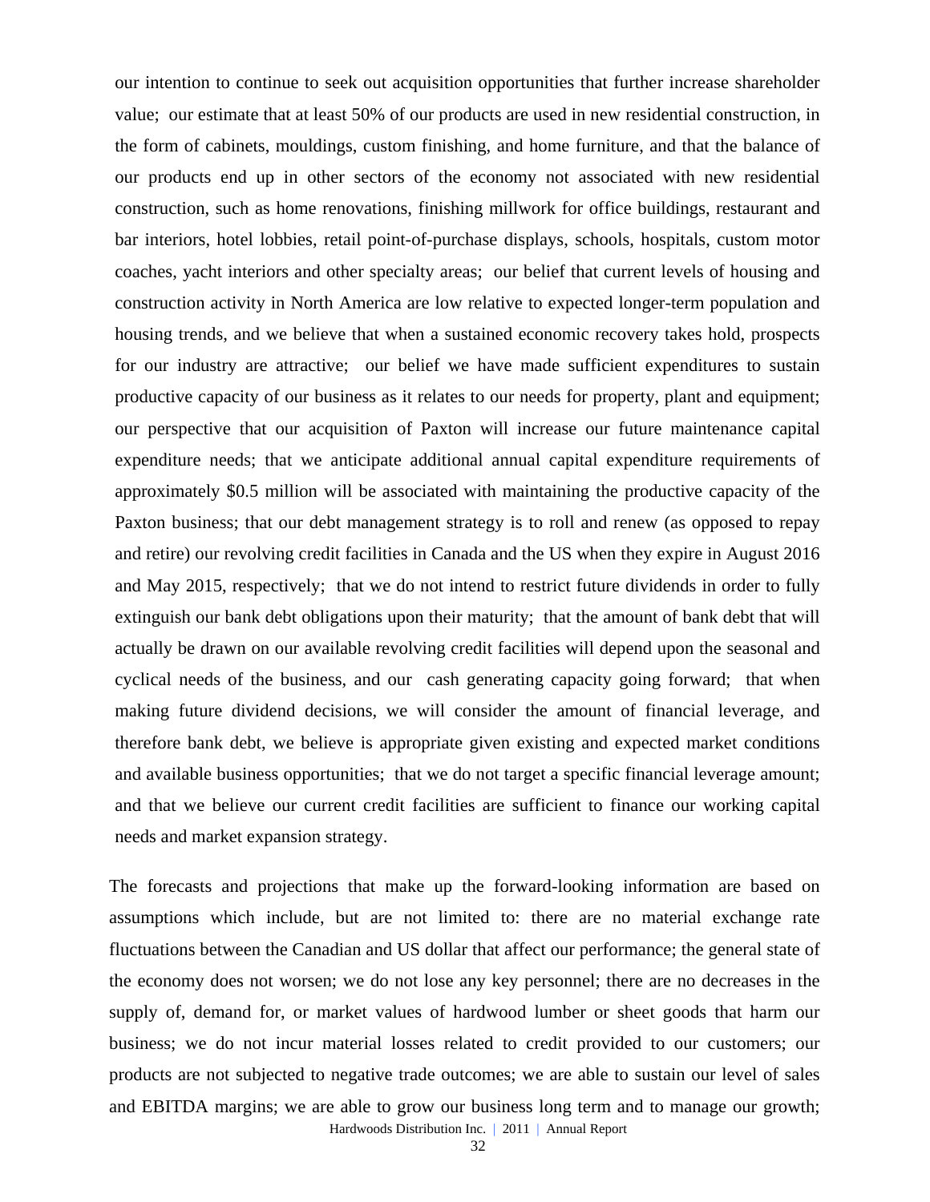our intention to continue to seek out acquisition opportunities that further increase shareholder value; our estimate that at least 50% of our products are used in new residential construction, in the form of cabinets, mouldings, custom finishing, and home furniture, and that the balance of our products end up in other sectors of the economy not associated with new residential construction, such as home renovations, finishing millwork for office buildings, restaurant and bar interiors, hotel lobbies, retail point-of-purchase displays, schools, hospitals, custom motor coaches, yacht interiors and other specialty areas; our belief that current levels of housing and construction activity in North America are low relative to expected longer-term population and housing trends, and we believe that when a sustained economic recovery takes hold, prospects for our industry are attractive; our belief we have made sufficient expenditures to sustain productive capacity of our business as it relates to our needs for property, plant and equipment; our perspective that our acquisition of Paxton will increase our future maintenance capital expenditure needs; that we anticipate additional annual capital expenditure requirements of approximately $0.5 million will be associated with maintaining the productive capacity of the Paxton business; that our debt management strategy is to roll and renew (as opposed to repay and retire) our revolving credit facilities in Canada and the US when they expire in August 2016 and May 2015, respectively; that we do not intend to restrict future dividends in order to fully extinguish our bank debt obligations upon their maturity; that the amount of bank debt that will actually be drawn on our available revolving credit facilities will depend upon the seasonal and cyclical needs of the business, and our cash generating capacity going forward; that when making future dividend decisions, we will consider the amount of financial leverage, and therefore bank debt, we believe is appropriate given existing and expected market conditions and available business opportunities; that we do not target a specific financial leverage amount; and that we believe our current credit facilities are sufficient to finance our working capital needs and market expansion strategy.

The forecasts and projections that make up the forward-looking information are based on assumptions which include, but are not limited to: there are no material exchange rate fluctuations between the Canadian and US dollar that affect our performance; the general state of the economy does not worsen; we do not lose any key personnel; there are no decreases in the supply of, demand for, or market values of hardwood lumber or sheet goods that harm our business; we do not incur material losses related to credit provided to our customers; our products are not subjected to negative trade outcomes; we are able to sustain our level of sales and EBITDA margins; we are able to grow our business long term and to manage our growth;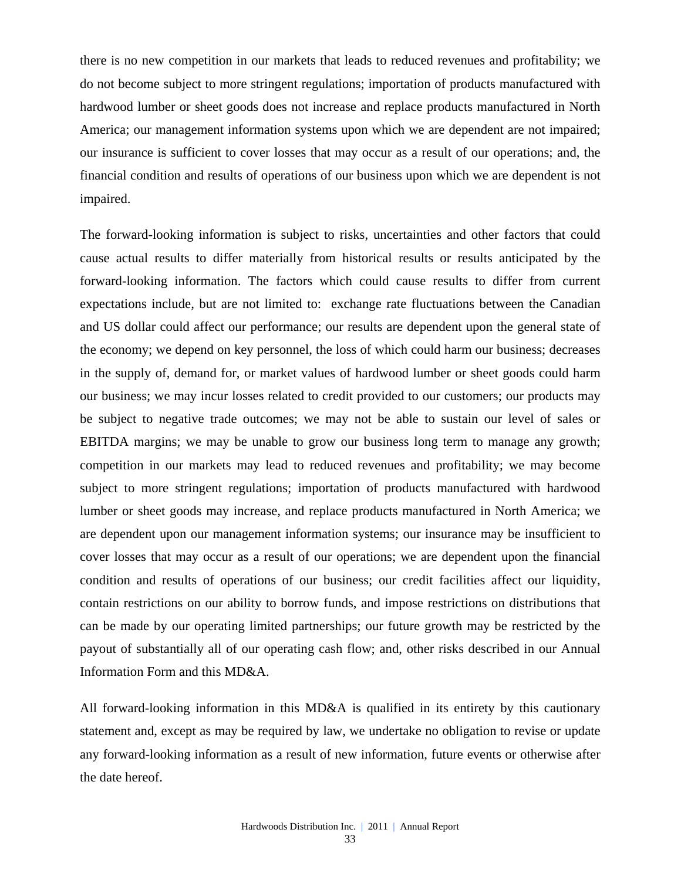there is no new competition in our markets that leads to reduced revenues and profitability; we do not become subject to more stringent regulations; importation of products manufactured with hardwood lumber or sheet goods does not increase and replace products manufactured in North America; our management information systems upon which we are dependent are not impaired; our insurance is sufficient to cover losses that may occur as a result of our operations; and, the financial condition and results of operations of our business upon which we are dependent is not impaired.

The forward-looking information is subject to risks, uncertainties and other factors that could cause actual results to differ materially from historical results or results anticipated by the forward-looking information. The factors which could cause results to differ from current expectations include, but are not limited to: exchange rate fluctuations between the Canadian and US dollar could affect our performance; our results are dependent upon the general state of the economy; we depend on key personnel, the loss of which could harm our business; decreases in the supply of, demand for, or market values of hardwood lumber or sheet goods could harm our business; we may incur losses related to credit provided to our customers; our products may be subject to negative trade outcomes; we may not be able to sustain our level of sales or EBITDA margins; we may be unable to grow our business long term to manage any growth; competition in our markets may lead to reduced revenues and profitability; we may become subject to more stringent regulations; importation of products manufactured with hardwood lumber or sheet goods may increase, and replace products manufactured in North America; we are dependent upon our management information systems; our insurance may be insufficient to cover losses that may occur as a result of our operations; we are dependent upon the financial condition and results of operations of our business; our credit facilities affect our liquidity, contain restrictions on our ability to borrow funds, and impose restrictions on distributions that can be made by our operating limited partnerships; our future growth may be restricted by the payout of substantially all of our operating cash flow; and, other risks described in our Annual Information Form and this MD&A.

All forward-looking information in this MD&A is qualified in its entirety by this cautionary statement and, except as may be required by law, we undertake no obligation to revise or update any forward-looking information as a result of new information, future events or otherwise after the date hereof.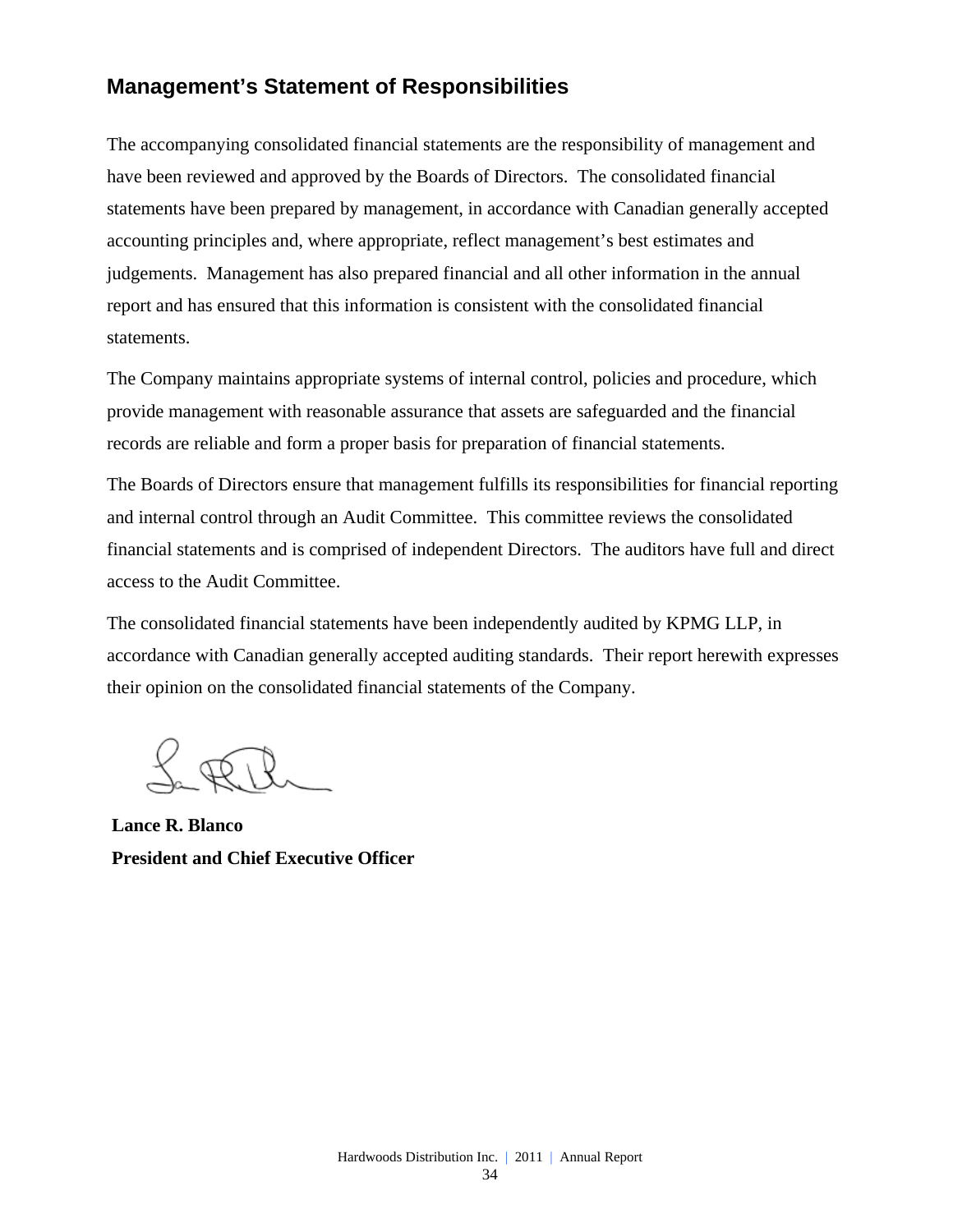## Management's Statement of Responsibilities

The accompanying consolidated financial statements are the responsibility of management and have been reviewed and approved by the Boards of Directors. The consolidated financial statements have been prepared by management, in accordance with Canadian generally accepted accounting principles and, where appropriate, reflect management's best estimates and judgements. Management has also prepared financial and all other information in the annual report and has ensured that this information is consistent with the consolidated financial statements.

The Company maintains appropriate systems of internal control, policies and procedure, which provide management with reasonable assurance that assets are safeguarded and the financial records are reliable and form a proper basis for preparation of financial statements.

The Boards of Directors ensure that management fulfills its responsibilities for financial reporting and internal control through an Audit Committee. This committee reviews the consolidated financial statements and is comprised of independent Directors. The auditors have full and direct access to the Audit Committee.

The consolidated financial statements have been independently audited by KPMG LLP, in accordance with Canadian generally accepted auditing standards. Their report herewith expresses their opinion on the consolidated financial statements of the Company.

**Lance R. Blanco**
**President and Chief Executive Officer**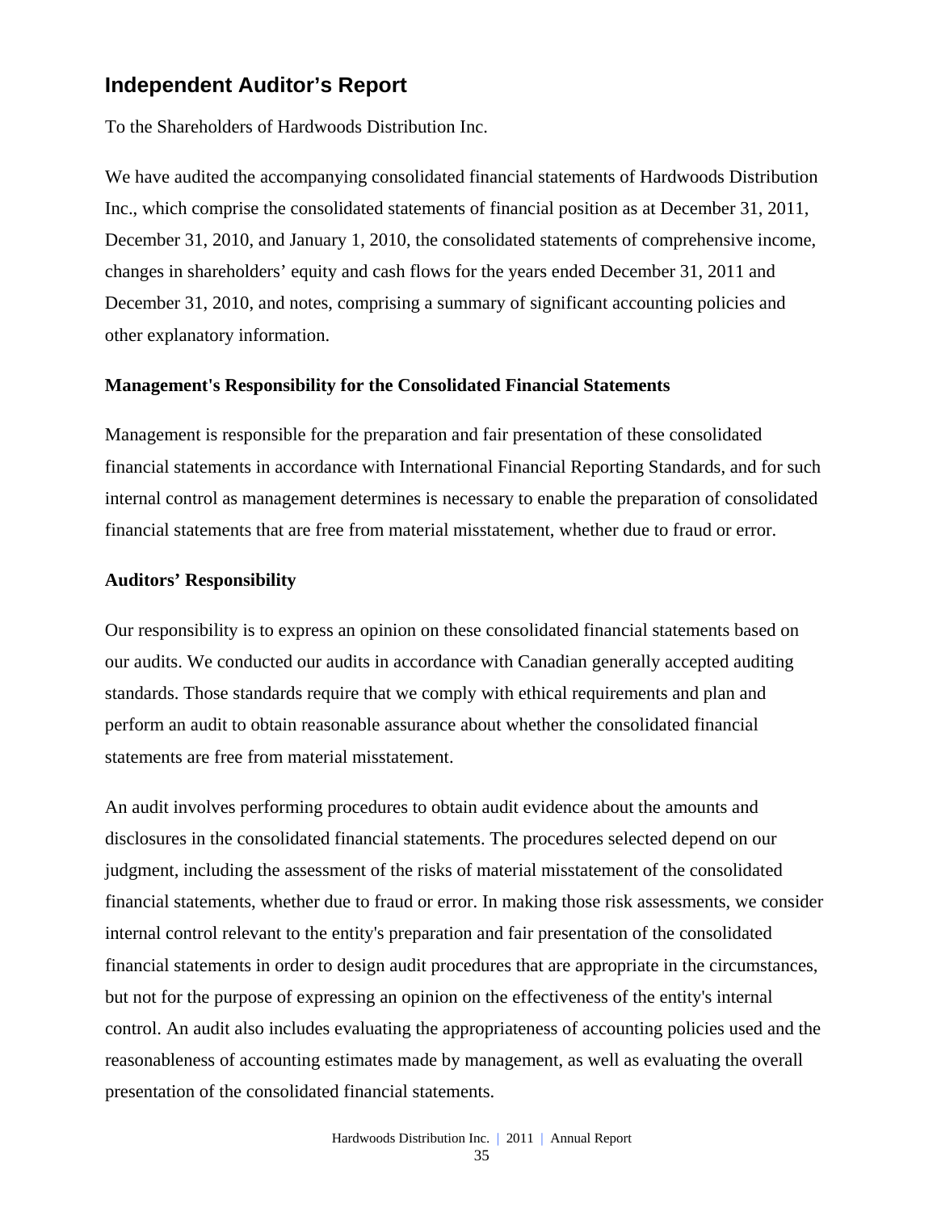## Independent Auditor's Report

To the Shareholders of Hardwoods Distribution Inc.

We have audited the accompanying consolidated financial statements of Hardwoods Distribution Inc., which comprise the consolidated statements of financial position as at December 31, 2011, December 31, 2010, and January 1, 2010, the consolidated statements of comprehensive income, changes in shareholders' equity and cash flows for the years ended December 31, 2011 and December 31, 2010, and notes, comprising a summary of significant accounting policies and other explanatory information.

**Management's Responsibility for the Consolidated Financial Statements**

Management is responsible for the preparation and fair presentation of these consolidated financial statements in accordance with International Financial Reporting Standards, and for such internal control as management determines is necessary to enable the preparation of consolidated financial statements that are free from material misstatement, whether due to fraud or error.

**Auditors' Responsibility**

Our responsibility is to express an opinion on these consolidated financial statements based on our audits. We conducted our audits in accordance with Canadian generally accepted auditing standards. Those standards require that we comply with ethical requirements and plan and perform an audit to obtain reasonable assurance about whether the consolidated financial statements are free from material misstatement.

An audit involves performing procedures to obtain audit evidence about the amounts and disclosures in the consolidated financial statements. The procedures selected depend on our judgment, including the assessment of the risks of material misstatement of the consolidated financial statements, whether due to fraud or error. In making those risk assessments, we consider internal control relevant to the entity's preparation and fair presentation of the consolidated financial statements in order to design audit procedures that are appropriate in the circumstances, but not for the purpose of expressing an opinion on the effectiveness of the entity's internal control. An audit also includes evaluating the appropriateness of accounting policies used and the reasonableness of accounting estimates made by management, as well as evaluating the overall presentation of the consolidated financial statements.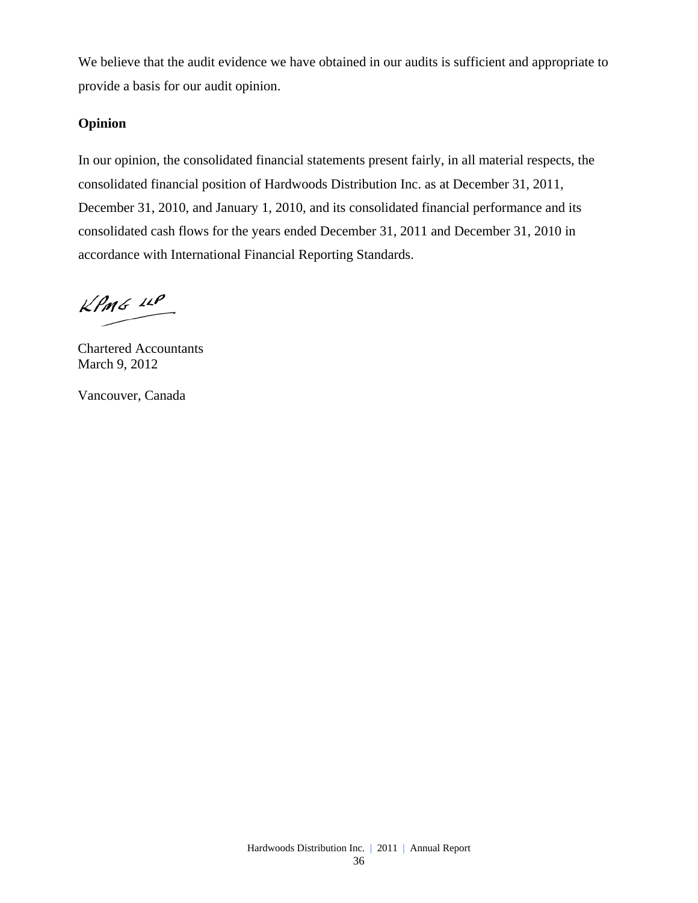We believe that the audit evidence we have obtained in our audits is sufficient and appropriate to provide a basis for our audit opinion.

**Opinion**

In our opinion, the consolidated financial statements present fairly, in all material respects, the consolidated financial position of Hardwoods Distribution Inc. as at December 31, 2011, December 31, 2010, and January 1, 2010, and its consolidated financial performance and its consolidated cash flows for the years ended December 31, 2011 and December 31, 2010 in accordance with International Financial Reporting Standards.

KPMG LLP

Chartered Accountants
March 9, 2012

Vancouver, Canada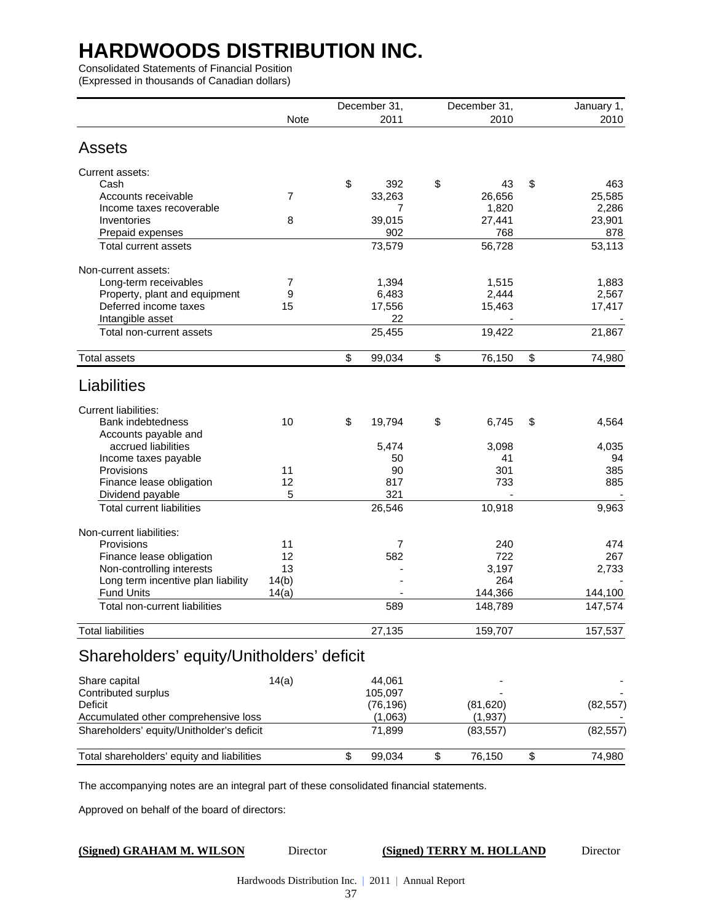# HARDWOODS DISTRIBUTION INC.

Consolidated Statements of Financial Position
(Expressed in thousands of Canadian dollars)

| | Note | December 31, 2011 | December 31, 2010 | January 1, 2010 |
|---|---|---|---|---|
| **Assets** | | | | |
| Current assets: | | | | |
| Cash | | $ 392 | $ 43 | $ 463 |
| Accounts receivable | 7 | 33,263 | 26,656 | 25,585 |
| Income taxes recoverable | | 7 | 1,820 | 2,286 |
| Inventories | 8 | 39,015 | 27,441 | 23,901 |
| Prepaid expenses | | 902 | 768 | 878 |
| Total current assets | | 73,579 | 56,728 | 53,113 |
| Non-current assets: | | | | |
| Long-term receivables | 7 | 1,394 | 1,515 | 1,883 |
| Property, plant and equipment | 9 | 6,483 | 2,444 | 2,567 |
| Deferred income taxes | 15 | 17,556 | 15,463 | 17,417 |
| Intangible asset | | 22 | - | - |
| Total non-current assets | | 25,455 | 19,422 | 21,867 |
| Total assets | | $ 99,034 | $ 76,150 | $ 74,980 |
| **Liabilities** | | | | |
| Current liabilities: | | | | |
| Bank indebtedness | 10 | $ 19,794 | $ 6,745 | $ 4,564 |
| Accounts payable and accrued liabilities | | 5,474 | 3,098 | 4,035 |
| Income taxes payable | | 50 | 41 | 94 |
| Provisions | 11 | 90 | 301 | 385 |
| Finance lease obligation | 12 | 817 | 733 | 885 |
| Dividend payable | 5 | 321 | - | - |
| Total current liabilities | | 26,546 | 10,918 | 9,963 |
| Non-current liabilities: | | | | |
| Provisions | 11 | 7 | 240 | 474 |
| Finance lease obligation | 12 | 582 | 722 | 267 |
| Non-controlling interests | 13 | - | 3,197 | 2,733 |
| Long term incentive plan liability | 14(b) | - | 264 | - |
| Fund Units | 14(a) | - | 144,366 | 144,100 |
| Total non-current liabilities | | 589 | 148,789 | 147,574 |
| Total liabilities | | 27,135 | 159,707 | 157,537 |
| **Shareholders' equity/Unitholders' deficit** | | | | |
| Share capital | 14(a) | 44,061 | - | - |
| Contributed surplus | | 105,097 | - | - |
| Deficit | | (76,196) | (81,620) | (82,557) |
| Accumulated other comprehensive loss | | (1,063) | (1,937) | - |
| Shareholders' equity/Unitholder's deficit | | 71,899 | (83,557) | (82,557) |
| Total shareholders' equity and liabilities | | $ 99,034 | $ 76,150 | $ 74,980 |

The accompanying notes are an integral part of these consolidated financial statements.

Approved on behalf of the board of directors:

**(Signed) GRAHAM M. WILSON** Director **(Signed) TERRY M. HOLLAND** Director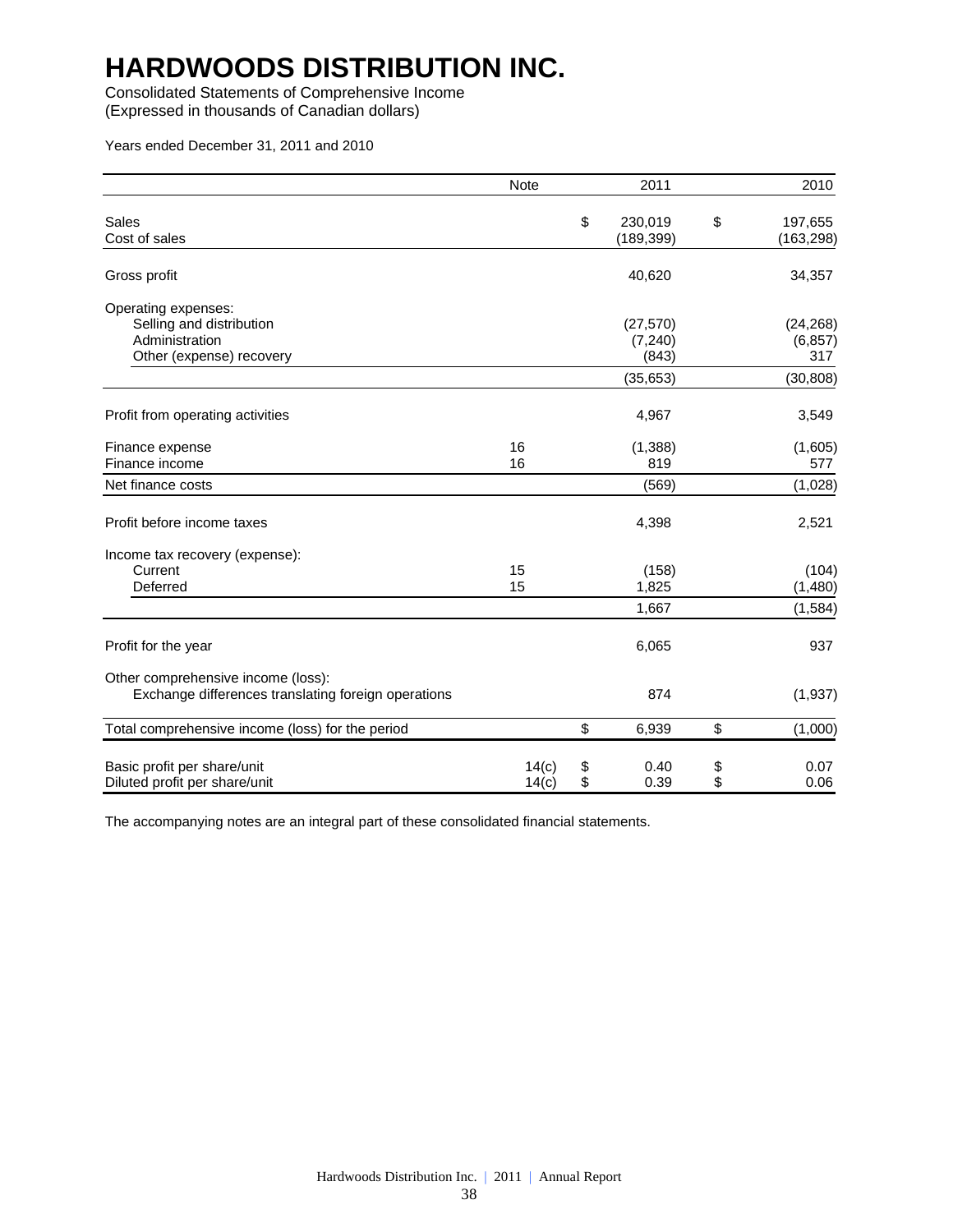# HARDWOODS DISTRIBUTION INC.

Consolidated Statements of Comprehensive Income
(Expressed in thousands of Canadian dollars)

Years ended December 31, 2011 and 2010

| | Note | 2011 | 2010 |
|---|---|---|---|
| Sales | | $ 230,019 | $ 197,655 |
| Cost of sales | | (189,399) | (163,298) |
| Gross profit | | 40,620 | 34,357 |
| Operating expenses: | | | |
| Selling and distribution | | (27,570) | (24,268) |
| Administration | | (7,240) | (6,857) |
| Other (expense) recovery | | (843) | 317 |
| | | (35,653) | (30,808) |
| Profit from operating activities | | 4,967 | 3,549 |
| Finance expense | 16 | (1,388) | (1,605) |
| Finance income | 16 | 819 | 577 |
| Net finance costs | | (569) | (1,028) |
| Profit before income taxes | | 4,398 | 2,521 |
| Income tax recovery (expense): | | | |
| Current | 15 | (158) | (104) |
| Deferred | 15 | 1,825 | (1,480) |
| | | 1,667 | (1,584) |
| Profit for the year | | 6,065 | 937 |
| Other comprehensive income (loss): | | | |
| Exchange differences translating foreign operations | | 874 | (1,937) |
| Total comprehensive income (loss) for the period | | $ 6,939 | $ (1,000) |
| Basic profit per share/unit | 14(c) | $ 0.40 | $ 0.07 |
| Diluted profit per share/unit | 14(c) | $ 0.39 | $ 0.06 |

The accompanying notes are an integral part of these consolidated financial statements.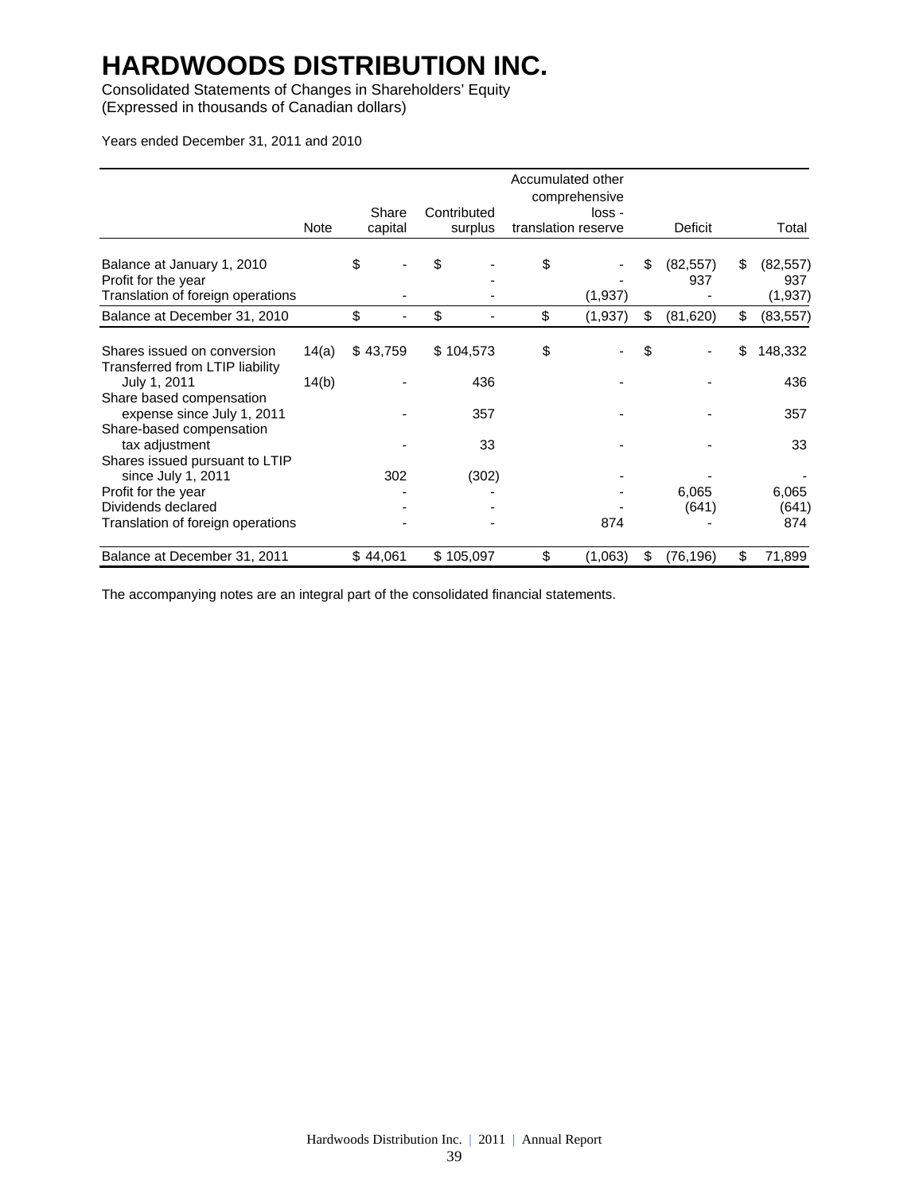# HARDWOODS DISTRIBUTION INC.

Consolidated Statements of Changes in Shareholders' Equity
(Expressed in thousands of Canadian dollars)

Years ended December 31, 2011 and 2010

| | Note | Share capital | Contributed surplus | Accumulated other comprehensive loss - translation reserve | Deficit | Total |
|---|---|---|---|---|---|---|
| Balance at January 1, 2010 | | $ - | $ - | $ - | $ (82,557) | $ (82,557) |
| Profit for the year | | | - | - | 937 | 937 |
| Translation of foreign operations | | - | - | (1,937) | - | (1,937) |
| Balance at December 31, 2010 | | $ - | $ - | $ (1,937) | $ (81,620) | $ (83,557) |
| Shares issued on conversion | 14(a) | $ 43,759 | $ 104,573 | $ - | $ - | $ 148,332 |
| Transferred from LTIP liability July 1, 2011 | 14(b) | - | 436 | - | - | 436 |
| Share based compensation expense since July 1, 2011 | | - | 357 | - | - | 357 |
| Share-based compensation tax adjustment | | - | 33 | - | - | 33 |
| Shares issued pursuant to LTIP since July 1, 2011 | | 302 | (302) | - | - | - |
| Profit for the year | | - | - | - | 6,065 | 6,065 |
| Dividends declared | | - | - | - | (641) | (641) |
| Translation of foreign operations | | - | - | 874 | - | 874 |
| Balance at December 31, 2011 | | $ 44,061 | $ 105,097 | $ (1,063) | $ (76,196) | $ 71,899 |

The accompanying notes are an integral part of the consolidated financial statements.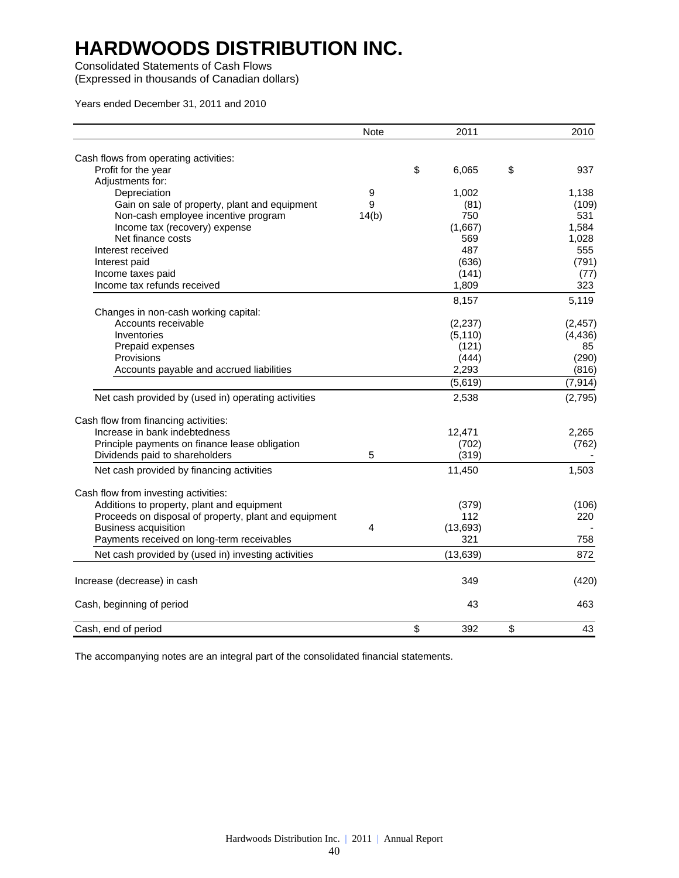# HARDWOODS DISTRIBUTION INC.

Consolidated Statements of Cash Flows
(Expressed in thousands of Canadian dollars)

Years ended December 31, 2011 and 2010

| | Note | 2011 | 2010 |
|---|---|---|---|
| Cash flows from operating activities: | | | |
| Profit for the year | | $ 6,065 | $ 937 |
| Adjustments for: | | | |
| Depreciation | 9 | 1,002 | 1,138 |
| Gain on sale of property, plant and equipment | 9 | (81) | (109) |
| Non-cash employee incentive program | 14(b) | 750 | 531 |
| Income tax (recovery) expense | | (1,667) | 1,584 |
| Net finance costs | | 569 | 1,028 |
| Interest received | | 487 | 555 |
| Interest paid | | (636) | (791) |
| Income taxes paid | | (141) | (77) |
| Income tax refunds received | | 1,809 | 323 |
| | | 8,157 | 5,119 |
| Changes in non-cash working capital: | | | |
| Accounts receivable | | (2,237) | (2,457) |
| Inventories | | (5,110) | (4,436) |
| Prepaid expenses | | (121) | 85 |
| Provisions | | (444) | (290) |
| Accounts payable and accrued liabilities | | 2,293 | (816) |
| | | (5,619) | (7,914) |
| Net cash provided by (used in) operating activities | | 2,538 | (2,795) |
| Cash flow from financing activities: | | | |
| Increase in bank indebtedness | | 12,471 | 2,265 |
| Principle payments on finance lease obligation | | (702) | (762) |
| Dividends paid to shareholders | 5 | (319) | - |
| Net cash provided by financing activities | | 11,450 | 1,503 |
| Cash flow from investing activities: | | | |
| Additions to property, plant and equipment | | (379) | (106) |
| Proceeds on disposal of property, plant and equipment | | 112 | 220 |
| Business acquisition | 4 | (13,693) | - |
| Payments received on long-term receivables | | 321 | 758 |
| Net cash provided by (used in) investing activities | | (13,639) | 872 |
| Increase (decrease) in cash | | 349 | (420) |
| Cash, beginning of period | | 43 | 463 |
| Cash, end of period | | $ 392 | $ 43 |

The accompanying notes are an integral part of the consolidated financial statements.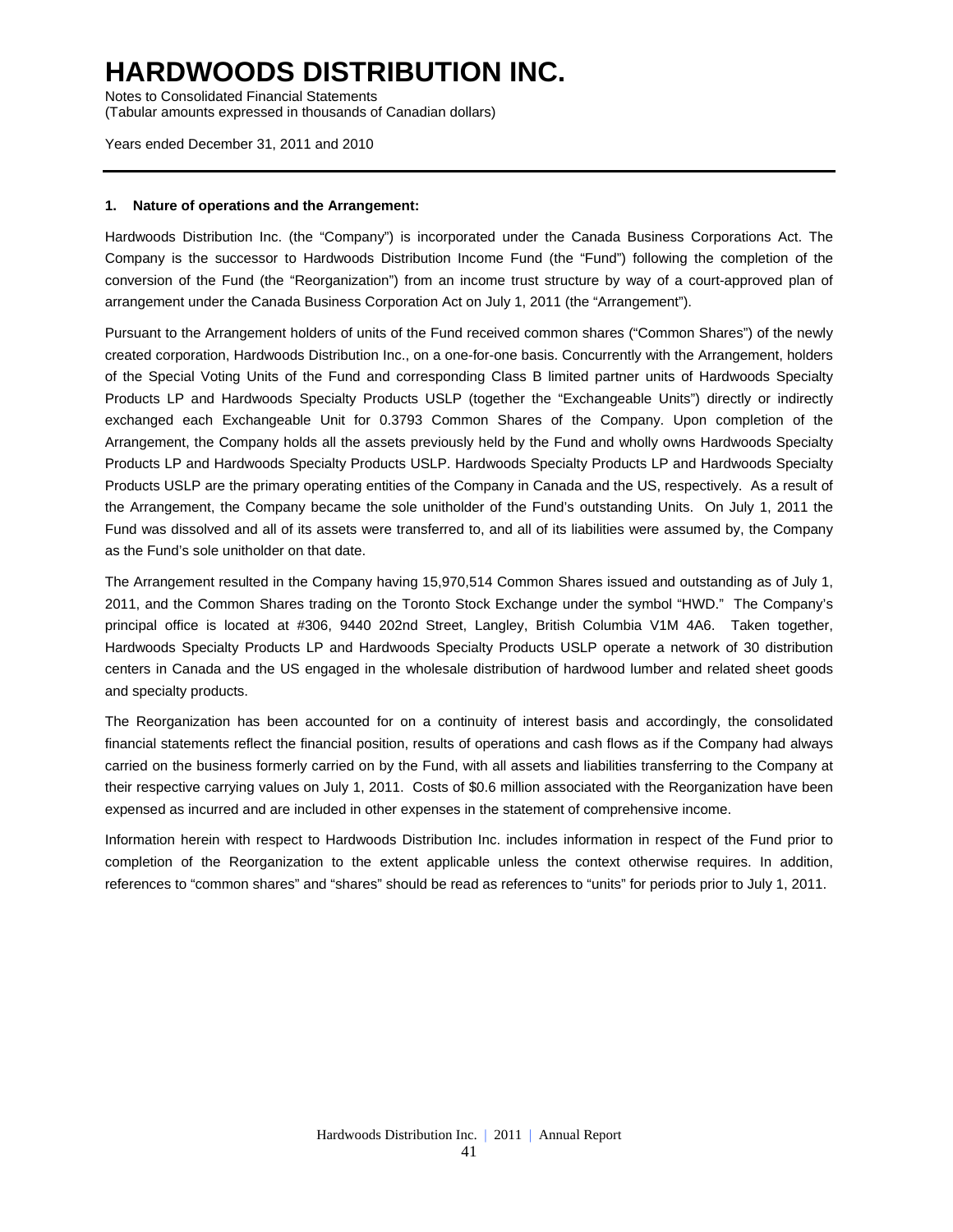# HARDWOODS DISTRIBUTION INC.

Notes to Consolidated Financial Statements
(Tabular amounts expressed in thousands of Canadian dollars)

Years ended December 31, 2011 and 2010

## 1. Nature of operations and the Arrangement:

Hardwoods Distribution Inc. (the "Company") is incorporated under the Canada Business Corporations Act. The Company is the successor to Hardwoods Distribution Income Fund (the "Fund") following the completion of the conversion of the Fund (the "Reorganization") from an income trust structure by way of a court-approved plan of arrangement under the Canada Business Corporation Act on July 1, 2011 (the "Arrangement").

Pursuant to the Arrangement holders of units of the Fund received common shares ("Common Shares") of the newly created corporation, Hardwoods Distribution Inc., on a one-for-one basis. Concurrently with the Arrangement, holders of the Special Voting Units of the Fund and corresponding Class B limited partner units of Hardwoods Specialty Products LP and Hardwoods Specialty Products USLP (together the "Exchangeable Units") directly or indirectly exchanged each Exchangeable Unit for 0.3793 Common Shares of the Company. Upon completion of the Arrangement, the Company holds all the assets previously held by the Fund and wholly owns Hardwoods Specialty Products LP and Hardwoods Specialty Products USLP. Hardwoods Specialty Products LP and Hardwoods Specialty Products USLP are the primary operating entities of the Company in Canada and the US, respectively. As a result of the Arrangement, the Company became the sole unitholder of the Fund's outstanding Units. On July 1, 2011 the Fund was dissolved and all of its assets were transferred to, and all of its liabilities were assumed by, the Company as the Fund's sole unitholder on that date.

The Arrangement resulted in the Company having 15,970,514 Common Shares issued and outstanding as of July 1, 2011, and the Common Shares trading on the Toronto Stock Exchange under the symbol "HWD." The Company's principal office is located at #306, 9440 202nd Street, Langley, British Columbia V1M 4A6. Taken together, Hardwoods Specialty Products LP and Hardwoods Specialty Products USLP operate a network of 30 distribution centers in Canada and the US engaged in the wholesale distribution of hardwood lumber and related sheet goods and specialty products.

The Reorganization has been accounted for on a continuity of interest basis and accordingly, the consolidated financial statements reflect the financial position, results of operations and cash flows as if the Company had always carried on the business formerly carried on by the Fund, with all assets and liabilities transferring to the Company at their respective carrying values on July 1, 2011. Costs of $0.6 million associated with the Reorganization have been expensed as incurred and are included in other expenses in the statement of comprehensive income.

Information herein with respect to Hardwoods Distribution Inc. includes information in respect of the Fund prior to completion of the Reorganization to the extent applicable unless the context otherwise requires. In addition, references to "common shares" and "shares" should be read as references to "units" for periods prior to July 1, 2011.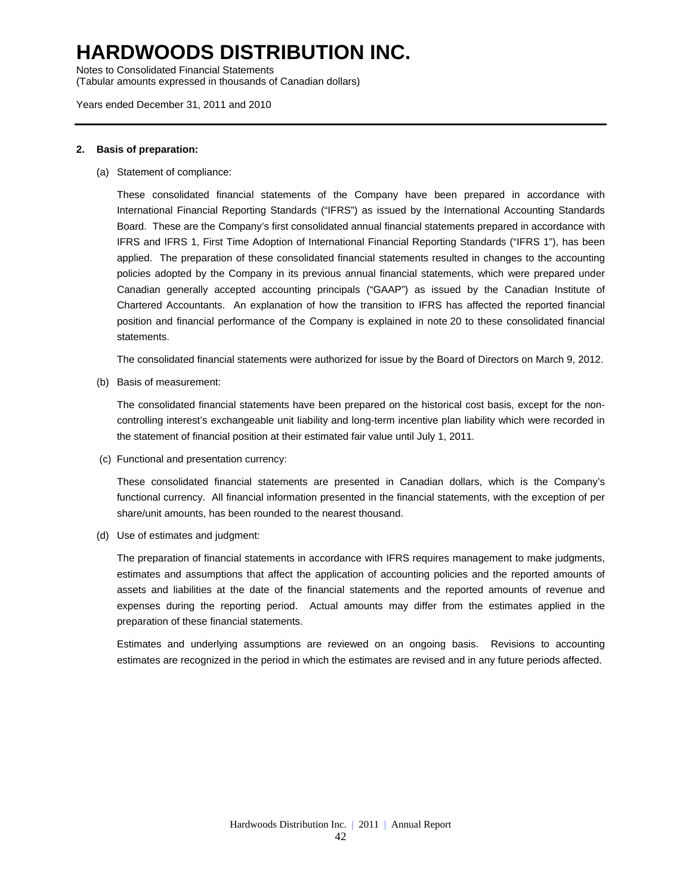**2. Basis of preparation:**

(a) Statement of compliance:

These consolidated financial statements of the Company have been prepared in accordance with International Financial Reporting Standards ("IFRS") as issued by the International Accounting Standards Board. These are the Company's first consolidated annual financial statements prepared in accordance with IFRS and IFRS 1, First Time Adoption of International Financial Reporting Standards ("IFRS 1"), has been applied. The preparation of these consolidated financial statements resulted in changes to the accounting policies adopted by the Company in its previous annual financial statements, which were prepared under Canadian generally accepted accounting principals ("GAAP") as issued by the Canadian Institute of Chartered Accountants. An explanation of how the transition to IFRS has affected the reported financial position and financial performance of the Company is explained in note 20 to these consolidated financial statements.

The consolidated financial statements were authorized for issue by the Board of Directors on March 9, 2012.

(b) Basis of measurement:

The consolidated financial statements have been prepared on the historical cost basis, except for the non-controlling interest's exchangeable unit liability and long-term incentive plan liability which were recorded in the statement of financial position at their estimated fair value until July 1, 2011.

(c) Functional and presentation currency:

These consolidated financial statements are presented in Canadian dollars, which is the Company's functional currency. All financial information presented in the financial statements, with the exception of per share/unit amounts, has been rounded to the nearest thousand.

(d) Use of estimates and judgment:

The preparation of financial statements in accordance with IFRS requires management to make judgments, estimates and assumptions that affect the application of accounting policies and the reported amounts of assets and liabilities at the date of the financial statements and the reported amounts of revenue and expenses during the reporting period. Actual amounts may differ from the estimates applied in the preparation of these financial statements.

Estimates and underlying assumptions are reviewed on an ongoing basis. Revisions to accounting estimates are recognized in the period in which the estimates are revised and in any future periods affected.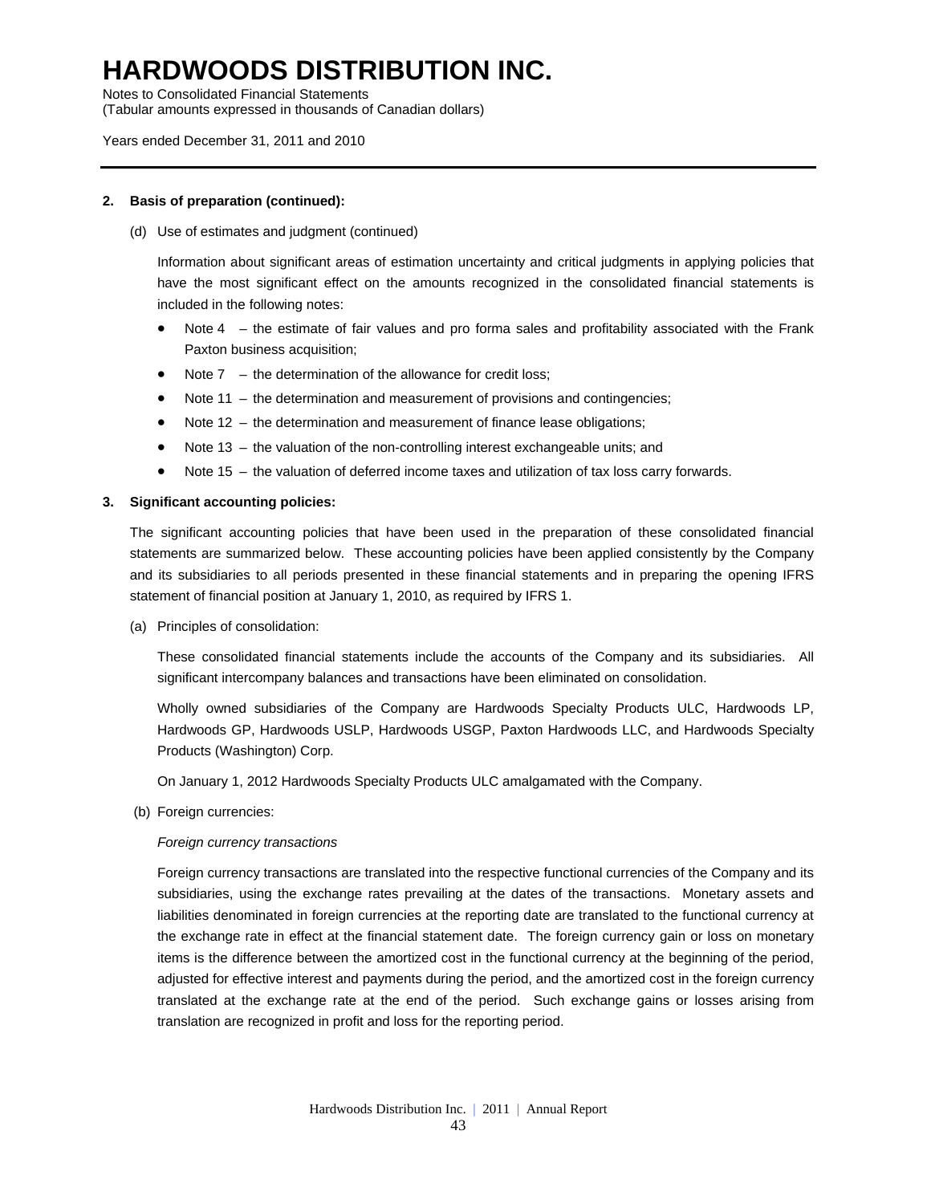# HARDWOODS DISTRIBUTION INC.

Notes to Consolidated Financial Statements
(Tabular amounts expressed in thousands of Canadian dollars)

Years ended December 31, 2011 and 2010

**2. Basis of preparation (continued):**

(d) Use of estimates and judgment (continued)

Information about significant areas of estimation uncertainty and critical judgments in applying policies that have the most significant effect on the amounts recognized in the consolidated financial statements is included in the following notes:

- Note 4 – the estimate of fair values and pro forma sales and profitability associated with the Frank Paxton business acquisition;
- Note 7 – the determination of the allowance for credit loss;
- Note 11 – the determination and measurement of provisions and contingencies;
- Note 12 – the determination and measurement of finance lease obligations;
- Note 13 – the valuation of the non-controlling interest exchangeable units; and
- Note 15 – the valuation of deferred income taxes and utilization of tax loss carry forwards.

**3. Significant accounting policies:**

The significant accounting policies that have been used in the preparation of these consolidated financial statements are summarized below. These accounting policies have been applied consistently by the Company and its subsidiaries to all periods presented in these financial statements and in preparing the opening IFRS statement of financial position at January 1, 2010, as required by IFRS 1.

(a) Principles of consolidation:

These consolidated financial statements include the accounts of the Company and its subsidiaries. All significant intercompany balances and transactions have been eliminated on consolidation.

Wholly owned subsidiaries of the Company are Hardwoods Specialty Products ULC, Hardwoods LP, Hardwoods GP, Hardwoods USLP, Hardwoods USGP, Paxton Hardwoods LLC, and Hardwoods Specialty Products (Washington) Corp.

On January 1, 2012 Hardwoods Specialty Products ULC amalgamated with the Company.

(b) Foreign currencies:

*Foreign currency transactions*

Foreign currency transactions are translated into the respective functional currencies of the Company and its subsidiaries, using the exchange rates prevailing at the dates of the transactions. Monetary assets and liabilities denominated in foreign currencies at the reporting date are translated to the functional currency at the exchange rate in effect at the financial statement date. The foreign currency gain or loss on monetary items is the difference between the amortized cost in the functional currency at the beginning of the period, adjusted for effective interest and payments during the period, and the amortized cost in the foreign currency translated at the exchange rate at the end of the period. Such exchange gains or losses arising from translation are recognized in profit and loss for the reporting period.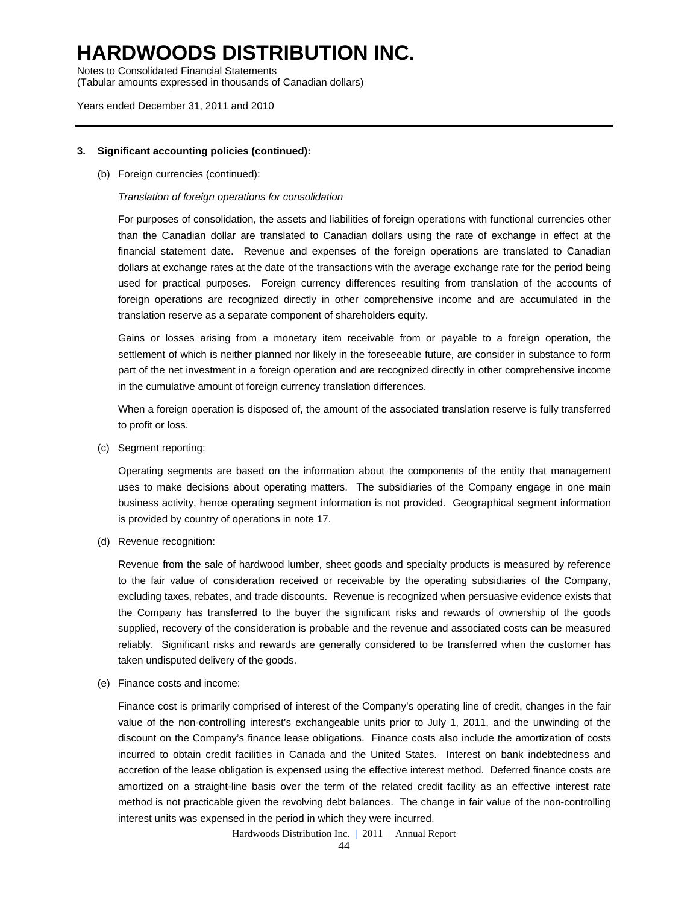### 3. Significant accounting policies (continued):

(b) Foreign currencies (continued):

*Translation of foreign operations for consolidation*

For purposes of consolidation, the assets and liabilities of foreign operations with functional currencies other than the Canadian dollar are translated to Canadian dollars using the rate of exchange in effect at the financial statement date. Revenue and expenses of the foreign operations are translated to Canadian dollars at exchange rates at the date of the transactions with the average exchange rate for the period being used for practical purposes. Foreign currency differences resulting from translation of the accounts of foreign operations are recognized directly in other comprehensive income and are accumulated in the translation reserve as a separate component of shareholders equity.

Gains or losses arising from a monetary item receivable from or payable to a foreign operation, the settlement of which is neither planned nor likely in the foreseeable future, are consider in substance to form part of the net investment in a foreign operation and are recognized directly in other comprehensive income in the cumulative amount of foreign currency translation differences.

When a foreign operation is disposed of, the amount of the associated translation reserve is fully transferred to profit or loss.

(c) Segment reporting:

Operating segments are based on the information about the components of the entity that management uses to make decisions about operating matters. The subsidiaries of the Company engage in one main business activity, hence operating segment information is not provided. Geographical segment information is provided by country of operations in note 17.

(d) Revenue recognition:

Revenue from the sale of hardwood lumber, sheet goods and specialty products is measured by reference to the fair value of consideration received or receivable by the operating subsidiaries of the Company, excluding taxes, rebates, and trade discounts. Revenue is recognized when persuasive evidence exists that the Company has transferred to the buyer the significant risks and rewards of ownership of the goods supplied, recovery of the consideration is probable and the revenue and associated costs can be measured reliably. Significant risks and rewards are generally considered to be transferred when the customer has taken undisputed delivery of the goods.

(e) Finance costs and income:

Finance cost is primarily comprised of interest of the Company's operating line of credit, changes in the fair value of the non-controlling interest's exchangeable units prior to July 1, 2011, and the unwinding of the discount on the Company's finance lease obligations. Finance costs also include the amortization of costs incurred to obtain credit facilities in Canada and the United States. Interest on bank indebtedness and accretion of the lease obligation is expensed using the effective interest method. Deferred finance costs are amortized on a straight-line basis over the term of the related credit facility as an effective interest rate method is not practicable given the revolving debt balances. The change in fair value of the non-controlling interest units was expensed in the period in which they were incurred.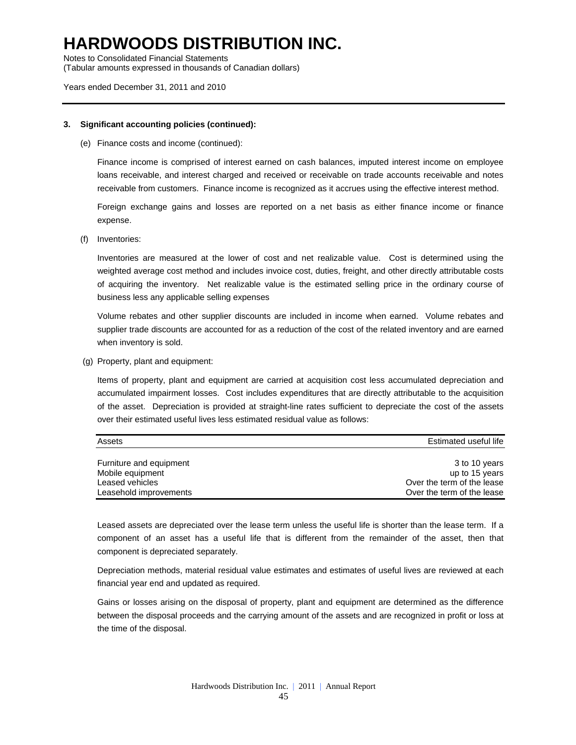# HARDWOODS DISTRIBUTION INC.

Notes to Consolidated Financial Statements
(Tabular amounts expressed in thousands of Canadian dollars)

Years ended December 31, 2011 and 2010

**3. Significant accounting policies (continued):**

(e) Finance costs and income (continued):

Finance income is comprised of interest earned on cash balances, imputed interest income on employee loans receivable, and interest charged and received or receivable on trade accounts receivable and notes receivable from customers. Finance income is recognized as it accrues using the effective interest method.

Foreign exchange gains and losses are reported on a net basis as either finance income or finance expense.

(f) Inventories:

Inventories are measured at the lower of cost and net realizable value. Cost is determined using the weighted average cost method and includes invoice cost, duties, freight, and other directly attributable costs of acquiring the inventory. Net realizable value is the estimated selling price in the ordinary course of business less any applicable selling expenses

Volume rebates and other supplier discounts are included in income when earned. Volume rebates and supplier trade discounts are accounted for as a reduction of the cost of the related inventory and are earned when inventory is sold.

(g) Property, plant and equipment:

Items of property, plant and equipment are carried at acquisition cost less accumulated depreciation and accumulated impairment losses. Cost includes expenditures that are directly attributable to the acquisition of the asset. Depreciation is provided at straight-line rates sufficient to depreciate the cost of the assets over their estimated useful lives less estimated residual value as follows:

| Assets | Estimated useful life |
|---|---|
| Furniture and equipment | 3 to 10 years |
| Mobile equipment | up to 15 years |
| Leased vehicles | Over the term of the lease |
| Leasehold improvements | Over the term of the lease |

Leased assets are depreciated over the lease term unless the useful life is shorter than the lease term. If a component of an asset has a useful life that is different from the remainder of the asset, then that component is depreciated separately.

Depreciation methods, material residual value estimates and estimates of useful lives are reviewed at each financial year end and updated as required.

Gains or losses arising on the disposal of property, plant and equipment are determined as the difference between the disposal proceeds and the carrying amount of the assets and are recognized in profit or loss at the time of the disposal.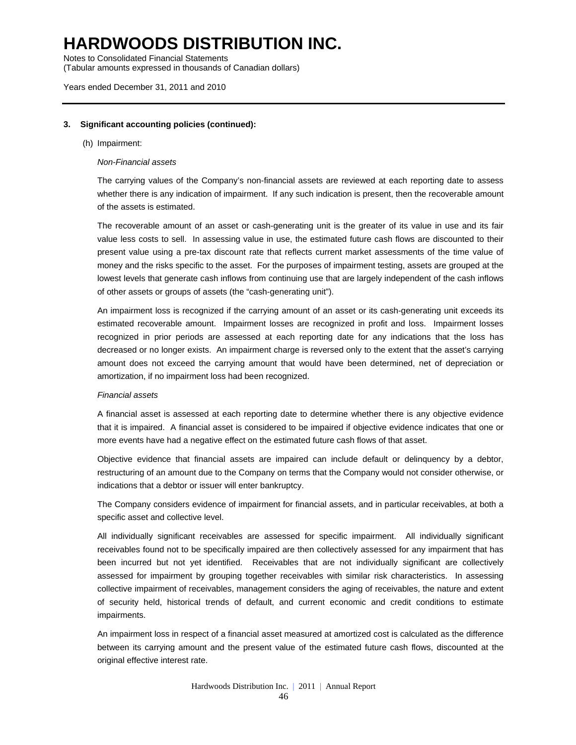**3. Significant accounting policies (continued):**

(h) Impairment:

*Non-Financial assets*

The carrying values of the Company's non-financial assets are reviewed at each reporting date to assess whether there is any indication of impairment. If any such indication is present, then the recoverable amount of the assets is estimated.

The recoverable amount of an asset or cash-generating unit is the greater of its value in use and its fair value less costs to sell. In assessing value in use, the estimated future cash flows are discounted to their present value using a pre-tax discount rate that reflects current market assessments of the time value of money and the risks specific to the asset. For the purposes of impairment testing, assets are grouped at the lowest levels that generate cash inflows from continuing use that are largely independent of the cash inflows of other assets or groups of assets (the "cash-generating unit").

An impairment loss is recognized if the carrying amount of an asset or its cash-generating unit exceeds its estimated recoverable amount. Impairment losses are recognized in profit and loss. Impairment losses recognized in prior periods are assessed at each reporting date for any indications that the loss has decreased or no longer exists. An impairment charge is reversed only to the extent that the asset's carrying amount does not exceed the carrying amount that would have been determined, net of depreciation or amortization, if no impairment loss had been recognized.

*Financial assets*

A financial asset is assessed at each reporting date to determine whether there is any objective evidence that it is impaired. A financial asset is considered to be impaired if objective evidence indicates that one or more events have had a negative effect on the estimated future cash flows of that asset.

Objective evidence that financial assets are impaired can include default or delinquency by a debtor, restructuring of an amount due to the Company on terms that the Company would not consider otherwise, or indications that a debtor or issuer will enter bankruptcy.

The Company considers evidence of impairment for financial assets, and in particular receivables, at both a specific asset and collective level.

All individually significant receivables are assessed for specific impairment. All individually significant receivables found not to be specifically impaired are then collectively assessed for any impairment that has been incurred but not yet identified. Receivables that are not individually significant are collectively assessed for impairment by grouping together receivables with similar risk characteristics. In assessing collective impairment of receivables, management considers the aging of receivables, the nature and extent of security held, historical trends of default, and current economic and credit conditions to estimate impairments.

An impairment loss in respect of a financial asset measured at amortized cost is calculated as the difference between its carrying amount and the present value of the estimated future cash flows, discounted at the original effective interest rate.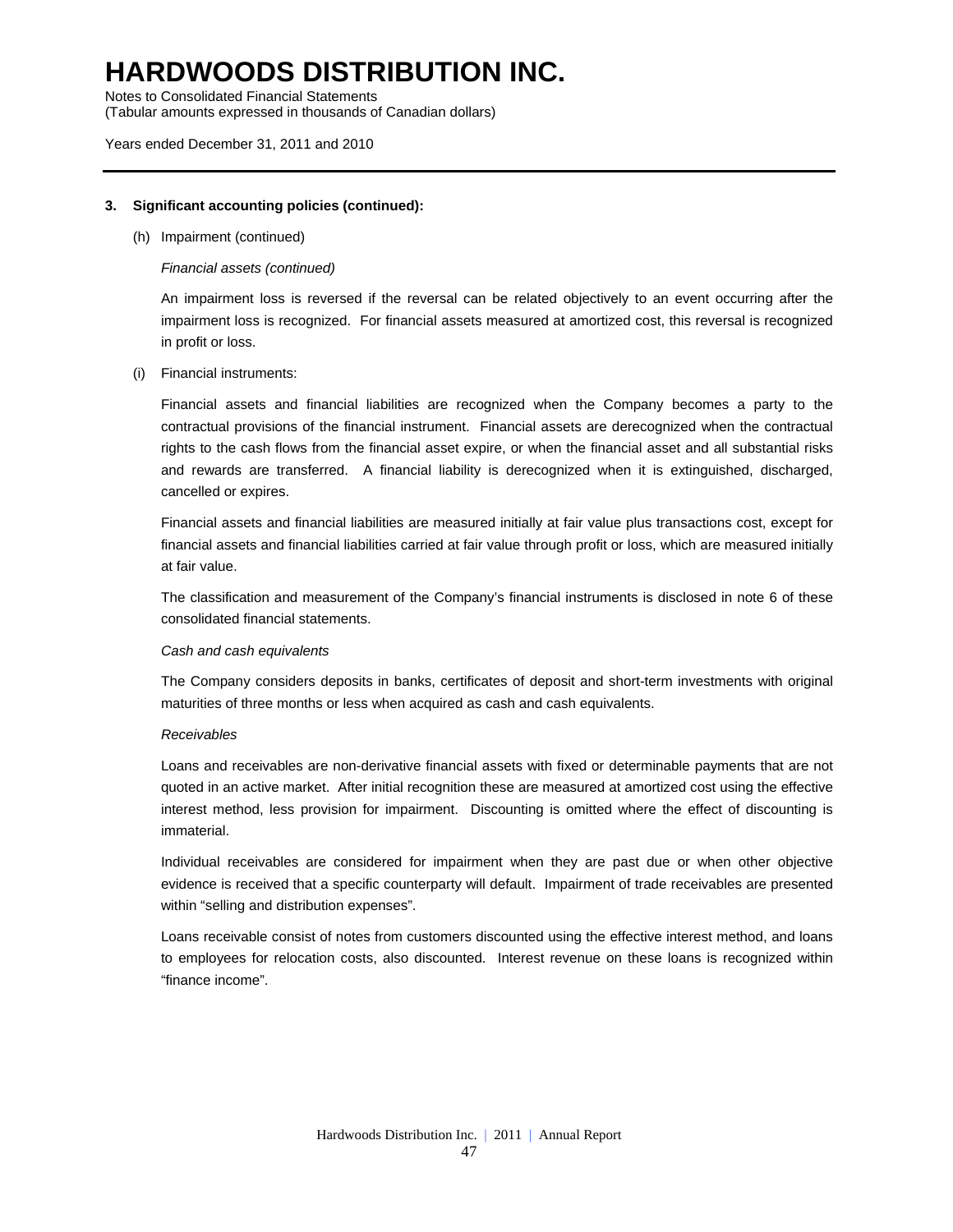**3. Significant accounting policies (continued):**

(h) Impairment (continued)

*Financial assets (continued)*

An impairment loss is reversed if the reversal can be related objectively to an event occurring after the impairment loss is recognized. For financial assets measured at amortized cost, this reversal is recognized in profit or loss.

(i) Financial instruments:

Financial assets and financial liabilities are recognized when the Company becomes a party to the contractual provisions of the financial instrument. Financial assets are derecognized when the contractual rights to the cash flows from the financial asset expire, or when the financial asset and all substantial risks and rewards are transferred. A financial liability is derecognized when it is extinguished, discharged, cancelled or expires.

Financial assets and financial liabilities are measured initially at fair value plus transactions cost, except for financial assets and financial liabilities carried at fair value through profit or loss, which are measured initially at fair value.

The classification and measurement of the Company's financial instruments is disclosed in note 6 of these consolidated financial statements.

*Cash and cash equivalents*

The Company considers deposits in banks, certificates of deposit and short-term investments with original maturities of three months or less when acquired as cash and cash equivalents.

*Receivables*

Loans and receivables are non-derivative financial assets with fixed or determinable payments that are not quoted in an active market. After initial recognition these are measured at amortized cost using the effective interest method, less provision for impairment. Discounting is omitted where the effect of discounting is immaterial.

Individual receivables are considered for impairment when they are past due or when other objective evidence is received that a specific counterparty will default. Impairment of trade receivables are presented within "selling and distribution expenses".

Loans receivable consist of notes from customers discounted using the effective interest method, and loans to employees for relocation costs, also discounted. Interest revenue on these loans is recognized within "finance income".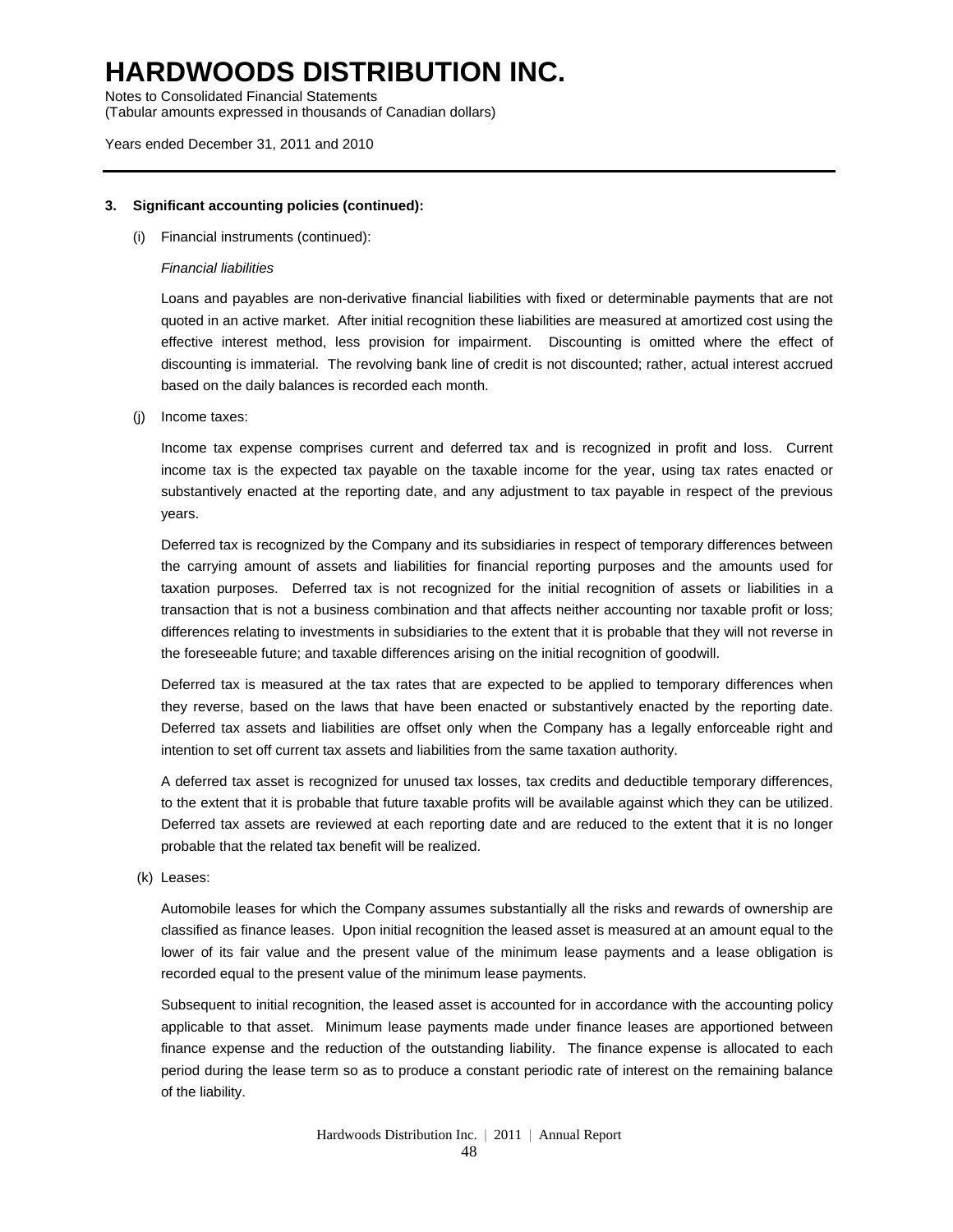# HARDWOODS DISTRIBUTION INC.

Notes to Consolidated Financial Statements
(Tabular amounts expressed in thousands of Canadian dollars)

Years ended December 31, 2011 and 2010

**3. Significant accounting policies (continued):**

(i) Financial instruments (continued):

*Financial liabilities*

Loans and payables are non-derivative financial liabilities with fixed or determinable payments that are not quoted in an active market. After initial recognition these liabilities are measured at amortized cost using the effective interest method, less provision for impairment. Discounting is omitted where the effect of discounting is immaterial. The revolving bank line of credit is not discounted; rather, actual interest accrued based on the daily balances is recorded each month.

(j) Income taxes:

Income tax expense comprises current and deferred tax and is recognized in profit and loss. Current income tax is the expected tax payable on the taxable income for the year, using tax rates enacted or substantively enacted at the reporting date, and any adjustment to tax payable in respect of the previous years.

Deferred tax is recognized by the Company and its subsidiaries in respect of temporary differences between the carrying amount of assets and liabilities for financial reporting purposes and the amounts used for taxation purposes. Deferred tax is not recognized for the initial recognition of assets or liabilities in a transaction that is not a business combination and that affects neither accounting nor taxable profit or loss; differences relating to investments in subsidiaries to the extent that it is probable that they will not reverse in the foreseeable future; and taxable differences arising on the initial recognition of goodwill.

Deferred tax is measured at the tax rates that are expected to be applied to temporary differences when they reverse, based on the laws that have been enacted or substantively enacted by the reporting date. Deferred tax assets and liabilities are offset only when the Company has a legally enforceable right and intention to set off current tax assets and liabilities from the same taxation authority.

A deferred tax asset is recognized for unused tax losses, tax credits and deductible temporary differences, to the extent that it is probable that future taxable profits will be available against which they can be utilized. Deferred tax assets are reviewed at each reporting date and are reduced to the extent that it is no longer probable that the related tax benefit will be realized.

(k) Leases:

Automobile leases for which the Company assumes substantially all the risks and rewards of ownership are classified as finance leases. Upon initial recognition the leased asset is measured at an amount equal to the lower of its fair value and the present value of the minimum lease payments and a lease obligation is recorded equal to the present value of the minimum lease payments.

Subsequent to initial recognition, the leased asset is accounted for in accordance with the accounting policy applicable to that asset. Minimum lease payments made under finance leases are apportioned between finance expense and the reduction of the outstanding liability. The finance expense is allocated to each period during the lease term so as to produce a constant periodic rate of interest on the remaining balance of the liability.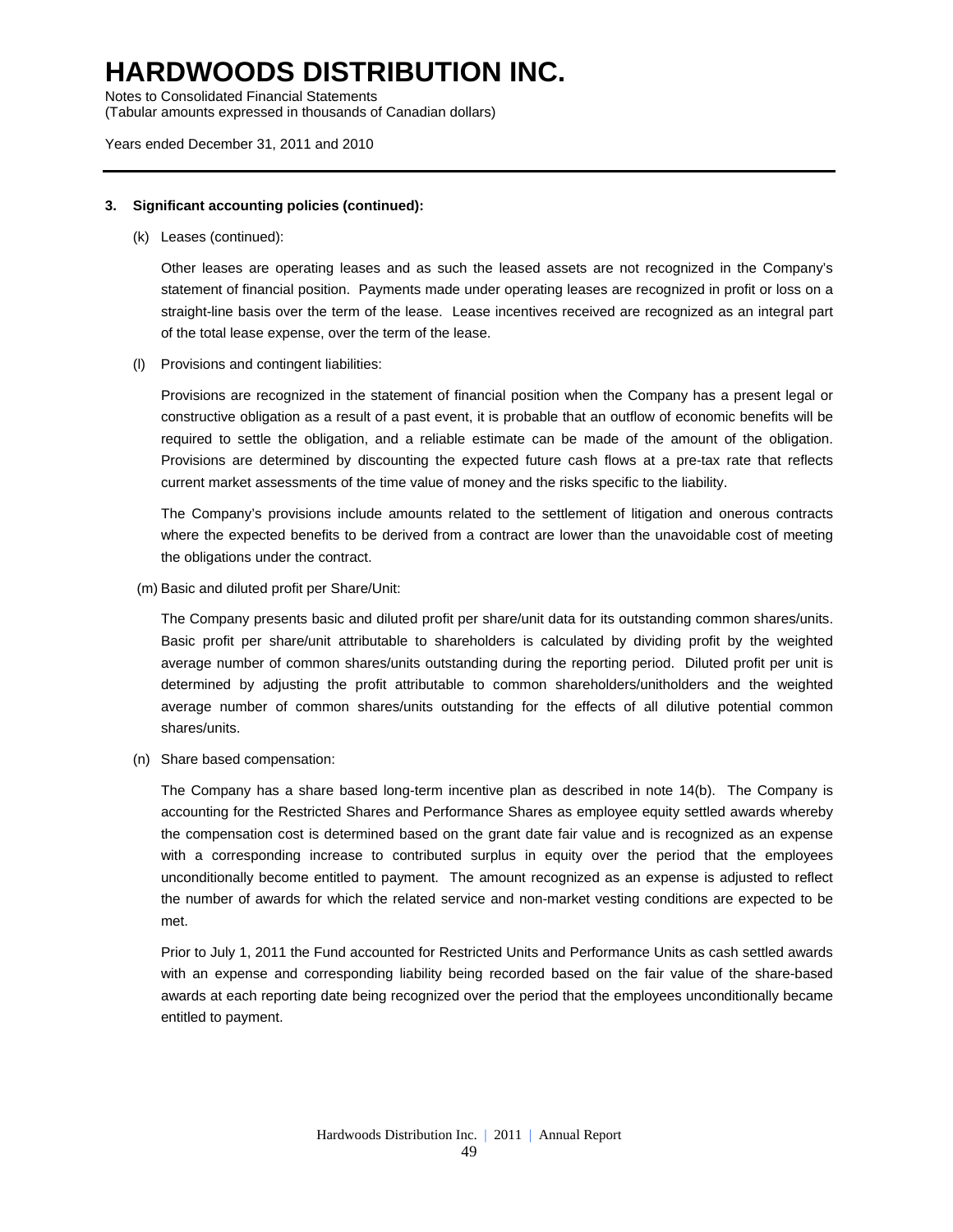### 3. Significant accounting policies (continued):

(k) Leases (continued):

Other leases are operating leases and as such the leased assets are not recognized in the Company's statement of financial position. Payments made under operating leases are recognized in profit or loss on a straight-line basis over the term of the lease. Lease incentives received are recognized as an integral part of the total lease expense, over the term of the lease.

(l) Provisions and contingent liabilities:

Provisions are recognized in the statement of financial position when the Company has a present legal or constructive obligation as a result of a past event, it is probable that an outflow of economic benefits will be required to settle the obligation, and a reliable estimate can be made of the amount of the obligation. Provisions are determined by discounting the expected future cash flows at a pre-tax rate that reflects current market assessments of the time value of money and the risks specific to the liability.

The Company's provisions include amounts related to the settlement of litigation and onerous contracts where the expected benefits to be derived from a contract are lower than the unavoidable cost of meeting the obligations under the contract.

(m) Basic and diluted profit per Share/Unit:

The Company presents basic and diluted profit per share/unit data for its outstanding common shares/units. Basic profit per share/unit attributable to shareholders is calculated by dividing profit by the weighted average number of common shares/units outstanding during the reporting period. Diluted profit per unit is determined by adjusting the profit attributable to common shareholders/unitholders and the weighted average number of common shares/units outstanding for the effects of all dilutive potential common shares/units.

(n) Share based compensation:

The Company has a share based long-term incentive plan as described in note 14(b). The Company is accounting for the Restricted Shares and Performance Shares as employee equity settled awards whereby the compensation cost is determined based on the grant date fair value and is recognized as an expense with a corresponding increase to contributed surplus in equity over the period that the employees unconditionally become entitled to payment. The amount recognized as an expense is adjusted to reflect the number of awards for which the related service and non-market vesting conditions are expected to be met.

Prior to July 1, 2011 the Fund accounted for Restricted Units and Performance Units as cash settled awards with an expense and corresponding liability being recorded based on the fair value of the share-based awards at each reporting date being recognized over the period that the employees unconditionally became entitled to payment.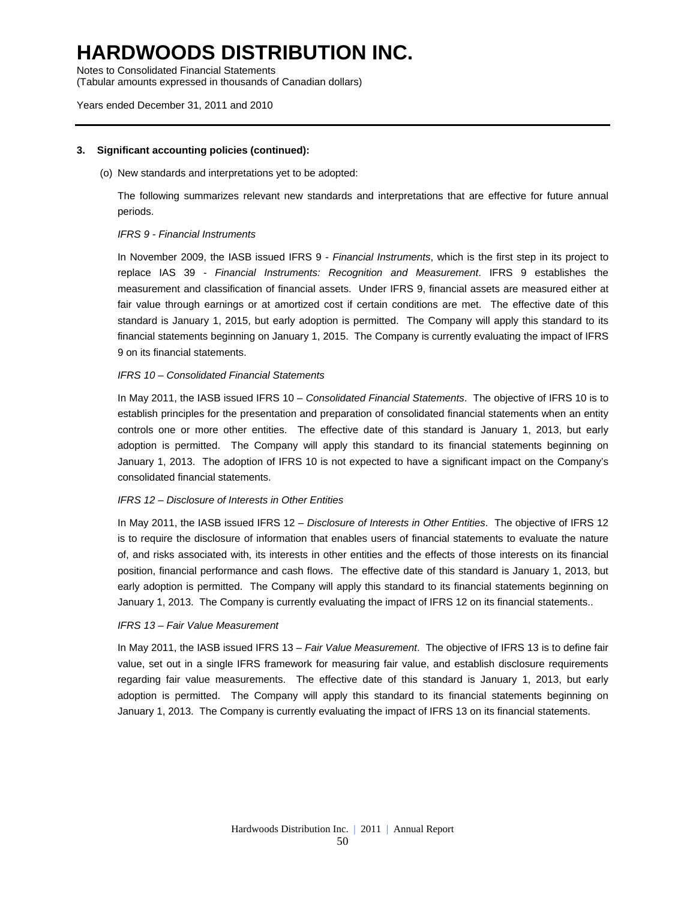**3. Significant accounting policies (continued):**

(o) New standards and interpretations yet to be adopted:

The following summarizes relevant new standards and interpretations that are effective for future annual periods.

*IFRS 9 - Financial Instruments*

In November 2009, the IASB issued IFRS 9 - *Financial Instruments*, which is the first step in its project to replace IAS 39 - *Financial Instruments: Recognition and Measurement*. IFRS 9 establishes the measurement and classification of financial assets. Under IFRS 9, financial assets are measured either at fair value through earnings or at amortized cost if certain conditions are met. The effective date of this standard is January 1, 2015, but early adoption is permitted. The Company will apply this standard to its financial statements beginning on January 1, 2015. The Company is currently evaluating the impact of IFRS 9 on its financial statements.

*IFRS 10 – Consolidated Financial Statements*

In May 2011, the IASB issued IFRS 10 – *Consolidated Financial Statements*. The objective of IFRS 10 is to establish principles for the presentation and preparation of consolidated financial statements when an entity controls one or more other entities. The effective date of this standard is January 1, 2013, but early adoption is permitted. The Company will apply this standard to its financial statements beginning on January 1, 2013. The adoption of IFRS 10 is not expected to have a significant impact on the Company's consolidated financial statements.

*IFRS 12 – Disclosure of Interests in Other Entities*

In May 2011, the IASB issued IFRS 12 – *Disclosure of Interests in Other Entities*. The objective of IFRS 12 is to require the disclosure of information that enables users of financial statements to evaluate the nature of, and risks associated with, its interests in other entities and the effects of those interests on its financial position, financial performance and cash flows. The effective date of this standard is January 1, 2013, but early adoption is permitted. The Company will apply this standard to its financial statements beginning on January 1, 2013. The Company is currently evaluating the impact of IFRS 12 on its financial statements..

*IFRS 13 – Fair Value Measurement*

In May 2011, the IASB issued IFRS 13 – *Fair Value Measurement*. The objective of IFRS 13 is to define fair value, set out in a single IFRS framework for measuring fair value, and establish disclosure requirements regarding fair value measurements. The effective date of this standard is January 1, 2013, but early adoption is permitted. The Company will apply this standard to its financial statements beginning on January 1, 2013. The Company is currently evaluating the impact of IFRS 13 on its financial statements.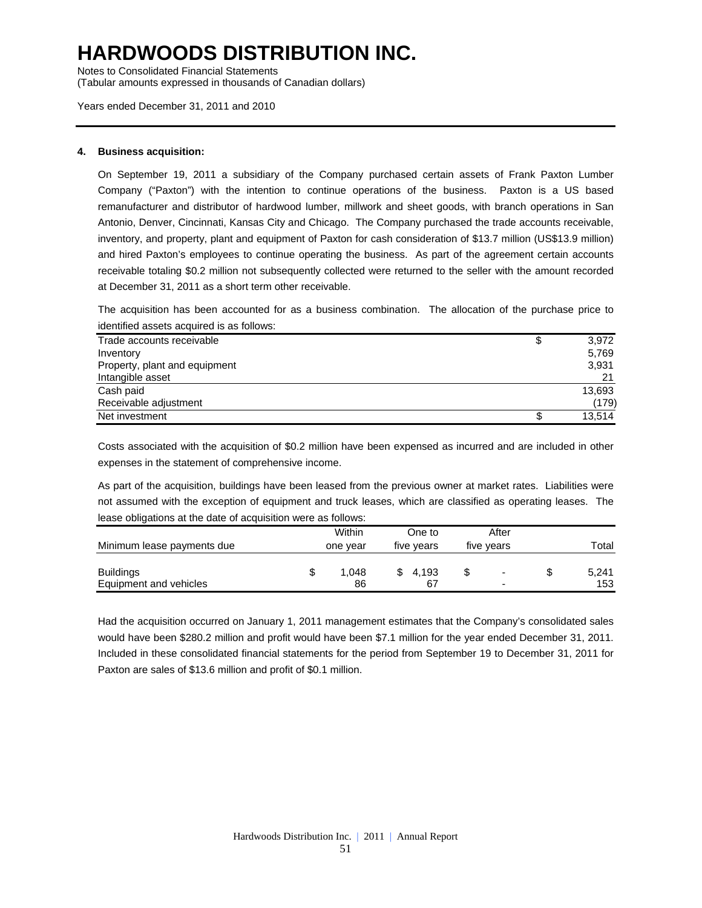# HARDWOODS DISTRIBUTION INC.

Notes to Consolidated Financial Statements
(Tabular amounts expressed in thousands of Canadian dollars)

Years ended December 31, 2011 and 2010

**4. Business acquisition:**

On September 19, 2011 a subsidiary of the Company purchased certain assets of Frank Paxton Lumber Company ("Paxton") with the intention to continue operations of the business. Paxton is a US based remanufacturer and distributor of hardwood lumber, millwork and sheet goods, with branch operations in San Antonio, Denver, Cincinnati, Kansas City and Chicago. The Company purchased the trade accounts receivable, inventory, and property, plant and equipment of Paxton for cash consideration of $13.7 million (US$13.9 million) and hired Paxton's employees to continue operating the business. As part of the agreement certain accounts receivable totaling $0.2 million not subsequently collected were returned to the seller with the amount recorded at December 31, 2011 as a short term other receivable.

The acquisition has been accounted for as a business combination. The allocation of the purchase price to identified assets acquired is as follows:

| | |
|---|---|
| Trade accounts receivable | $ 3,972 |
| Inventory | 5,769 |
| Property, plant and equipment | 3,931 |
| Intangible asset | 21 |
| Cash paid | 13,693 |
| Receivable adjustment | (179) |
| Net investment | $ 13,514 |

Costs associated with the acquisition of $0.2 million have been expensed as incurred and are included in other expenses in the statement of comprehensive income.

As part of the acquisition, buildings have been leased from the previous owner at market rates. Liabilities were not assumed with the exception of equipment and truck leases, which are classified as operating leases. The lease obligations at the date of acquisition were as follows:

| Minimum lease payments due | Within one year | One to five years | After five years | Total |
|---|---|---|---|---|
| Buildings | $ 1,048 | $ 4,193 | $ - | $ 5,241 |
| Equipment and vehicles | 86 | 67 | - | 153 |

Had the acquisition occurred on January 1, 2011 management estimates that the Company's consolidated sales would have been $280.2 million and profit would have been $7.1 million for the year ended December 31, 2011. Included in these consolidated financial statements for the period from September 19 to December 31, 2011 for Paxton are sales of $13.6 million and profit of $0.1 million.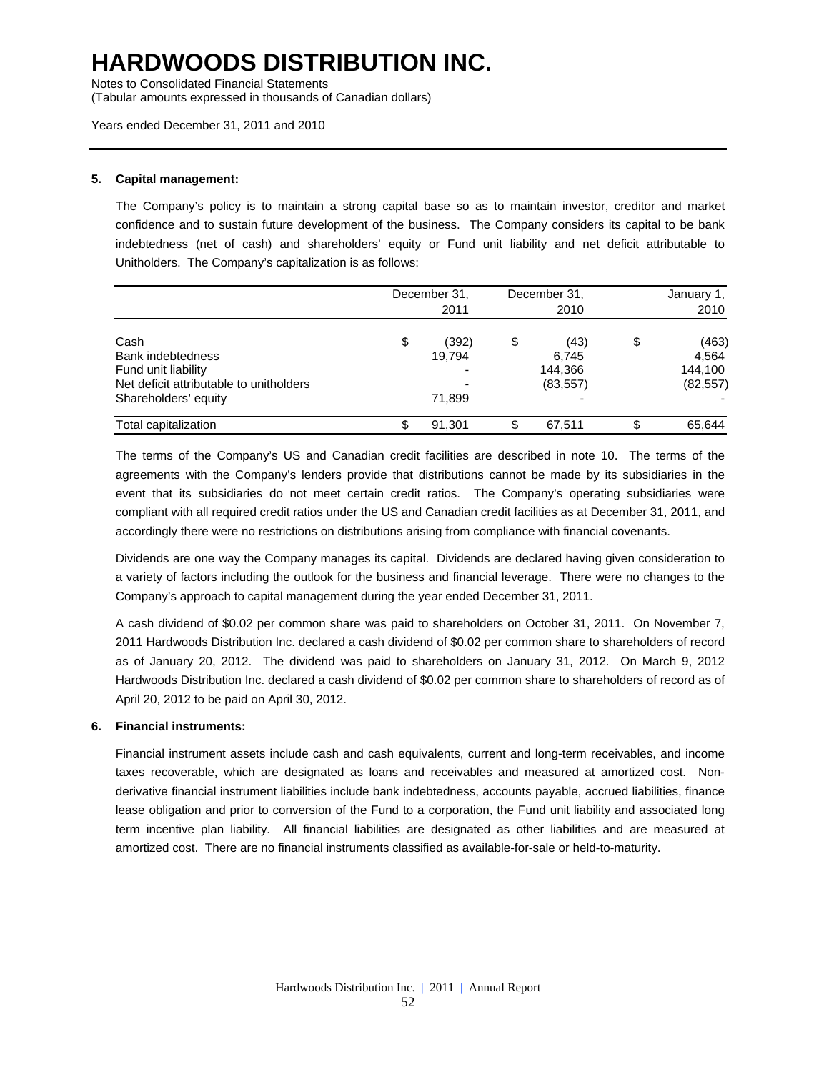# HARDWOODS DISTRIBUTION INC.

Notes to Consolidated Financial Statements
(Tabular amounts expressed in thousands of Canadian dollars)

Years ended December 31, 2011 and 2010

### 5. Capital management:

The Company's policy is to maintain a strong capital base so as to maintain investor, creditor and market confidence and to sustain future development of the business. The Company considers its capital to be bank indebtedness (net of cash) and shareholders' equity or Fund unit liability and net deficit attributable to Unitholders. The Company's capitalization is as follows:

| | December 31, 2011 | December 31, 2010 | January 1, 2010 |
|---|---|---|---|
| Cash | $ (392) | $ (43) | $ (463) |
| Bank indebtedness | 19,794 | 6,745 | 4,564 |
| Fund unit liability | - | 144,366 | 144,100 |
| Net deficit attributable to unitholders | - | (83,557) | (82,557) |
| Shareholders' equity | 71,899 | - | - |
| Total capitalization | $ 91,301 | $ 67,511 | $ 65,644 |

The terms of the Company's US and Canadian credit facilities are described in note 10. The terms of the agreements with the Company's lenders provide that distributions cannot be made by its subsidiaries in the event that its subsidiaries do not meet certain credit ratios. The Company's operating subsidiaries were compliant with all required credit ratios under the US and Canadian credit facilities as at December 31, 2011, and accordingly there were no restrictions on distributions arising from compliance with financial covenants.

Dividends are one way the Company manages its capital. Dividends are declared having given consideration to a variety of factors including the outlook for the business and financial leverage. There were no changes to the Company's approach to capital management during the year ended December 31, 2011.

A cash dividend of $0.02 per common share was paid to shareholders on October 31, 2011. On November 7, 2011 Hardwoods Distribution Inc. declared a cash dividend of $0.02 per common share to shareholders of record as of January 20, 2012. The dividend was paid to shareholders on January 31, 2012. On March 9, 2012 Hardwoods Distribution Inc. declared a cash dividend of $0.02 per common share to shareholders of record as of April 20, 2012 to be paid on April 30, 2012.

### 6. Financial instruments:

Financial instrument assets include cash and cash equivalents, current and long-term receivables, and income taxes recoverable, which are designated as loans and receivables and measured at amortized cost. Non-derivative financial instrument liabilities include bank indebtedness, accounts payable, accrued liabilities, finance lease obligation and prior to conversion of the Fund to a corporation, the Fund unit liability and associated long term incentive plan liability. All financial liabilities are designated as other liabilities and are measured at amortized cost. There are no financial instruments classified as available-for-sale or held-to-maturity.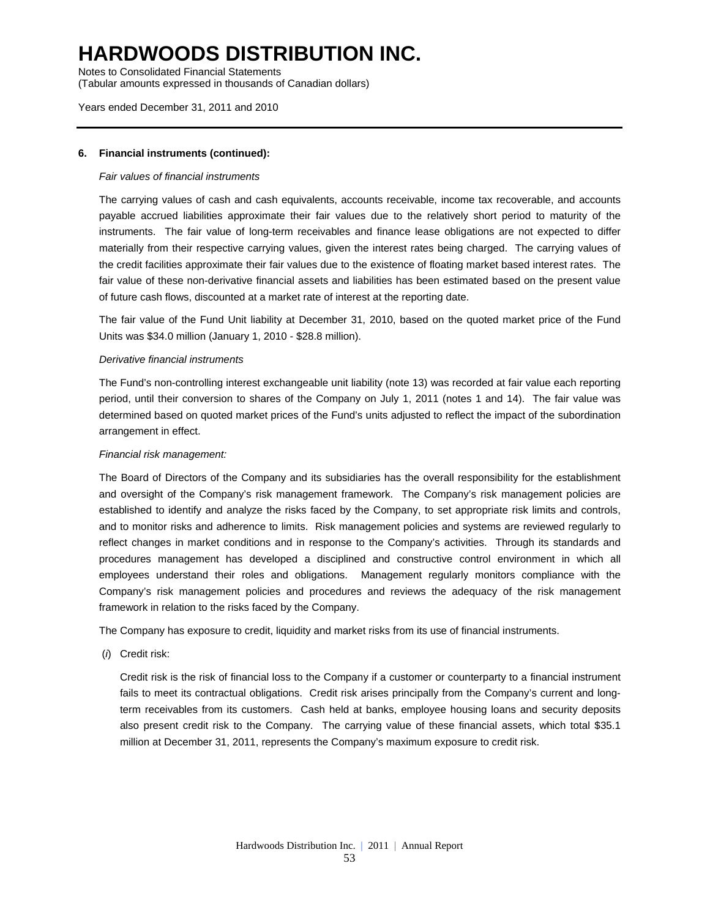**6. Financial instruments (continued):**

*Fair values of financial instruments*

The carrying values of cash and cash equivalents, accounts receivable, income tax recoverable, and accounts payable accrued liabilities approximate their fair values due to the relatively short period to maturity of the instruments. The fair value of long-term receivables and finance lease obligations are not expected to differ materially from their respective carrying values, given the interest rates being charged. The carrying values of the credit facilities approximate their fair values due to the existence of floating market based interest rates. The fair value of these non-derivative financial assets and liabilities has been estimated based on the present value of future cash flows, discounted at a market rate of interest at the reporting date.

The fair value of the Fund Unit liability at December 31, 2010, based on the quoted market price of the Fund Units was $34.0 million (January 1, 2010 - $28.8 million).

*Derivative financial instruments*

The Fund's non-controlling interest exchangeable unit liability (note 13) was recorded at fair value each reporting period, until their conversion to shares of the Company on July 1, 2011 (notes 1 and 14). The fair value was determined based on quoted market prices of the Fund's units adjusted to reflect the impact of the subordination arrangement in effect.

*Financial risk management:*

The Board of Directors of the Company and its subsidiaries has the overall responsibility for the establishment and oversight of the Company's risk management framework. The Company's risk management policies are established to identify and analyze the risks faced by the Company, to set appropriate risk limits and controls, and to monitor risks and adherence to limits. Risk management policies and systems are reviewed regularly to reflect changes in market conditions and in response to the Company's activities. Through its standards and procedures management has developed a disciplined and constructive control environment in which all employees understand their roles and obligations. Management regularly monitors compliance with the Company's risk management policies and procedures and reviews the adequacy of the risk management framework in relation to the risks faced by the Company.

The Company has exposure to credit, liquidity and market risks from its use of financial instruments.

(*i*) Credit risk:

Credit risk is the risk of financial loss to the Company if a customer or counterparty to a financial instrument fails to meet its contractual obligations. Credit risk arises principally from the Company's current and long-term receivables from its customers. Cash held at banks, employee housing loans and security deposits also present credit risk to the Company. The carrying value of these financial assets, which total $35.1 million at December 31, 2011, represents the Company's maximum exposure to credit risk.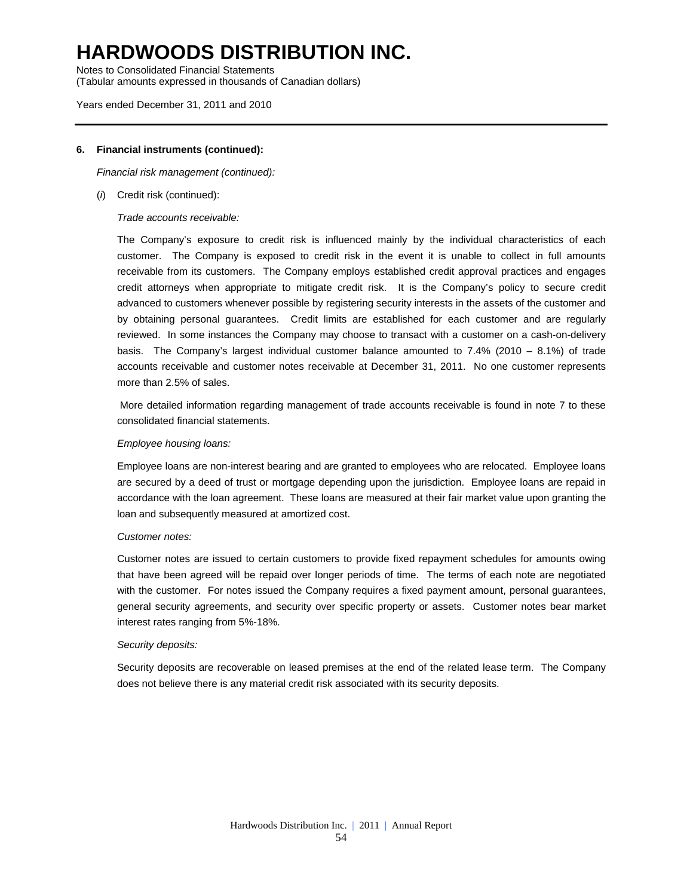### 6. Financial instruments (continued):

*Financial risk management (continued):*

(*i*) Credit risk (continued):

*Trade accounts receivable:*

The Company's exposure to credit risk is influenced mainly by the individual characteristics of each customer. The Company is exposed to credit risk in the event it is unable to collect in full amounts receivable from its customers. The Company employs established credit approval practices and engages credit attorneys when appropriate to mitigate credit risk. It is the Company's policy to secure credit advanced to customers whenever possible by registering security interests in the assets of the customer and by obtaining personal guarantees. Credit limits are established for each customer and are regularly reviewed. In some instances the Company may choose to transact with a customer on a cash-on-delivery basis. The Company's largest individual customer balance amounted to 7.4% (2010 – 8.1%) of trade accounts receivable and customer notes receivable at December 31, 2011. No one customer represents more than 2.5% of sales.

More detailed information regarding management of trade accounts receivable is found in note 7 to these consolidated financial statements.

*Employee housing loans:*

Employee loans are non-interest bearing and are granted to employees who are relocated. Employee loans are secured by a deed of trust or mortgage depending upon the jurisdiction. Employee loans are repaid in accordance with the loan agreement. These loans are measured at their fair market value upon granting the loan and subsequently measured at amortized cost.

*Customer notes:*

Customer notes are issued to certain customers to provide fixed repayment schedules for amounts owing that have been agreed will be repaid over longer periods of time. The terms of each note are negotiated with the customer. For notes issued the Company requires a fixed payment amount, personal guarantees, general security agreements, and security over specific property or assets. Customer notes bear market interest rates ranging from 5%-18%.

*Security deposits:*

Security deposits are recoverable on leased premises at the end of the related lease term. The Company does not believe there is any material credit risk associated with its security deposits.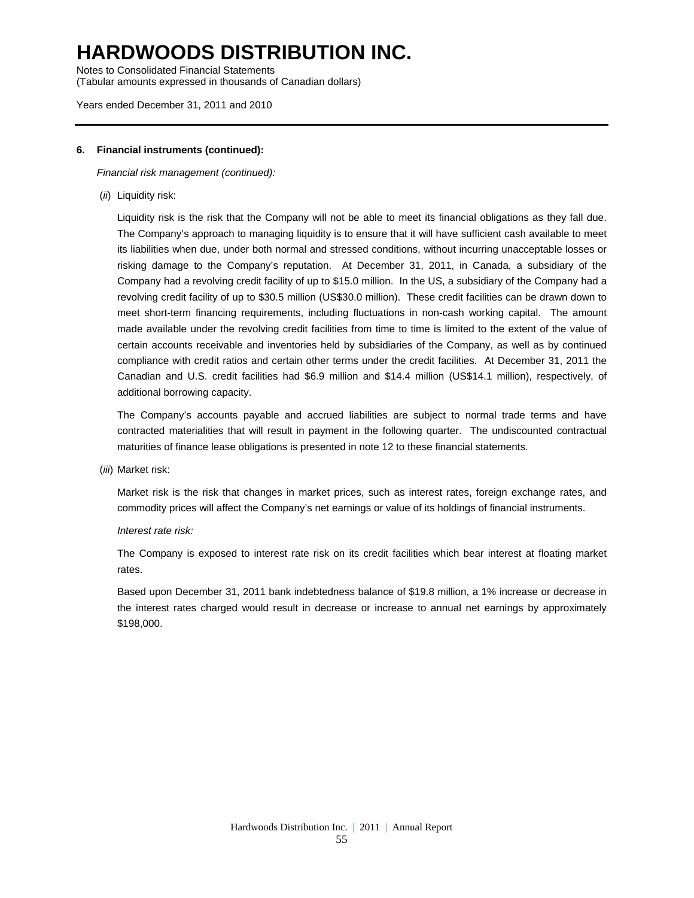# HARDWOODS DISTRIBUTION INC.

Notes to Consolidated Financial Statements
(Tabular amounts expressed in thousands of Canadian dollars)

Years ended December 31, 2011 and 2010

**6. Financial instruments (continued):**

*Financial risk management (continued):*

(*ii*) Liquidity risk:

Liquidity risk is the risk that the Company will not be able to meet its financial obligations as they fall due. The Company's approach to managing liquidity is to ensure that it will have sufficient cash available to meet its liabilities when due, under both normal and stressed conditions, without incurring unacceptable losses or risking damage to the Company's reputation. At December 31, 2011, in Canada, a subsidiary of the Company had a revolving credit facility of up to $15.0 million. In the US, a subsidiary of the Company had a revolving credit facility of up to $30.5 million (US$30.0 million). These credit facilities can be drawn down to meet short-term financing requirements, including fluctuations in non-cash working capital. The amount made available under the revolving credit facilities from time to time is limited to the extent of the value of certain accounts receivable and inventories held by subsidiaries of the Company, as well as by continued compliance with credit ratios and certain other terms under the credit facilities. At December 31, 2011 the Canadian and U.S. credit facilities had $6.9 million and $14.4 million (US$14.1 million), respectively, of additional borrowing capacity.

The Company's accounts payable and accrued liabilities are subject to normal trade terms and have contracted materialities that will result in payment in the following quarter. The undiscounted contractual maturities of finance lease obligations is presented in note 12 to these financial statements.

(*iii*) Market risk:

Market risk is the risk that changes in market prices, such as interest rates, foreign exchange rates, and commodity prices will affect the Company's net earnings or value of its holdings of financial instruments.

*Interest rate risk:*

The Company is exposed to interest rate risk on its credit facilities which bear interest at floating market rates.

Based upon December 31, 2011 bank indebtedness balance of $19.8 million, a 1% increase or decrease in the interest rates charged would result in decrease or increase to annual net earnings by approximately $198,000.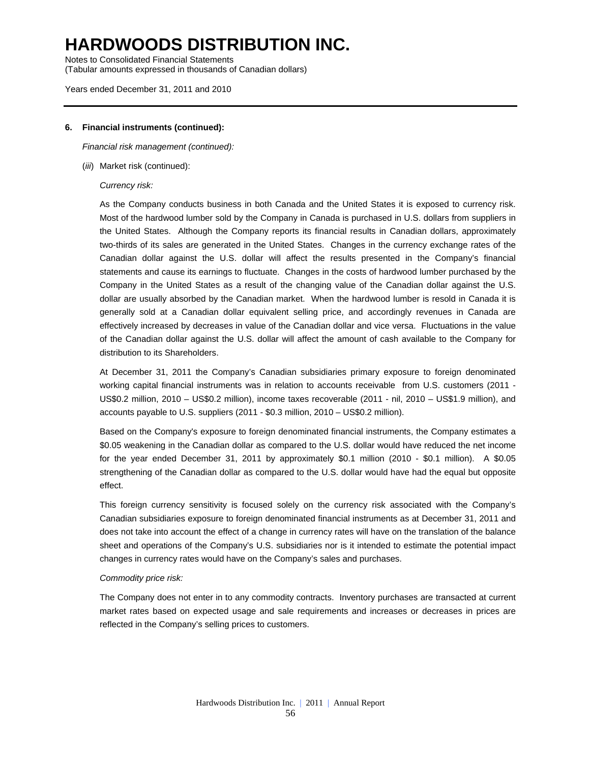# HARDWOODS DISTRIBUTION INC.

Notes to Consolidated Financial Statements
(Tabular amounts expressed in thousands of Canadian dollars)

Years ended December 31, 2011 and 2010

**6. Financial instruments (continued):**

*Financial risk management (continued):*

(*iii*) Market risk (continued):

*Currency risk:*

As the Company conducts business in both Canada and the United States it is exposed to currency risk. Most of the hardwood lumber sold by the Company in Canada is purchased in U.S. dollars from suppliers in the United States. Although the Company reports its financial results in Canadian dollars, approximately two-thirds of its sales are generated in the United States. Changes in the currency exchange rates of the Canadian dollar against the U.S. dollar will affect the results presented in the Company's financial statements and cause its earnings to fluctuate. Changes in the costs of hardwood lumber purchased by the Company in the United States as a result of the changing value of the Canadian dollar against the U.S. dollar are usually absorbed by the Canadian market. When the hardwood lumber is resold in Canada it is generally sold at a Canadian dollar equivalent selling price, and accordingly revenues in Canada are effectively increased by decreases in value of the Canadian dollar and vice versa. Fluctuations in the value of the Canadian dollar against the U.S. dollar will affect the amount of cash available to the Company for distribution to its Shareholders.

At December 31, 2011 the Company's Canadian subsidiaries primary exposure to foreign denominated working capital financial instruments was in relation to accounts receivable from U.S. customers (2011 - US$0.2 million, 2010 – US$0.2 million), income taxes recoverable (2011 - nil, 2010 – US$1.9 million), and accounts payable to U.S. suppliers (2011 - $0.3 million, 2010 – US$0.2 million).

Based on the Company's exposure to foreign denominated financial instruments, the Company estimates a $0.05 weakening in the Canadian dollar as compared to the U.S. dollar would have reduced the net income for the year ended December 31, 2011 by approximately $0.1 million (2010 - $0.1 million). A $0.05 strengthening of the Canadian dollar as compared to the U.S. dollar would have had the equal but opposite effect.

This foreign currency sensitivity is focused solely on the currency risk associated with the Company's Canadian subsidiaries exposure to foreign denominated financial instruments as at December 31, 2011 and does not take into account the effect of a change in currency rates will have on the translation of the balance sheet and operations of the Company's U.S. subsidiaries nor is it intended to estimate the potential impact changes in currency rates would have on the Company's sales and purchases.

*Commodity price risk:*

The Company does not enter in to any commodity contracts. Inventory purchases are transacted at current market rates based on expected usage and sale requirements and increases or decreases in prices are reflected in the Company's selling prices to customers.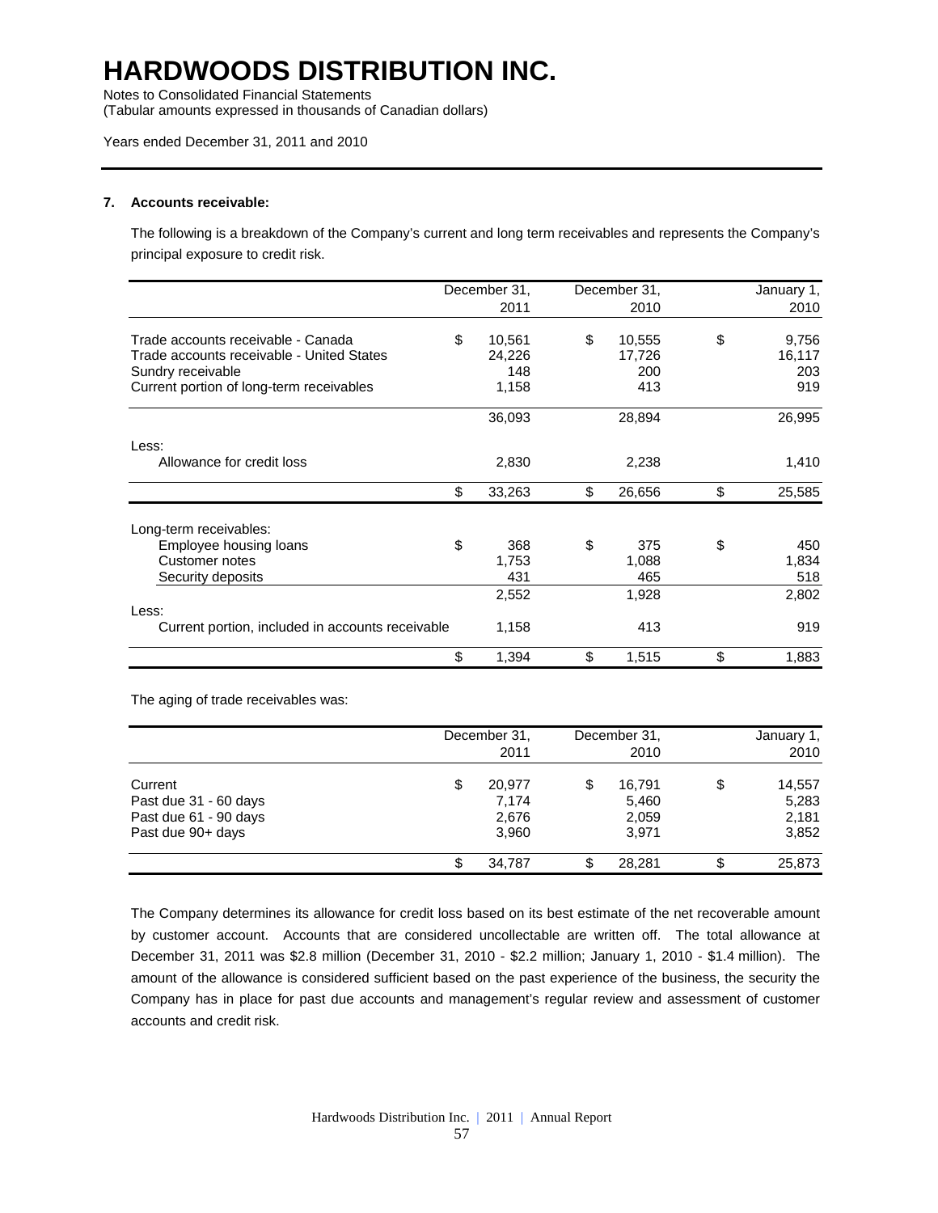# HARDWOODS DISTRIBUTION INC.

Notes to Consolidated Financial Statements
(Tabular amounts expressed in thousands of Canadian dollars)

Years ended December 31, 2011 and 2010

### 7. Accounts receivable:

The following is a breakdown of the Company's current and long term receivables and represents the Company's principal exposure to credit risk.

| | December 31, 2011 | December 31, 2010 | January 1, 2010 |
|---|---|---|---|
| Trade accounts receivable - Canada | $ 10,561 | $ 10,555 | $ 9,756 |
| Trade accounts receivable - United States | 24,226 | 17,726 | 16,117 |
| Sundry receivable | 148 | 200 | 203 |
| Current portion of long-term receivables | 1,158 | 413 | 919 |
| | 36,093 | 28,894 | 26,995 |
| Less: | | | |
| Allowance for credit loss | 2,830 | 2,238 | 1,410 |
| | $ 33,263 | $ 26,656 | $ 25,585 |
| Long-term receivables: | | | |
| Employee housing loans | $ 368 | $ 375 | $ 450 |
| Customer notes | 1,753 | 1,088 | 1,834 |
| Security deposits | 431 | 465 | 518 |
| | 2,552 | 1,928 | 2,802 |
| Less: | | | |
| Current portion, included in accounts receivable | 1,158 | 413 | 919 |
| | $ 1,394 | $ 1,515 | $ 1,883 |

The aging of trade receivables was:

| | December 31, 2011 | December 31, 2010 | January 1, 2010 |
|---|---|---|---|
| Current | $ 20,977 | $ 16,791 | $ 14,557 |
| Past due 31 - 60 days | 7,174 | 5,460 | 5,283 |
| Past due 61 - 90 days | 2,676 | 2,059 | 2,181 |
| Past due 90+ days | 3,960 | 3,971 | 3,852 |
| | $ 34,787 | $ 28,281 | $ 25,873 |

The Company determines its allowance for credit loss based on its best estimate of the net recoverable amount by customer account. Accounts that are considered uncollectable are written off. The total allowance at December 31, 2011 was $2.8 million (December 31, 2010 - $2.2 million; January 1, 2010 - $1.4 million). The amount of the allowance is considered sufficient based on the past experience of the business, the security the Company has in place for past due accounts and management's regular review and assessment of customer accounts and credit risk.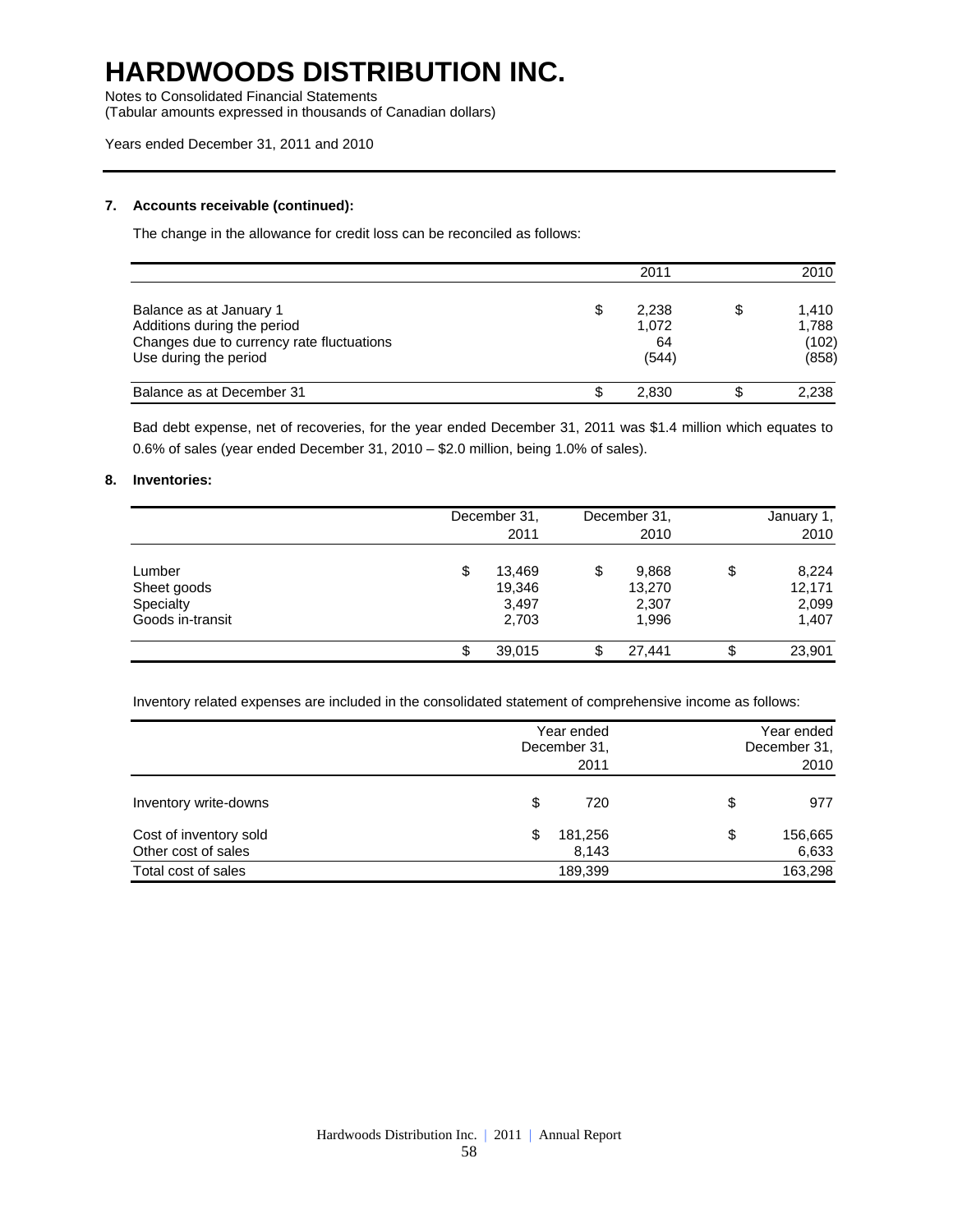# HARDWOODS DISTRIBUTION INC.

Notes to Consolidated Financial Statements
(Tabular amounts expressed in thousands of Canadian dollars)

Years ended December 31, 2011 and 2010

### 7. Accounts receivable (continued):

The change in the allowance for credit loss can be reconciled as follows:

| | 2011 | 2010 |
|---|---|---|
| Balance as at January 1 | $ 2,238 | $ 1,410 |
| Additions during the period | 1,072 | 1,788 |
| Changes due to currency rate fluctuations | 64 | (102) |
| Use during the period | (544) | (858) |
| Balance as at December 31 | $ 2,830 | $ 2,238 |

Bad debt expense, net of recoveries, for the year ended December 31, 2011 was $1.4 million which equates to 0.6% of sales (year ended December 31, 2010 – $2.0 million, being 1.0% of sales).

### 8. Inventories:

| | December 31, 2011 | December 31, 2010 | January 1, 2010 |
|---|---|---|---|
| Lumber | $ 13,469 | $ 9,868 | $ 8,224 |
| Sheet goods | 19,346 | 13,270 | 12,171 |
| Specialty | 3,497 | 2,307 | 2,099 |
| Goods in-transit | 2,703 | 1,996 | 1,407 |
| | $ 39,015 | $ 27,441 | $ 23,901 |

Inventory related expenses are included in the consolidated statement of comprehensive income as follows:

| | Year ended December 31, 2011 | Year ended December 31, 2010 |
|---|---|---|
| Inventory write-downs | $ 720 | $ 977 |
| Cost of inventory sold | $ 181,256 | $ 156,665 |
| Other cost of sales | 8,143 | 6,633 |
| Total cost of sales | 189,399 | 163,298 |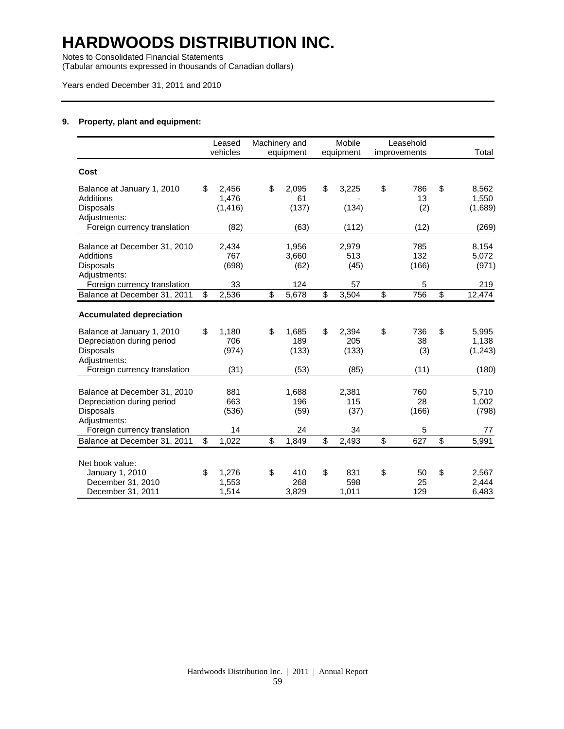# HARDWOODS DISTRIBUTION INC.

Notes to Consolidated Financial Statements
(Tabular amounts expressed in thousands of Canadian dollars)

Years ended December 31, 2011 and 2010

## 9. Property, plant and equipment:

| | Leased vehicles | Machinery and equipment | Mobile equipment | Leasehold improvements | Total |
|---|---|---|---|---|---|
| **Cost** | | | | | |
| Balance at January 1, 2010 | $ 2,456 | $ 2,095 | $ 3,225 | $ 786 | $ 8,562 |
| Additions | 1,476 | 61 | - | 13 | 1,550 |
| Disposals | (1,416) | (137) | (134) | (2) | (1,689) |
| Adjustments: | | | | | |
| Foreign currency translation | (82) | (63) | (112) | (12) | (269) |
| Balance at December 31, 2010 | 2,434 | 1,956 | 2,979 | 785 | 8,154 |
| Additions | 767 | 3,660 | 513 | 132 | 5,072 |
| Disposals | (698) | (62) | (45) | (166) | (971) |
| Adjustments: | | | | | |
| Foreign currency translation | 33 | 124 | 57 | 5 | 219 |
| Balance at December 31, 2011 | $ 2,536 | $ 5,678 | $ 3,504 | $ 756 | $ 12,474 |
| **Accumulated depreciation** | | | | | |
| Balance at January 1, 2010 | $ 1,180 | $ 1,685 | $ 2,394 | $ 736 | $ 5,995 |
| Depreciation during period | 706 | 189 | 205 | 38 | 1,138 |
| Disposals | (974) | (133) | (133) | (3) | (1,243) |
| Adjustments: | | | | | |
| Foreign currency translation | (31) | (53) | (85) | (11) | (180) |
| Balance at December 31, 2010 | 881 | 1,688 | 2,381 | 760 | 5,710 |
| Depreciation during period | 663 | 196 | 115 | 28 | 1,002 |
| Disposals | (536) | (59) | (37) | (166) | (798) |
| Adjustments: | | | | | |
| Foreign currency translation | 14 | 24 | 34 | 5 | 77 |
| Balance at December 31, 2011 | $ 1,022 | $ 1,849 | $ 2,493 | $ 627 | $ 5,991 |
| Net book value: | | | | | |
| January 1, 2010 | $ 1,276 | $ 410 | $ 831 | $ 50 | $ 2,567 |
| December 31, 2010 | 1,553 | 268 | 598 | 25 | 2,444 |
| December 31, 2011 | 1,514 | 3,829 | 1,011 | 129 | 6,483 |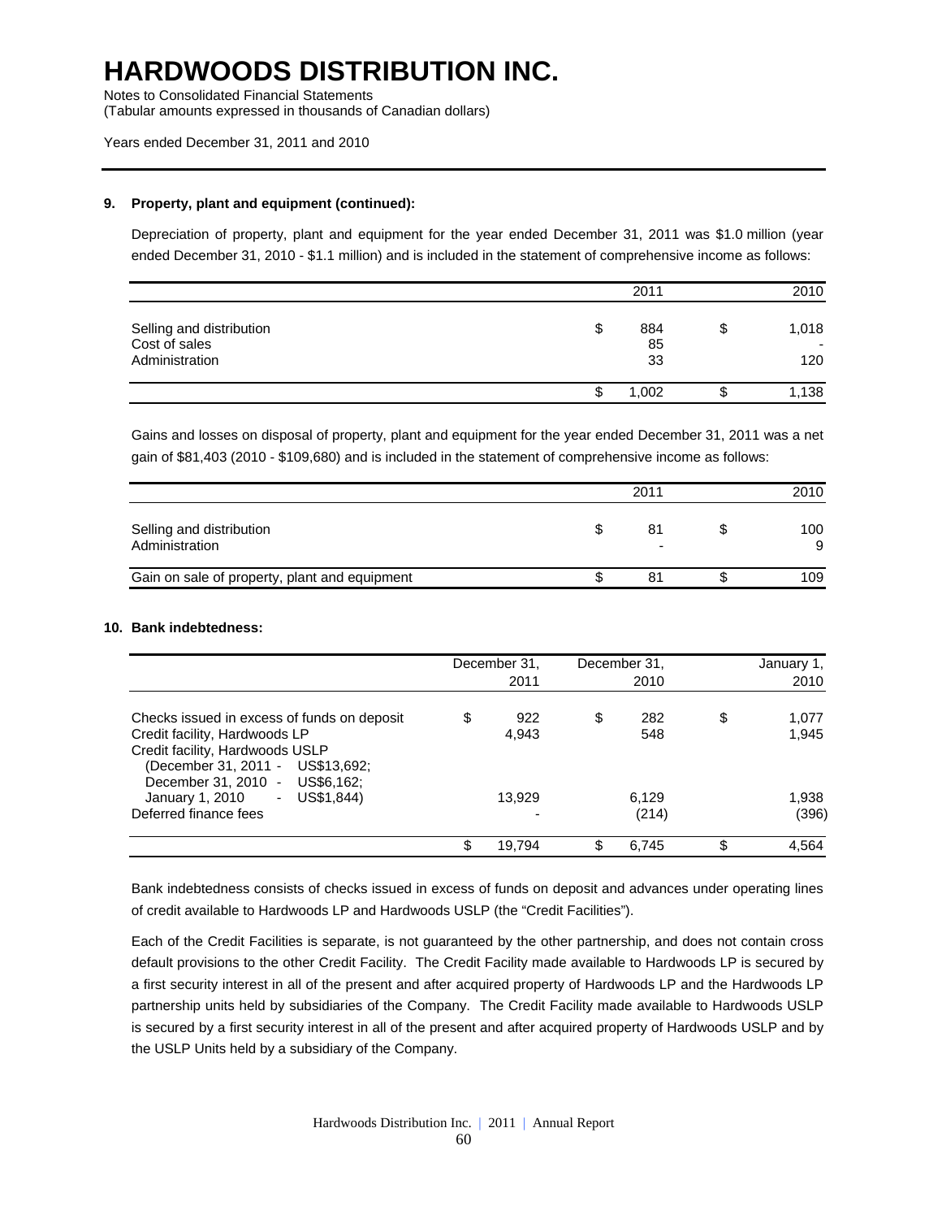## 9. Property, plant and equipment (continued):

Depreciation of property, plant and equipment for the year ended December 31, 2011 was $1.0 million (year ended December 31, 2010 - $1.1 million) and is included in the statement of comprehensive income as follows:

| | 2011 | 2010 |
|---|---|---|
| Selling and distribution | $ 884 | $ 1,018 |
| Cost of sales | 85 | - |
| Administration | 33 | 120 |
| | $ 1,002 | $ 1,138 |

Gains and losses on disposal of property, plant and equipment for the year ended December 31, 2011 was a net gain of $81,403 (2010 - $109,680) and is included in the statement of comprehensive income as follows:

| | 2011 | 2010 |
|---|---|---|
| Selling and distribution | $ 81 | $ 100 |
| Administration | - | 9 |
| Gain on sale of property, plant and equipment | $ 81 | $ 109 |

## 10. Bank indebtedness:

| | December 31, 2011 | December 31, 2010 | January 1, 2010 |
|---|---|---|---|
| Checks issued in excess of funds on deposit | $ 922 | $ 282 | $ 1,077 |
| Credit facility, Hardwoods LP | 4,943 | 548 | 1,945 |
| Credit facility, Hardwoods USLP (December 31, 2011 - US$13,692; December 31, 2010 - US$6,162; January 1, 2010 - US$1,844) | 13,929 | 6,129 | 1,938 |
| Deferred finance fees | - | (214) | (396) |
| | $ 19,794 | $ 6,745 | $ 4,564 |

Bank indebtedness consists of checks issued in excess of funds on deposit and advances under operating lines of credit available to Hardwoods LP and Hardwoods USLP (the "Credit Facilities").

Each of the Credit Facilities is separate, is not guaranteed by the other partnership, and does not contain cross default provisions to the other Credit Facility. The Credit Facility made available to Hardwoods LP is secured by a first security interest in all of the present and after acquired property of Hardwoods LP and the Hardwoods LP partnership units held by subsidiaries of the Company. The Credit Facility made available to Hardwoods USLP is secured by a first security interest in all of the present and after acquired property of Hardwoods USLP and by the USLP Units held by a subsidiary of the Company.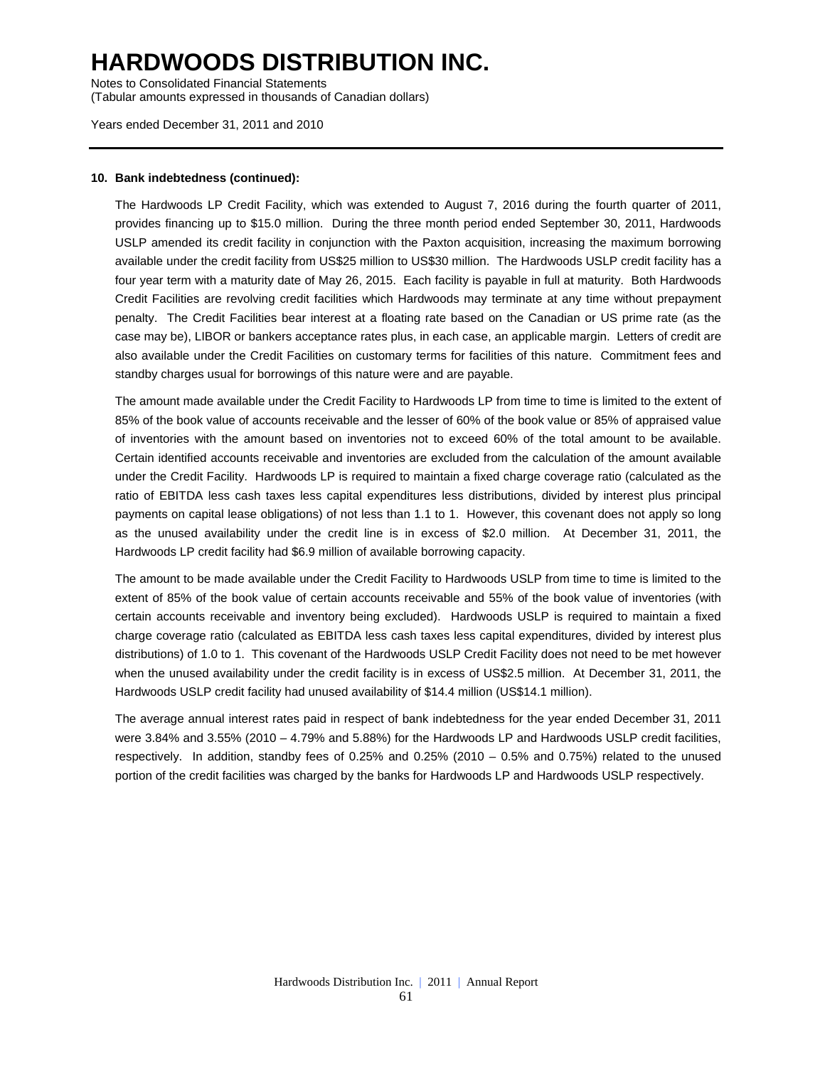# HARDWOODS DISTRIBUTION INC.

Notes to Consolidated Financial Statements
(Tabular amounts expressed in thousands of Canadian dollars)

Years ended December 31, 2011 and 2010

**10. Bank indebtedness (continued):**

The Hardwoods LP Credit Facility, which was extended to August 7, 2016 during the fourth quarter of 2011, provides financing up to $15.0 million. During the three month period ended September 30, 2011, Hardwoods USLP amended its credit facility in conjunction with the Paxton acquisition, increasing the maximum borrowing available under the credit facility from US$25 million to US$30 million. The Hardwoods USLP credit facility has a four year term with a maturity date of May 26, 2015. Each facility is payable in full at maturity. Both Hardwoods Credit Facilities are revolving credit facilities which Hardwoods may terminate at any time without prepayment penalty. The Credit Facilities bear interest at a floating rate based on the Canadian or US prime rate (as the case may be), LIBOR or bankers acceptance rates plus, in each case, an applicable margin. Letters of credit are also available under the Credit Facilities on customary terms for facilities of this nature. Commitment fees and standby charges usual for borrowings of this nature were and are payable.

The amount made available under the Credit Facility to Hardwoods LP from time to time is limited to the extent of 85% of the book value of accounts receivable and the lesser of 60% of the book value or 85% of appraised value of inventories with the amount based on inventories not to exceed 60% of the total amount to be available. Certain identified accounts receivable and inventories are excluded from the calculation of the amount available under the Credit Facility. Hardwoods LP is required to maintain a fixed charge coverage ratio (calculated as the ratio of EBITDA less cash taxes less capital expenditures less distributions, divided by interest plus principal payments on capital lease obligations) of not less than 1.1 to 1. However, this covenant does not apply so long as the unused availability under the credit line is in excess of $2.0 million. At December 31, 2011, the Hardwoods LP credit facility had $6.9 million of available borrowing capacity.

The amount to be made available under the Credit Facility to Hardwoods USLP from time to time is limited to the extent of 85% of the book value of certain accounts receivable and 55% of the book value of inventories (with certain accounts receivable and inventory being excluded). Hardwoods USLP is required to maintain a fixed charge coverage ratio (calculated as EBITDA less cash taxes less capital expenditures, divided by interest plus distributions) of 1.0 to 1. This covenant of the Hardwoods USLP Credit Facility does not need to be met however when the unused availability under the credit facility is in excess of US$2.5 million. At December 31, 2011, the Hardwoods USLP credit facility had unused availability of $14.4 million (US$14.1 million).

The average annual interest rates paid in respect of bank indebtedness for the year ended December 31, 2011 were 3.84% and 3.55% (2010 – 4.79% and 5.88%) for the Hardwoods LP and Hardwoods USLP credit facilities, respectively. In addition, standby fees of 0.25% and 0.25% (2010 – 0.5% and 0.75%) related to the unused portion of the credit facilities was charged by the banks for Hardwoods LP and Hardwoods USLP respectively.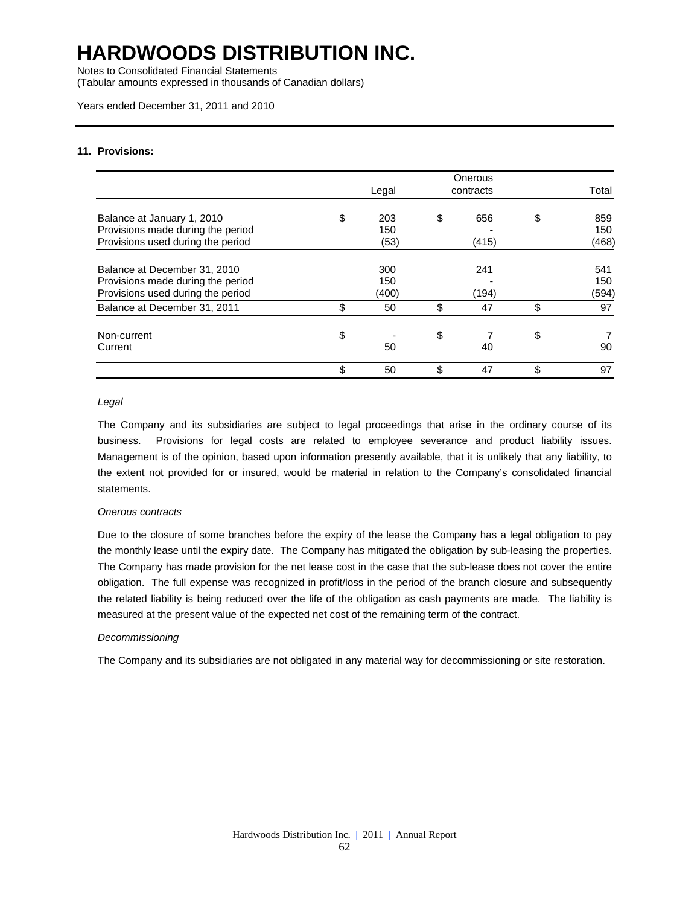# HARDWOODS DISTRIBUTION INC.

Notes to Consolidated Financial Statements
(Tabular amounts expressed in thousands of Canadian dollars)

Years ended December 31, 2011 and 2010

**11. Provisions:**

| | Legal | Onerous contracts | Total |
|---|---|---|---|
| Balance at January 1, 2010 | $ 203 | $ 656 | $ 859 |
| Provisions made during the period | 150 | - | 150 |
| Provisions used during the period | (53) | (415) | (468) |
| Balance at December 31, 2010 | 300 | 241 | 541 |
| Provisions made during the period | 150 | - | 150 |
| Provisions used during the period | (400) | (194) | (594) |
| Balance at December 31, 2011 | $ 50 | $ 47 | $ 97 |
| Non-current | $ - | $ 7 | $ 7 |
| Current | 50 | 40 | 90 |
| | $ 50 | $ 47 | $ 97 |

*Legal*

The Company and its subsidiaries are subject to legal proceedings that arise in the ordinary course of its business. Provisions for legal costs are related to employee severance and product liability issues. Management is of the opinion, based upon information presently available, that it is unlikely that any liability, to the extent not provided for or insured, would be material in relation to the Company's consolidated financial statements.

*Onerous contracts*

Due to the closure of some branches before the expiry of the lease the Company has a legal obligation to pay the monthly lease until the expiry date. The Company has mitigated the obligation by sub-leasing the properties. The Company has made provision for the net lease cost in the case that the sub-lease does not cover the entire obligation. The full expense was recognized in profit/loss in the period of the branch closure and subsequently the related liability is being reduced over the life of the obligation as cash payments are made. The liability is measured at the present value of the expected net cost of the remaining term of the contract.

*Decommissioning*

The Company and its subsidiaries are not obligated in any material way for decommissioning or site restoration.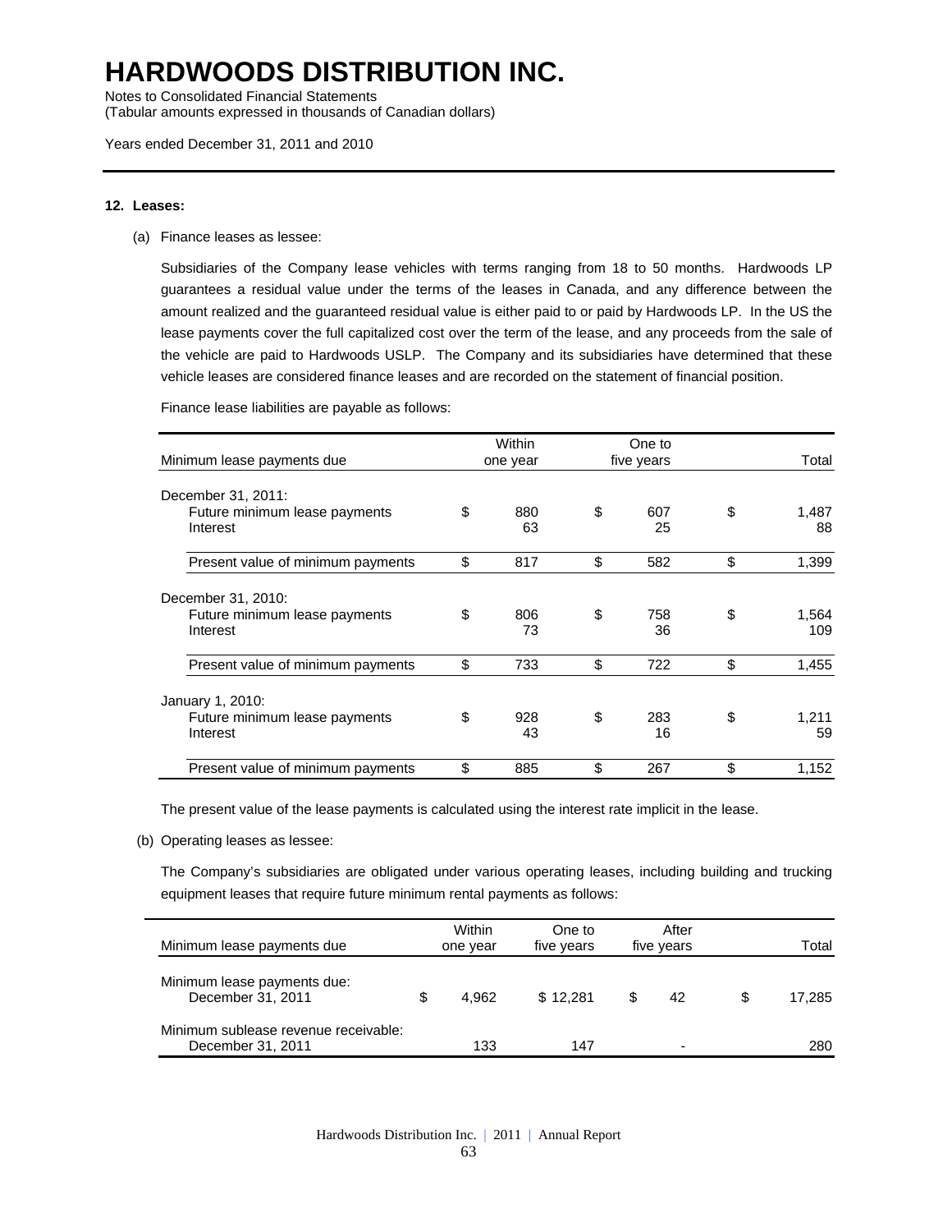# HARDWOODS DISTRIBUTION INC.

Notes to Consolidated Financial Statements
(Tabular amounts expressed in thousands of Canadian dollars)

Years ended December 31, 2011 and 2010

**12. Leases:**

(a) Finance leases as lessee:

Subsidiaries of the Company lease vehicles with terms ranging from 18 to 50 months. Hardwoods LP guarantees a residual value under the terms of the leases in Canada, and any difference between the amount realized and the guaranteed residual value is either paid to or paid by Hardwoods LP. In the US the lease payments cover the full capitalized cost over the term of the lease, and any proceeds from the sale of the vehicle are paid to Hardwoods USLP. The Company and its subsidiaries have determined that these vehicle leases are considered finance leases and are recorded on the statement of financial position.

Finance lease liabilities are payable as follows:

| Minimum lease payments due | Within one year | One to five years | Total |
|---|---|---|---|
| December 31, 2011: | | | |
| Future minimum lease payments | $ 880 | $ 607 | $ 1,487 |
| Interest | 63 | 25 | 88 |
| Present value of minimum payments | $ 817 | $ 582 | $ 1,399 |
| December 31, 2010: | | | |
| Future minimum lease payments | $ 806 | $ 758 | $ 1,564 |
| Interest | 73 | 36 | 109 |
| Present value of minimum payments | $ 733 | $ 722 | $ 1,455 |
| January 1, 2010: | | | |
| Future minimum lease payments | $ 928 | $ 283 | $ 1,211 |
| Interest | 43 | 16 | 59 |
| Present value of minimum payments | $ 885 | $ 267 | $ 1,152 |

The present value of the lease payments is calculated using the interest rate implicit in the lease.

(b) Operating leases as lessee:

The Company's subsidiaries are obligated under various operating leases, including building and trucking equipment leases that require future minimum rental payments as follows:

| Minimum lease payments due | Within one year | One to five years | After five years | Total |
|---|---|---|---|---|
| Minimum lease payments due: December 31, 2011 | $ 4,962 | $ 12,281 | $ 42 | $ 17,285 |
| Minimum sublease revenue receivable: December 31, 2011 | 133 | 147 | - | 280 |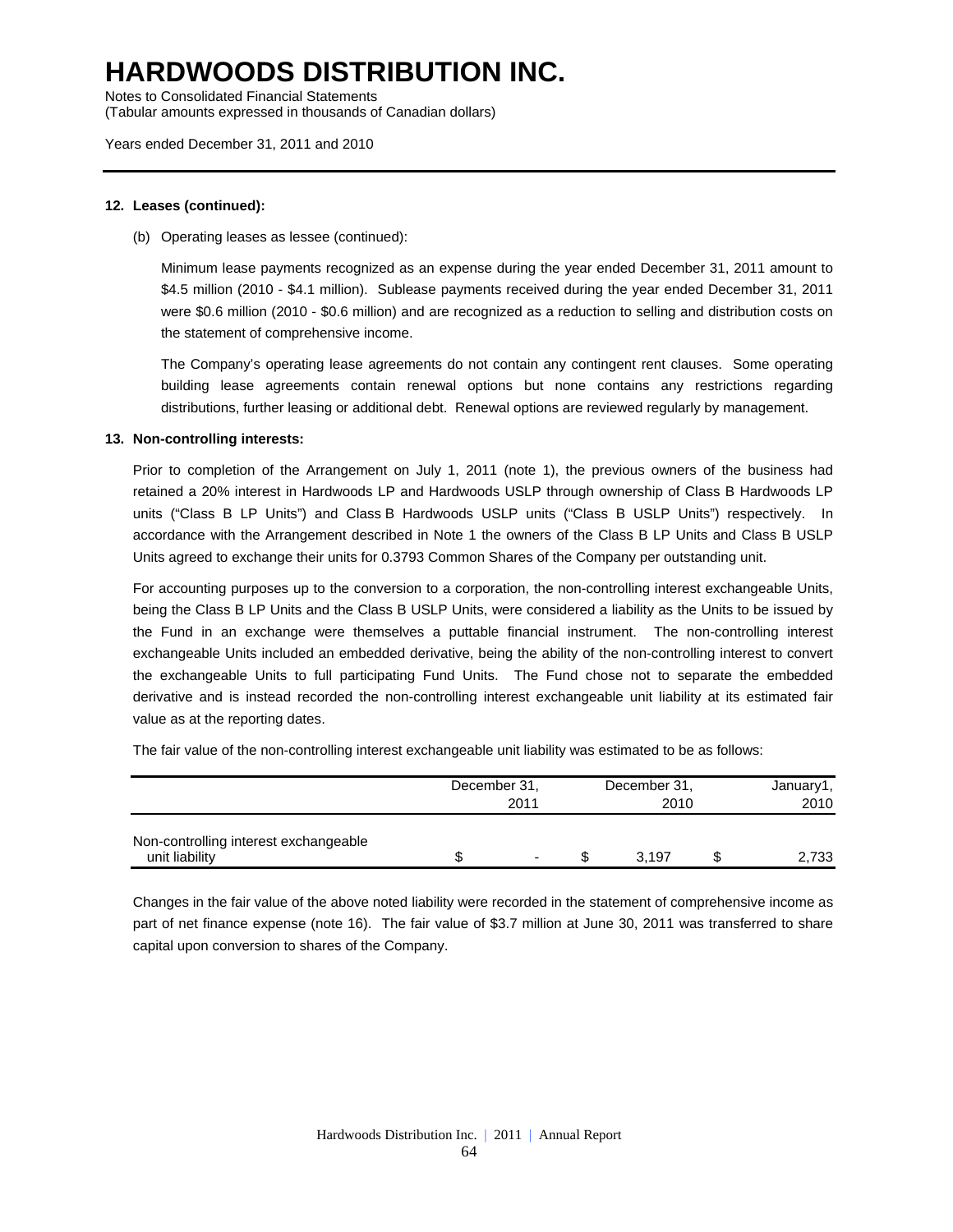# HARDWOODS DISTRIBUTION INC.

Notes to Consolidated Financial Statements
(Tabular amounts expressed in thousands of Canadian dollars)

Years ended December 31, 2011 and 2010

**12. Leases (continued):**

(b) Operating leases as lessee (continued):

Minimum lease payments recognized as an expense during the year ended December 31, 2011 amount to $4.5 million (2010 - $4.1 million). Sublease payments received during the year ended December 31, 2011 were $0.6 million (2010 - $0.6 million) and are recognized as a reduction to selling and distribution costs on the statement of comprehensive income.

The Company's operating lease agreements do not contain any contingent rent clauses. Some operating building lease agreements contain renewal options but none contains any restrictions regarding distributions, further leasing or additional debt. Renewal options are reviewed regularly by management.

**13. Non-controlling interests:**

Prior to completion of the Arrangement on July 1, 2011 (note 1), the previous owners of the business had retained a 20% interest in Hardwoods LP and Hardwoods USLP through ownership of Class B Hardwoods LP units ("Class B LP Units") and Class B Hardwoods USLP units ("Class B USLP Units") respectively. In accordance with the Arrangement described in Note 1 the owners of the Class B LP Units and Class B USLP Units agreed to exchange their units for 0.3793 Common Shares of the Company per outstanding unit.

For accounting purposes up to the conversion to a corporation, the non-controlling interest exchangeable Units, being the Class B LP Units and the Class B USLP Units, were considered a liability as the Units to be issued by the Fund in an exchange were themselves a puttable financial instrument. The non-controlling interest exchangeable Units included an embedded derivative, being the ability of the non-controlling interest to convert the exchangeable Units to full participating Fund Units. The Fund chose not to separate the embedded derivative and is instead recorded the non-controlling interest exchangeable unit liability at its estimated fair value as at the reporting dates.

The fair value of the non-controlling interest exchangeable unit liability was estimated to be as follows:

| | December 31, 2011 | December 31, 2010 | January1, 2010 |
|---|---|---|---|
| Non-controlling interest exchangeable unit liability | $ - | $ 3,197 | $ 2,733 |

Changes in the fair value of the above noted liability were recorded in the statement of comprehensive income as part of net finance expense (note 16). The fair value of $3.7 million at June 30, 2011 was transferred to share capital upon conversion to shares of the Company.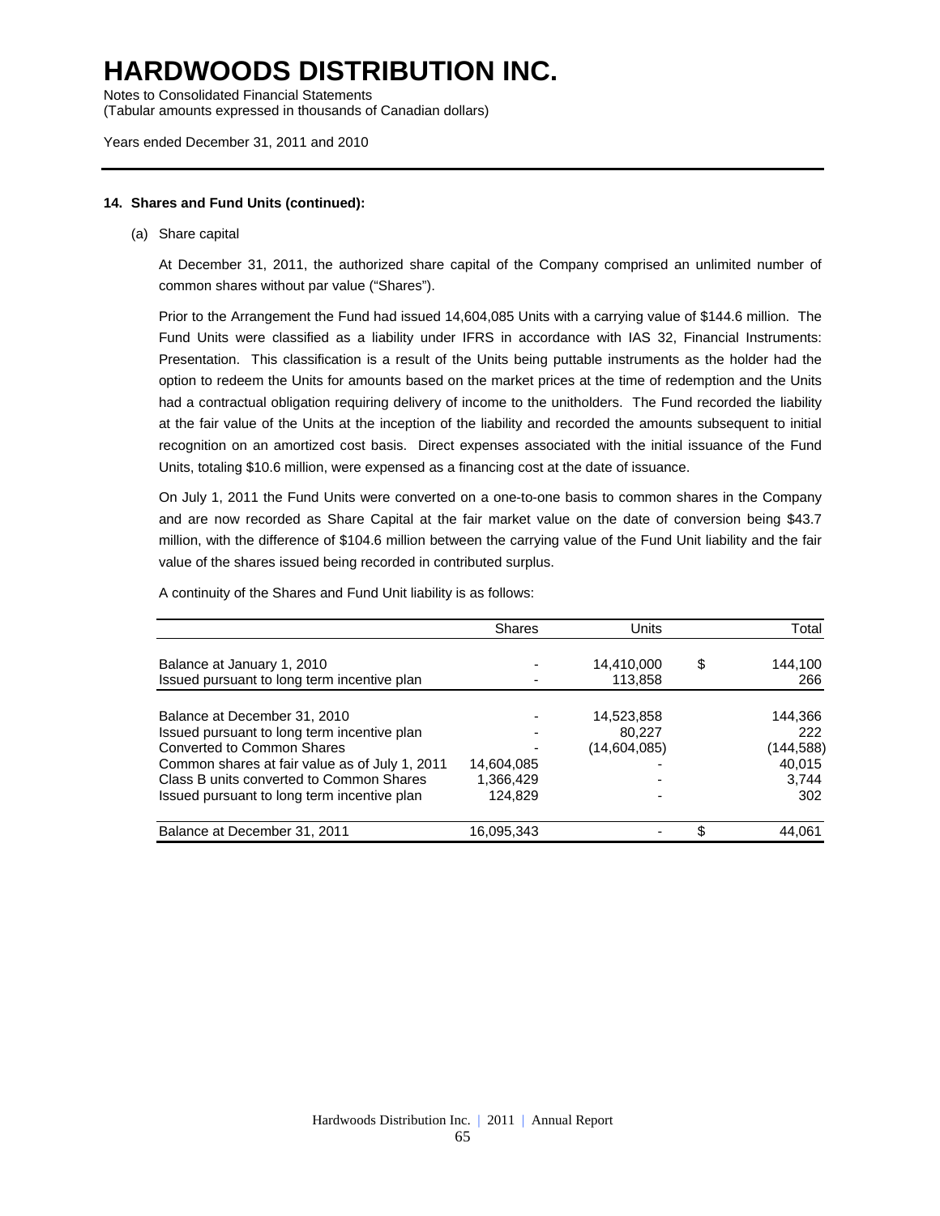# HARDWOODS DISTRIBUTION INC.

Notes to Consolidated Financial Statements
(Tabular amounts expressed in thousands of Canadian dollars)

Years ended December 31, 2011 and 2010

**14. Shares and Fund Units (continued):**

(a) Share capital

At December 31, 2011, the authorized share capital of the Company comprised an unlimited number of common shares without par value ("Shares").

Prior to the Arrangement the Fund had issued 14,604,085 Units with a carrying value of $144.6 million. The Fund Units were classified as a liability under IFRS in accordance with IAS 32, Financial Instruments: Presentation. This classification is a result of the Units being puttable instruments as the holder had the option to redeem the Units for amounts based on the market prices at the time of redemption and the Units had a contractual obligation requiring delivery of income to the unitholders. The Fund recorded the liability at the fair value of the Units at the inception of the liability and recorded the amounts subsequent to initial recognition on an amortized cost basis. Direct expenses associated with the initial issuance of the Fund Units, totaling $10.6 million, were expensed as a financing cost at the date of issuance.

On July 1, 2011 the Fund Units were converted on a one-to-one basis to common shares in the Company and are now recorded as Share Capital at the fair market value on the date of conversion being $43.7 million, with the difference of $104.6 million between the carrying value of the Fund Unit liability and the fair value of the shares issued being recorded in contributed surplus.

A continuity of the Shares and Fund Unit liability is as follows:

| | Shares | Units | | Total |
|---|---|---|---|---|
| Balance at January 1, 2010 | - | 14,410,000 | $ | 144,100 |
| Issued pursuant to long term incentive plan | - | 113,858 | | 266 |
| Balance at December 31, 2010 | - | 14,523,858 | | 144,366 |
| Issued pursuant to long term incentive plan | - | 80,227 | | 222 |
| Converted to Common Shares | - | (14,604,085) | | (144,588) |
| Common shares at fair value as of July 1, 2011 | 14,604,085 | - | | 40,015 |
| Class B units converted to Common Shares | 1,366,429 | - | | 3,744 |
| Issued pursuant to long term incentive plan | 124,829 | - | | 302 |
| Balance at December 31, 2011 | 16,095,343 | - | $ | 44,061 |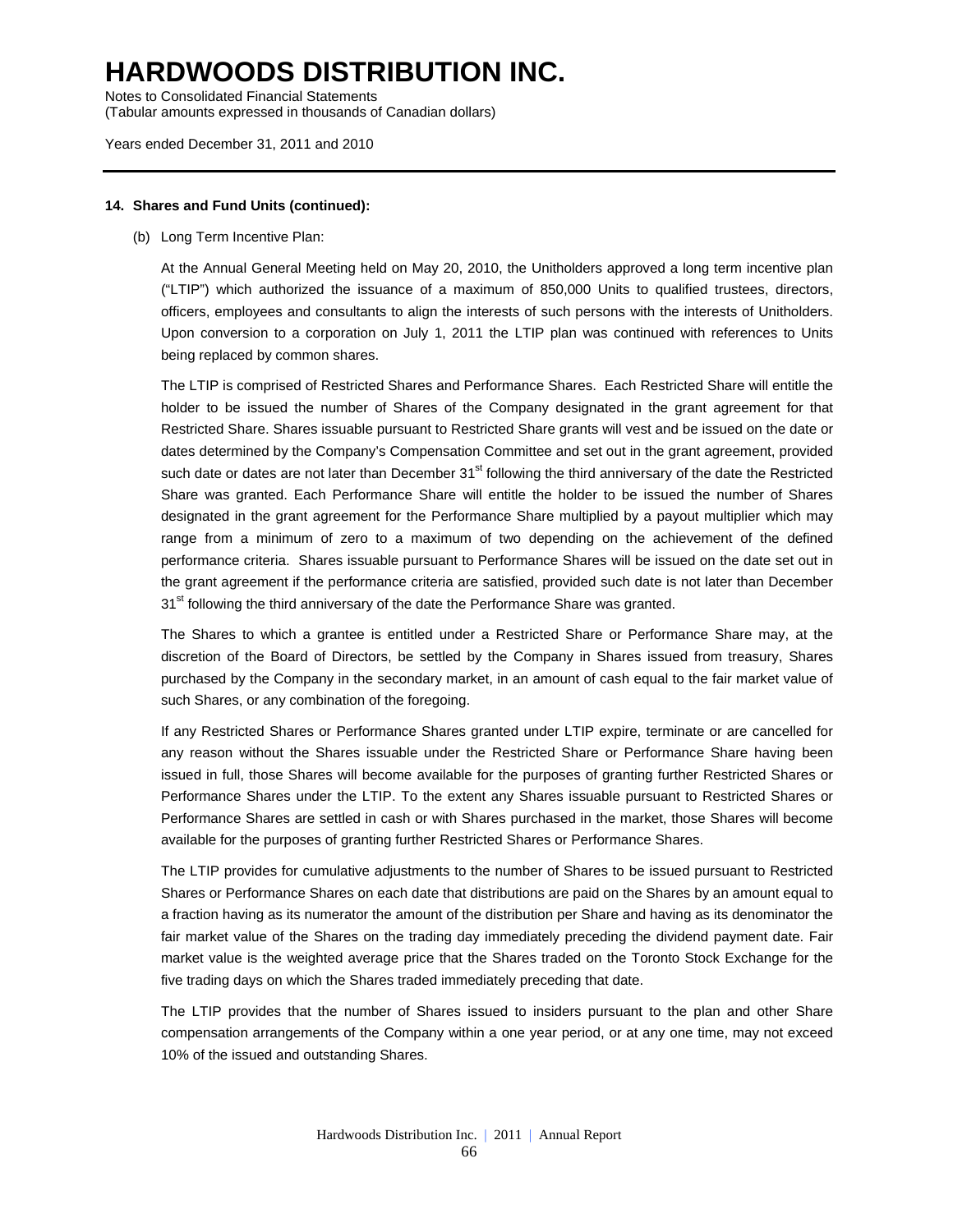## 14. Shares and Fund Units (continued):

(b) Long Term Incentive Plan:

At the Annual General Meeting held on May 20, 2010, the Unitholders approved a long term incentive plan ("LTIP") which authorized the issuance of a maximum of 850,000 Units to qualified trustees, directors, officers, employees and consultants to align the interests of such persons with the interests of Unitholders. Upon conversion to a corporation on July 1, 2011 the LTIP plan was continued with references to Units being replaced by common shares.

The LTIP is comprised of Restricted Shares and Performance Shares. Each Restricted Share will entitle the holder to be issued the number of Shares of the Company designated in the grant agreement for that Restricted Share. Shares issuable pursuant to Restricted Share grants will vest and be issued on the date or dates determined by the Company's Compensation Committee and set out in the grant agreement, provided such date or dates are not later than December 31st following the third anniversary of the date the Restricted Share was granted. Each Performance Share will entitle the holder to be issued the number of Shares designated in the grant agreement for the Performance Share multiplied by a payout multiplier which may range from a minimum of zero to a maximum of two depending on the achievement of the defined performance criteria. Shares issuable pursuant to Performance Shares will be issued on the date set out in the grant agreement if the performance criteria are satisfied, provided such date is not later than December 31st following the third anniversary of the date the Performance Share was granted.

The Shares to which a grantee is entitled under a Restricted Share or Performance Share may, at the discretion of the Board of Directors, be settled by the Company in Shares issued from treasury, Shares purchased by the Company in the secondary market, in an amount of cash equal to the fair market value of such Shares, or any combination of the foregoing.

If any Restricted Shares or Performance Shares granted under LTIP expire, terminate or are cancelled for any reason without the Shares issuable under the Restricted Share or Performance Share having been issued in full, those Shares will become available for the purposes of granting further Restricted Shares or Performance Shares under the LTIP. To the extent any Shares issuable pursuant to Restricted Shares or Performance Shares are settled in cash or with Shares purchased in the market, those Shares will become available for the purposes of granting further Restricted Shares or Performance Shares.

The LTIP provides for cumulative adjustments to the number of Shares to be issued pursuant to Restricted Shares or Performance Shares on each date that distributions are paid on the Shares by an amount equal to a fraction having as its numerator the amount of the distribution per Share and having as its denominator the fair market value of the Shares on the trading day immediately preceding the dividend payment date. Fair market value is the weighted average price that the Shares traded on the Toronto Stock Exchange for the five trading days on which the Shares traded immediately preceding that date.

The LTIP provides that the number of Shares issued to insiders pursuant to the plan and other Share compensation arrangements of the Company within a one year period, or at any one time, may not exceed 10% of the issued and outstanding Shares.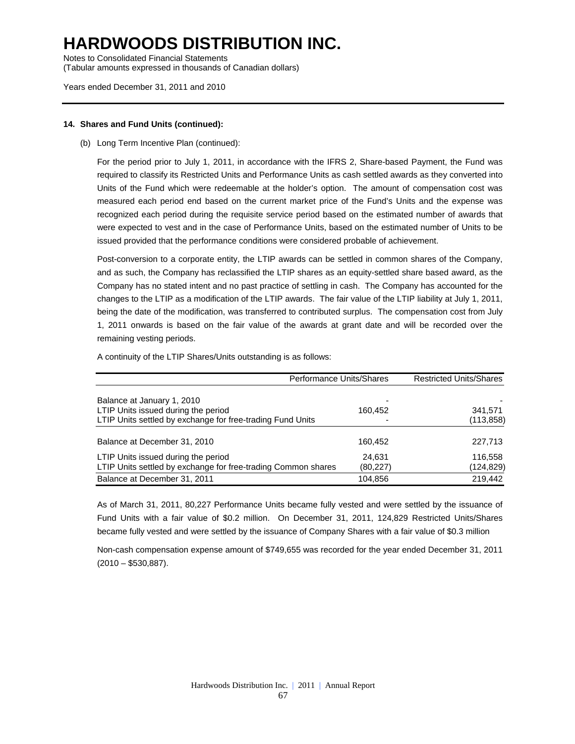# HARDWOODS DISTRIBUTION INC.

Notes to Consolidated Financial Statements
(Tabular amounts expressed in thousands of Canadian dollars)

Years ended December 31, 2011 and 2010

**14. Shares and Fund Units (continued):**

(b) Long Term Incentive Plan (continued):

For the period prior to July 1, 2011, in accordance with the IFRS 2, Share-based Payment, the Fund was required to classify its Restricted Units and Performance Units as cash settled awards as they converted into Units of the Fund which were redeemable at the holder's option. The amount of compensation cost was measured each period end based on the current market price of the Fund's Units and the expense was recognized each period during the requisite service period based on the estimated number of awards that were expected to vest and in the case of Performance Units, based on the estimated number of Units to be issued provided that the performance conditions were considered probable of achievement.

Post-conversion to a corporate entity, the LTIP awards can be settled in common shares of the Company, and as such, the Company has reclassified the LTIP shares as an equity-settled share based award, as the Company has no stated intent and no past practice of settling in cash. The Company has accounted for the changes to the LTIP as a modification of the LTIP awards. The fair value of the LTIP liability at July 1, 2011, being the date of the modification, was transferred to contributed surplus. The compensation cost from July 1, 2011 onwards is based on the fair value of the awards at grant date and will be recorded over the remaining vesting periods.

A continuity of the LTIP Shares/Units outstanding is as follows:

| | Performance Units/Shares | Restricted Units/Shares |
|---|---|---|
| Balance at January 1, 2010 | - | - |
| LTIP Units issued during the period | 160,452 | 341,571 |
| LTIP Units settled by exchange for free-trading Fund Units | - | (113,858) |
| Balance at December 31, 2010 | 160,452 | 227,713 |
| LTIP Units issued during the period | 24,631 | 116,558 |
| LTIP Units settled by exchange for free-trading Common shares | (80,227) | (124,829) |
| Balance at December 31, 2011 | 104,856 | 219,442 |

As of March 31, 2011, 80,227 Performance Units became fully vested and were settled by the issuance of Fund Units with a fair value of $0.2 million. On December 31, 2011, 124,829 Restricted Units/Shares became fully vested and were settled by the issuance of Company Shares with a fair value of $0.3 million

Non-cash compensation expense amount of $749,655 was recorded for the year ended December 31, 2011 (2010 – $530,887).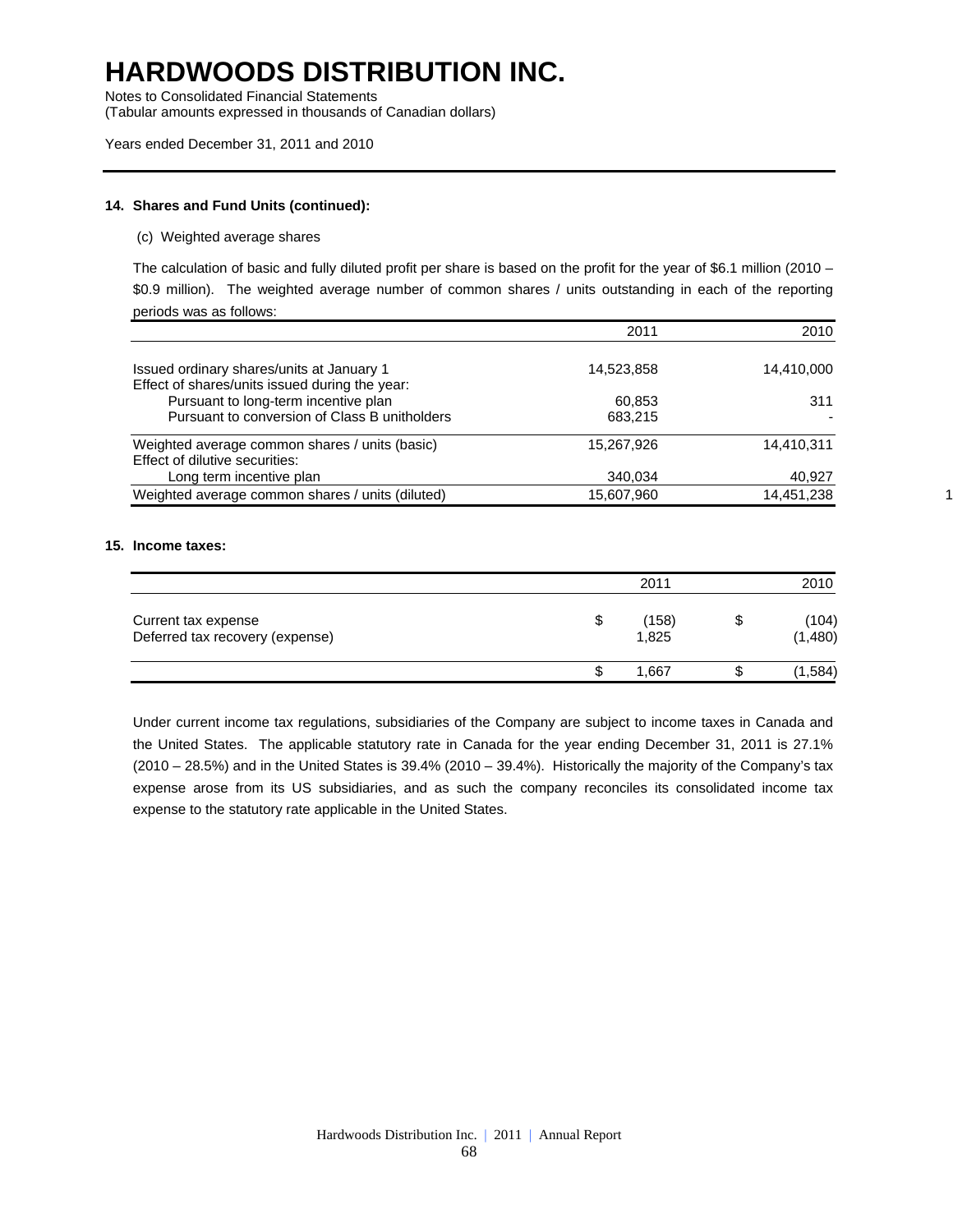# HARDWOODS DISTRIBUTION INC.

Notes to Consolidated Financial Statements
(Tabular amounts expressed in thousands of Canadian dollars)

Years ended December 31, 2011 and 2010

**14. Shares and Fund Units (continued):**

(c) Weighted average shares

The calculation of basic and fully diluted profit per share is based on the profit for the year of $6.1 million (2010 – $0.9 million). The weighted average number of common shares / units outstanding in each of the reporting periods was as follows:

| | 2011 | 2010 |
|---|---|---|
| Issued ordinary shares/units at January 1 | 14,523,858 | 14,410,000 |
| Effect of shares/units issued during the year: | | |
| Pursuant to long-term incentive plan | 60,853 | 311 |
| Pursuant to conversion of Class B unitholders | 683,215 | - |
| Weighted average common shares / units (basic) | 15,267,926 | 14,410,311 |
| Effect of dilutive securities: | | |
| Long term incentive plan | 340,034 | 40,927 |
| Weighted average common shares / units (diluted) | 15,607,960 | 14,451,238 |

**15. Income taxes:**

| | 2011 | 2010 |
|---|---|---|
| Current tax expense | $ (158) | $ (104) |
| Deferred tax recovery (expense) | 1,825 | (1,480) |
| | $ 1,667 | $ (1,584) |

Under current income tax regulations, subsidiaries of the Company are subject to income taxes in Canada and the United States. The applicable statutory rate in Canada for the year ending December 31, 2011 is 27.1% (2010 – 28.5%) and in the United States is 39.4% (2010 – 39.4%). Historically the majority of the Company's tax expense arose from its US subsidiaries, and as such the company reconciles its consolidated income tax expense to the statutory rate applicable in the United States.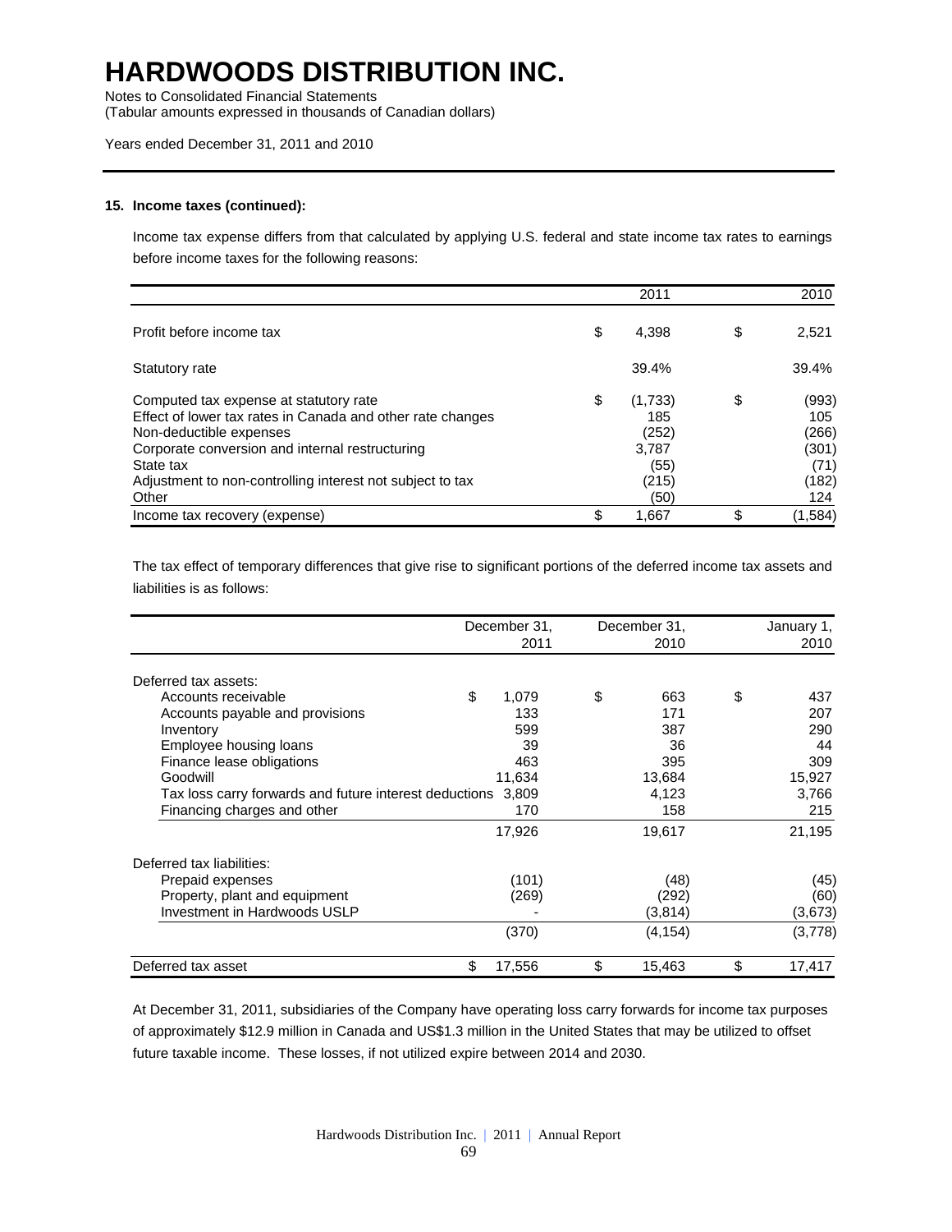# HARDWOODS DISTRIBUTION INC.

Notes to Consolidated Financial Statements
(Tabular amounts expressed in thousands of Canadian dollars)

Years ended December 31, 2011 and 2010

**15. Income taxes (continued):**

Income tax expense differs from that calculated by applying U.S. federal and state income tax rates to earnings before income taxes for the following reasons:

| | 2011 | 2010 |
|---|---|---|
| Profit before income tax | $ 4,398 | $ 2,521 |
| Statutory rate | 39.4% | 39.4% |
| Computed tax expense at statutory rate | $ (1,733) | $ (993) |
| Effect of lower tax rates in Canada and other rate changes | 185 | 105 |
| Non-deductible expenses | (252) | (266) |
| Corporate conversion and internal restructuring | 3,787 | (301) |
| State tax | (55) | (71) |
| Adjustment to non-controlling interest not subject to tax | (215) | (182) |
| Other | (50) | 124 |
| Income tax recovery (expense) | $ 1,667 | $ (1,584) |

The tax effect of temporary differences that give rise to significant portions of the deferred income tax assets and liabilities is as follows:

| | December 31, 2011 | December 31, 2010 | January 1, 2010 |
|---|---|---|---|
| Deferred tax assets: | | | |
| Accounts receivable | $ 1,079 | $ 663 | $ 437 |
| Accounts payable and provisions | 133 | 171 | 207 |
| Inventory | 599 | 387 | 290 |
| Employee housing loans | 39 | 36 | 44 |
| Finance lease obligations | 463 | 395 | 309 |
| Goodwill | 11,634 | 13,684 | 15,927 |
| Tax loss carry forwards and future interest deductions | 3,809 | 4,123 | 3,766 |
| Financing charges and other | 170 | 158 | 215 |
| | 17,926 | 19,617 | 21,195 |
| Deferred tax liabilities: | | | |
| Prepaid expenses | (101) | (48) | (45) |
| Property, plant and equipment | (269) | (292) | (60) |
| Investment in Hardwoods USLP | - | (3,814) | (3,673) |
| | (370) | (4,154) | (3,778) |
| Deferred tax asset | $ 17,556 | $ 15,463 | $ 17,417 |

At December 31, 2011, subsidiaries of the Company have operating loss carry forwards for income tax purposes of approximately $12.9 million in Canada and US$1.3 million in the United States that may be utilized to offset future taxable income. These losses, if not utilized expire between 2014 and 2030.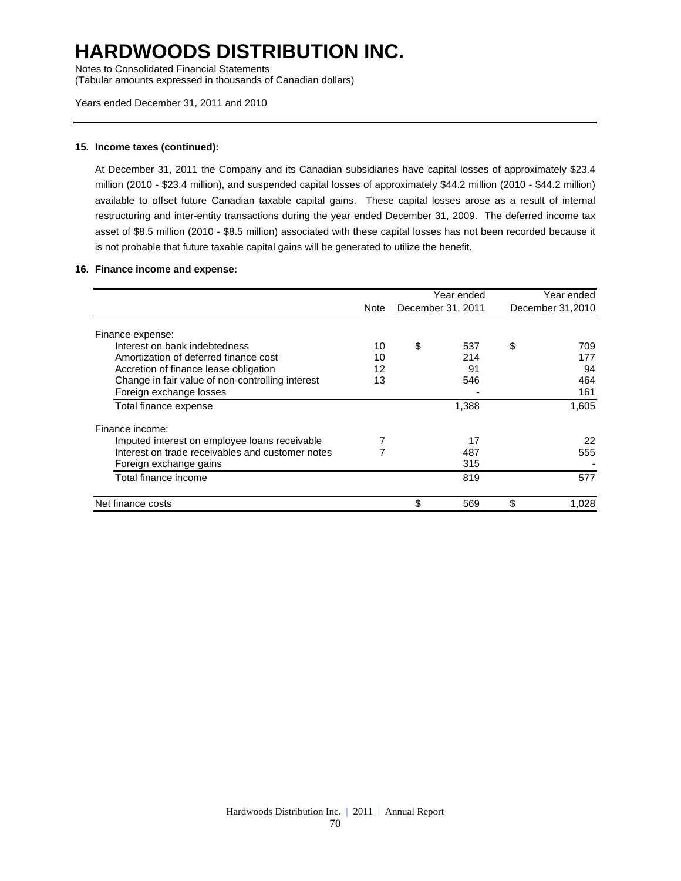# HARDWOODS DISTRIBUTION INC.

Notes to Consolidated Financial Statements
(Tabular amounts expressed in thousands of Canadian dollars)

Years ended December 31, 2011 and 2010

### 15. Income taxes (continued):

At December 31, 2011 the Company and its Canadian subsidiaries have capital losses of approximately $23.4 million (2010 - $23.4 million), and suspended capital losses of approximately $44.2 million (2010 - $44.2 million) available to offset future Canadian taxable capital gains. These capital losses arose as a result of internal restructuring and inter-entity transactions during the year ended December 31, 2009. The deferred income tax asset of $8.5 million (2010 - $8.5 million) associated with these capital losses has not been recorded because it is not probable that future taxable capital gains will be generated to utilize the benefit.

### 16. Finance income and expense:

| | Note | Year ended December 31, 2011 | Year ended December 31,2010 |
|---|---|---|---|
| Finance expense: | | | |
| Interest on bank indebtedness | 10 | $ 537 | $ 709 |
| Amortization of deferred finance cost | 10 | 214 | 177 |
| Accretion of finance lease obligation | 12 | 91 | 94 |
| Change in fair value of non-controlling interest | 13 | 546 | 464 |
| Foreign exchange losses | | - | 161 |
| Total finance expense | | 1,388 | 1,605 |
| Finance income: | | | |
| Imputed interest on employee loans receivable | 7 | 17 | 22 |
| Interest on trade receivables and customer notes | 7 | 487 | 555 |
| Foreign exchange gains | | 315 | - |
| Total finance income | | 819 | 577 |
| Net finance costs | | $ 569 | $ 1,028 |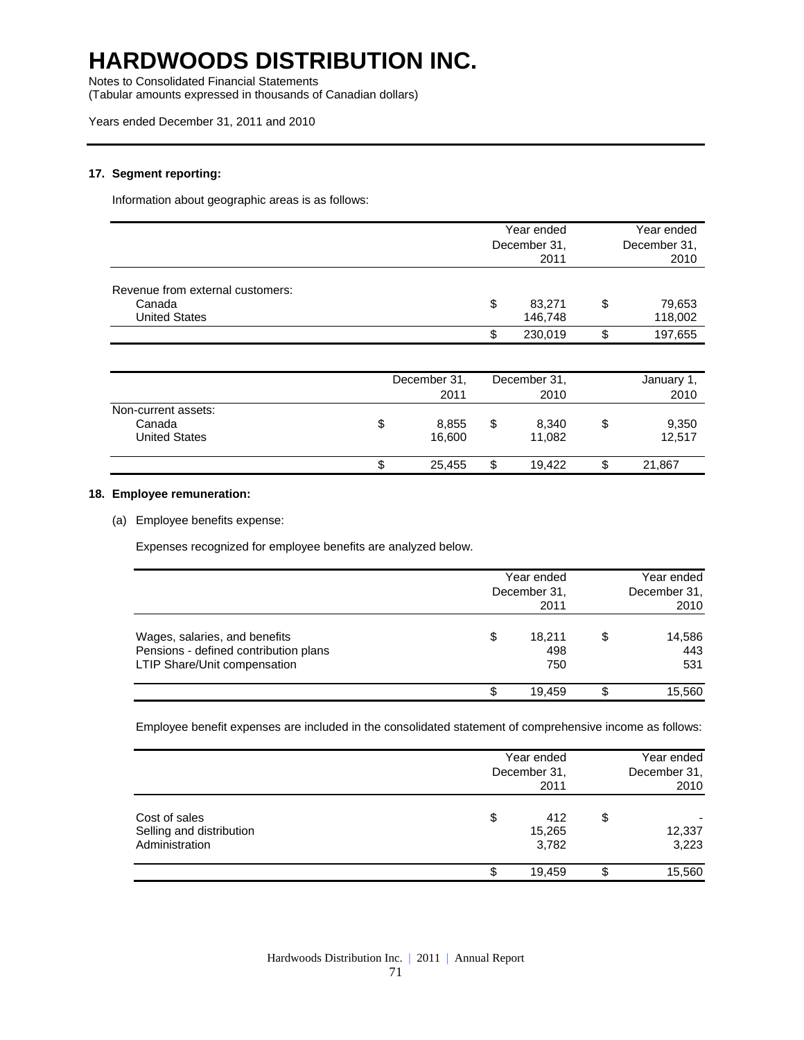# HARDWOODS DISTRIBUTION INC.

Notes to Consolidated Financial Statements
(Tabular amounts expressed in thousands of Canadian dollars)

Years ended December 31, 2011 and 2010

### 17. Segment reporting:

Information about geographic areas is as follows:

| | Year ended December 31, 2011 | Year ended December 31, 2010 |
|---|---|---|
| Revenue from external customers: | | |
| Canada | $ 83,271 | $ 79,653 |
| United States | 146,748 | 118,002 |
| | $ 230,019 | $ 197,655 |

| | December 31, 2011 | December 31, 2010 | January 1, 2010 |
|---|---|---|---|
| Non-current assets: | | | |
| Canada | $ 8,855 | $ 8,340 | $ 9,350 |
| United States | 16,600 | 11,082 | 12,517 |
| | $ 25,455 | $ 19,422 | $ 21,867 |

### 18. Employee remuneration:

(a) Employee benefits expense:

Expenses recognized for employee benefits are analyzed below.

| | Year ended December 31, 2011 | Year ended December 31, 2010 |
|---|---|---|
| Wages, salaries, and benefits | $ 18,211 | $ 14,586 |
| Pensions - defined contribution plans | 498 | 443 |
| LTIP Share/Unit compensation | 750 | 531 |
| | $ 19,459 | $ 15,560 |

Employee benefit expenses are included in the consolidated statement of comprehensive income as follows:

| | Year ended December 31, 2011 | Year ended December 31, 2010 |
|---|---|---|
| Cost of sales | $ 412 | $ - |
| Selling and distribution | 15,265 | 12,337 |
| Administration | 3,782 | 3,223 |
| | $ 19,459 | $ 15,560 |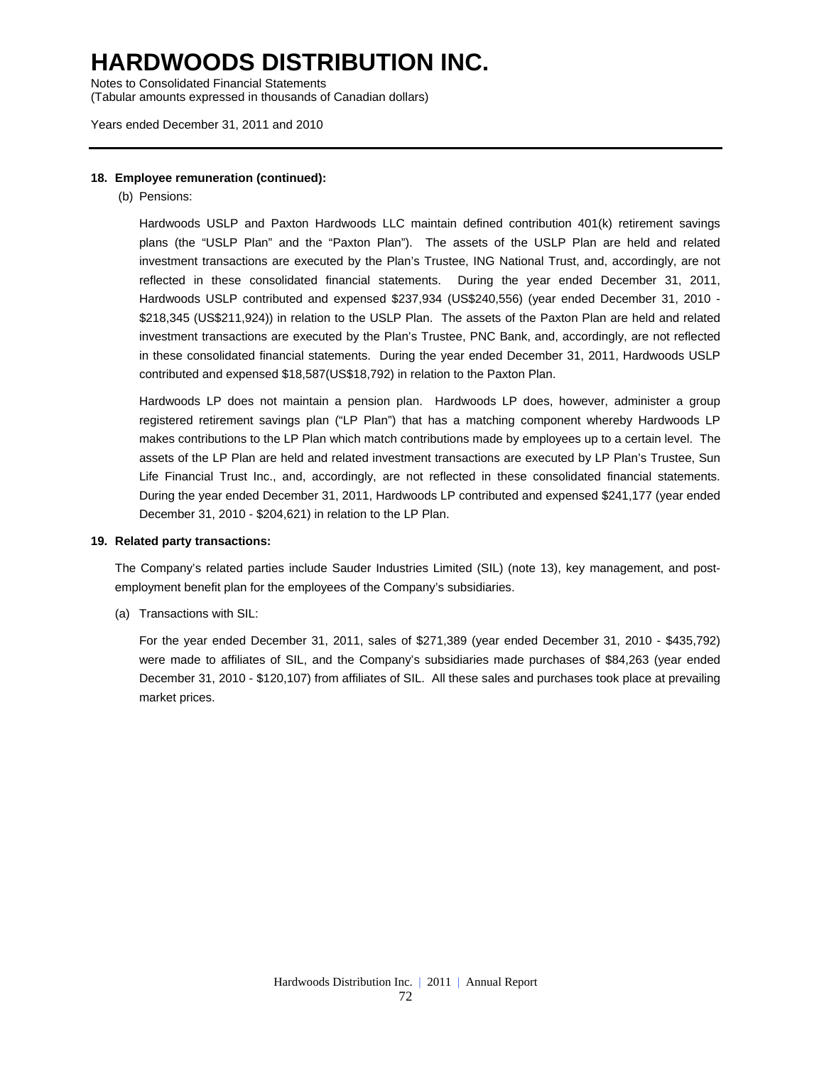## 18. Employee remuneration (continued):

(b) Pensions:

Hardwoods USLP and Paxton Hardwoods LLC maintain defined contribution 401(k) retirement savings plans (the "USLP Plan" and the "Paxton Plan"). The assets of the USLP Plan are held and related investment transactions are executed by the Plan's Trustee, ING National Trust, and, accordingly, are not reflected in these consolidated financial statements. During the year ended December 31, 2011, Hardwoods USLP contributed and expensed $237,934 (US$240,556) (year ended December 31, 2010 - $218,345 (US$211,924)) in relation to the USLP Plan. The assets of the Paxton Plan are held and related investment transactions are executed by the Plan's Trustee, PNC Bank, and, accordingly, are not reflected in these consolidated financial statements. During the year ended December 31, 2011, Hardwoods USLP contributed and expensed $18,587(US$18,792) in relation to the Paxton Plan.

Hardwoods LP does not maintain a pension plan. Hardwoods LP does, however, administer a group registered retirement savings plan ("LP Plan") that has a matching component whereby Hardwoods LP makes contributions to the LP Plan which match contributions made by employees up to a certain level. The assets of the LP Plan are held and related investment transactions are executed by LP Plan's Trustee, Sun Life Financial Trust Inc., and, accordingly, are not reflected in these consolidated financial statements. During the year ended December 31, 2011, Hardwoods LP contributed and expensed $241,177 (year ended December 31, 2010 - $204,621) in relation to the LP Plan.

## 19. Related party transactions:

The Company's related parties include Sauder Industries Limited (SIL) (note 13), key management, and post-employment benefit plan for the employees of the Company's subsidiaries.

(a) Transactions with SIL:

For the year ended December 31, 2011, sales of $271,389 (year ended December 31, 2010 - $435,792) were made to affiliates of SIL, and the Company's subsidiaries made purchases of $84,263 (year ended December 31, 2010 - $120,107) from affiliates of SIL. All these sales and purchases took place at prevailing market prices.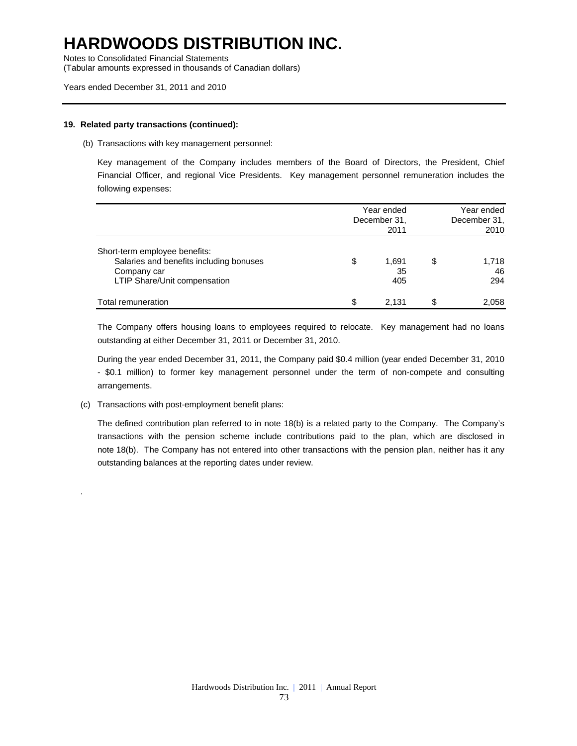# HARDWOODS DISTRIBUTION INC.

Notes to Consolidated Financial Statements
(Tabular amounts expressed in thousands of Canadian dollars)

Years ended December 31, 2011 and 2010

**19. Related party transactions (continued):**

(b) Transactions with key management personnel:

Key management of the Company includes members of the Board of Directors, the President, Chief Financial Officer, and regional Vice Presidents. Key management personnel remuneration includes the following expenses:

| | Year ended December 31, 2011 | Year ended December 31, 2010 |
|---|---|---|
| Short-term employee benefits: | | |
| Salaries and benefits including bonuses | $ 1,691 | $ 1,718 |
| Company car | 35 | 46 |
| LTIP Share/Unit compensation | 405 | 294 |
| Total remuneration | $ 2,131 | $ 2,058 |

The Company offers housing loans to employees required to relocate. Key management had no loans outstanding at either December 31, 2011 or December 31, 2010.

During the year ended December 31, 2011, the Company paid $0.4 million (year ended December 31, 2010 - $0.1 million) to former key management personnel under the term of non-compete and consulting arrangements.

(c) Transactions with post-employment benefit plans:

The defined contribution plan referred to in note 18(b) is a related party to the Company. The Company's transactions with the pension scheme include contributions paid to the plan, which are disclosed in note 18(b). The Company has not entered into other transactions with the pension plan, neither has it any outstanding balances at the reporting dates under review.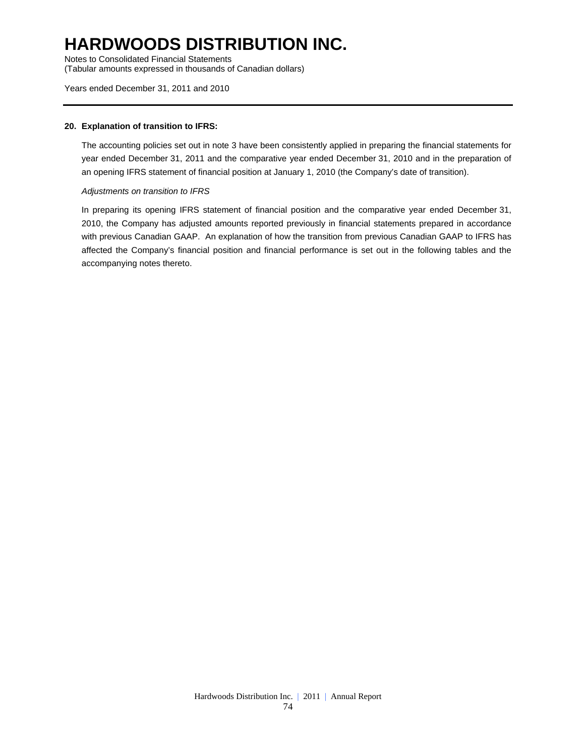### 20. Explanation of transition to IFRS:

The accounting policies set out in note 3 have been consistently applied in preparing the financial statements for year ended December 31, 2011 and the comparative year ended December 31, 2010 and in the preparation of an opening IFRS statement of financial position at January 1, 2010 (the Company's date of transition).

*Adjustments on transition to IFRS*

In preparing its opening IFRS statement of financial position and the comparative year ended December 31, 2010, the Company has adjusted amounts reported previously in financial statements prepared in accordance with previous Canadian GAAP. An explanation of how the transition from previous Canadian GAAP to IFRS has affected the Company's financial position and financial performance is set out in the following tables and the accompanying notes thereto.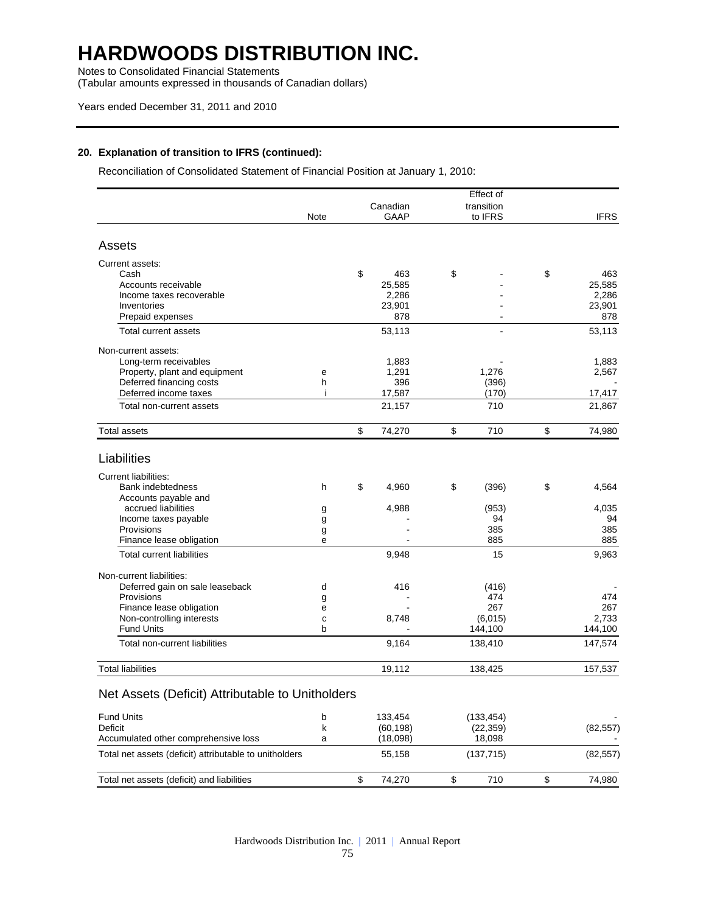# HARDWOODS DISTRIBUTION INC.

Notes to Consolidated Financial Statements
(Tabular amounts expressed in thousands of Canadian dollars)

Years ended December 31, 2011 and 2010

### 20. Explanation of transition to IFRS (continued):

Reconciliation of Consolidated Statement of Financial Position at January 1, 2010:

| | Note | Canadian GAAP | Effect of transition to IFRS | IFRS |
|---|---|---|---|---|
| **Assets** | | | | |
| Current assets: | | | | |
| Cash | | $ 463 | $ - | $ 463 |
| Accounts receivable | | 25,585 | - | 25,585 |
| Income taxes recoverable | | 2,286 | - | 2,286 |
| Inventories | | 23,901 | - | 23,901 |
| Prepaid expenses | | 878 | - | 878 |
| Total current assets | | 53,113 | - | 53,113 |
| Non-current assets: | | | | |
| Long-term receivables | | 1,883 | - | 1,883 |
| Property, plant and equipment | e | 1,291 | 1,276 | 2,567 |
| Deferred financing costs | h | 396 | (396) | - |
| Deferred income taxes | i | 17,587 | (170) | 17,417 |
| Total non-current assets | | 21,157 | 710 | 21,867 |
| Total assets | | $ 74,270 | $ 710 | $ 74,980 |
| **Liabilities** | | | | |
| Current liabilities: | | | | |
| Bank indebtedness | h | $ 4,960 | $ (396) | $ 4,564 |
| Accounts payable and accrued liabilities | g | 4,988 | (953) | 4,035 |
| Income taxes payable | g | - | 94 | 94 |
| Provisions | g | - | 385 | 385 |
| Finance lease obligation | e | - | 885 | 885 |
| Total current liabilities | | 9,948 | 15 | 9,963 |
| Non-current liabilities: | | | | |
| Deferred gain on sale leaseback | d | 416 | (416) | - |
| Provisions | g | - | 474 | 474 |
| Finance lease obligation | e | - | 267 | 267 |
| Non-controlling interests | c | 8,748 | (6,015) | 2,733 |
| Fund Units | b | - | 144,100 | 144,100 |
| Total non-current liabilities | | 9,164 | 138,410 | 147,574 |
| Total liabilities | | 19,112 | 138,425 | 157,537 |
| **Net Assets (Deficit) Attributable to Unitholders** | | | | |
| Fund Units | b | 133,454 | (133,454) | - |
| Deficit | k | (60,198) | (22,359) | (82,557) |
| Accumulated other comprehensive loss | a | (18,098) | 18,098 | - |
| Total net assets (deficit) attributable to unitholders | | 55,158 | (137,715) | (82,557) |
| Total net assets (deficit) and liabilities | | $ 74,270 | $ 710 | $ 74,980 |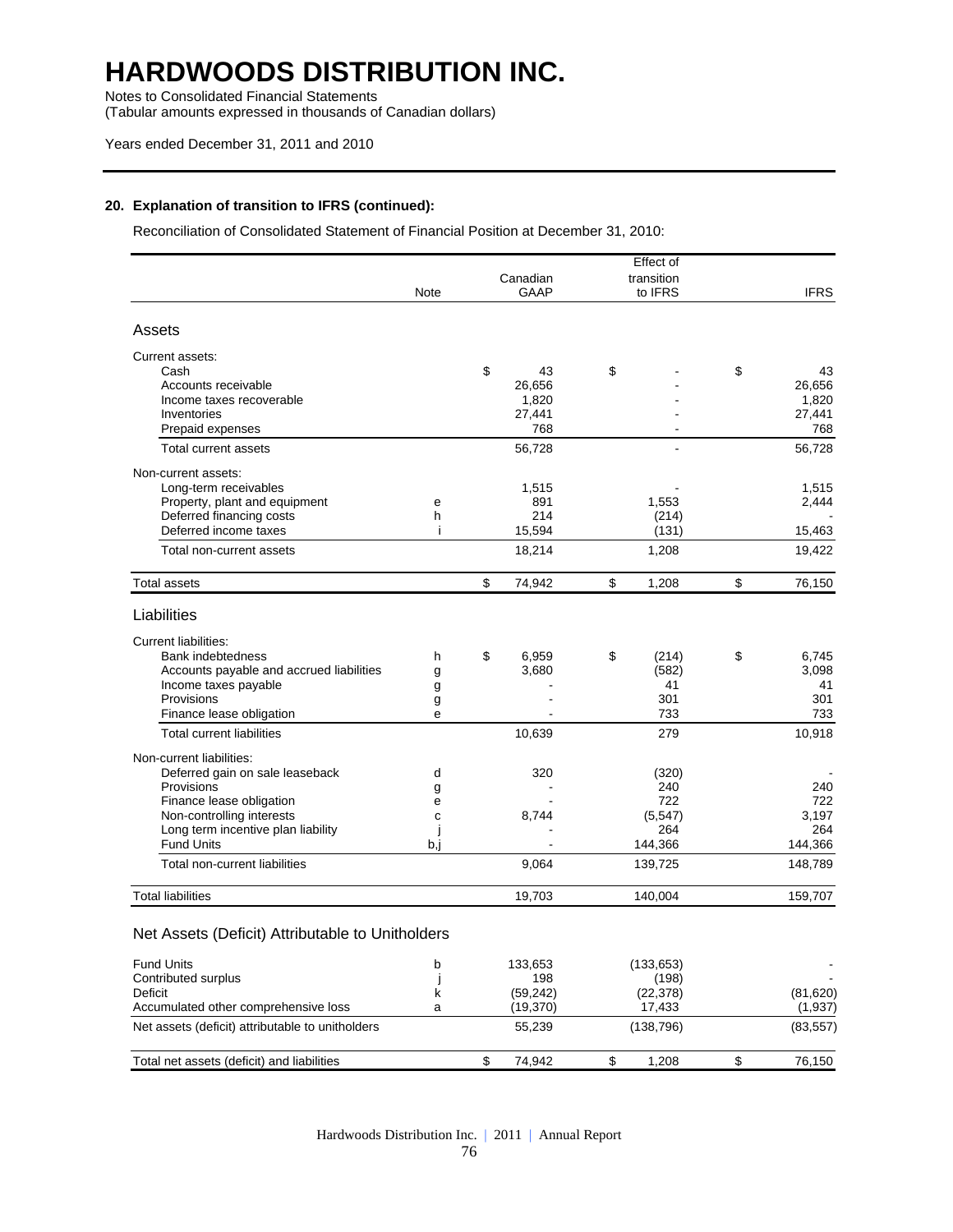# HARDWOODS DISTRIBUTION INC.

Notes to Consolidated Financial Statements
(Tabular amounts expressed in thousands of Canadian dollars)

Years ended December 31, 2011 and 2010

### 20. Explanation of transition to IFRS (continued):

Reconciliation of Consolidated Statement of Financial Position at December 31, 2010:

| | Note | Canadian GAAP | Effect of transition to IFRS | IFRS |
|---|---|---|---|---|
| **Assets** | | | | |
| Current assets: | | | | |
| Cash | | $ 43 | $ - | $ 43 |
| Accounts receivable | | 26,656 | - | 26,656 |
| Income taxes recoverable | | 1,820 | - | 1,820 |
| Inventories | | 27,441 | - | 27,441 |
| Prepaid expenses | | 768 | - | 768 |
| Total current assets | | 56,728 | - | 56,728 |
| Non-current assets: | | | | |
| Long-term receivables | | 1,515 | - | 1,515 |
| Property, plant and equipment | e | 891 | 1,553 | 2,444 |
| Deferred financing costs | h | 214 | (214) | - |
| Deferred income taxes | i | 15,594 | (131) | 15,463 |
| Total non-current assets | | 18,214 | 1,208 | 19,422 |
| Total assets | | $ 74,942 | $ 1,208 | $ 76,150 |
| **Liabilities** | | | | |
| Current liabilities: | | | | |
| Bank indebtedness | h | $ 6,959 | $ (214) | $ 6,745 |
| Accounts payable and accrued liabilities | g | 3,680 | (582) | 3,098 |
| Income taxes payable | g | - | 41 | 41 |
| Provisions | g | - | 301 | 301 |
| Finance lease obligation | e | - | 733 | 733 |
| Total current liabilities | | 10,639 | 279 | 10,918 |
| Non-current liabilities: | | | | |
| Deferred gain on sale leaseback | d | 320 | (320) | - |
| Provisions | g | - | 240 | 240 |
| Finance lease obligation | e | - | 722 | 722 |
| Non-controlling interests | c | 8,744 | (5,547) | 3,197 |
| Long term incentive plan liability | j | - | 264 | 264 |
| Fund Units | b,j | - | 144,366 | 144,366 |
| Total non-current liabilities | | 9,064 | 139,725 | 148,789 |
| Total liabilities | | 19,703 | 140,004 | 159,707 |
| **Net Assets (Deficit) Attributable to Unitholders** | | | | |
| Fund Units | b | 133,653 | (133,653) | - |
| Contributed surplus | j | 198 | (198) | - |
| Deficit | k | (59,242) | (22,378) | (81,620) |
| Accumulated other comprehensive loss | a | (19,370) | 17,433 | (1,937) |
| Net assets (deficit) attributable to unitholders | | 55,239 | (138,796) | (83,557) |
| Total net assets (deficit) and liabilities | | $ 74,942 | $ 1,208 | $ 76,150 |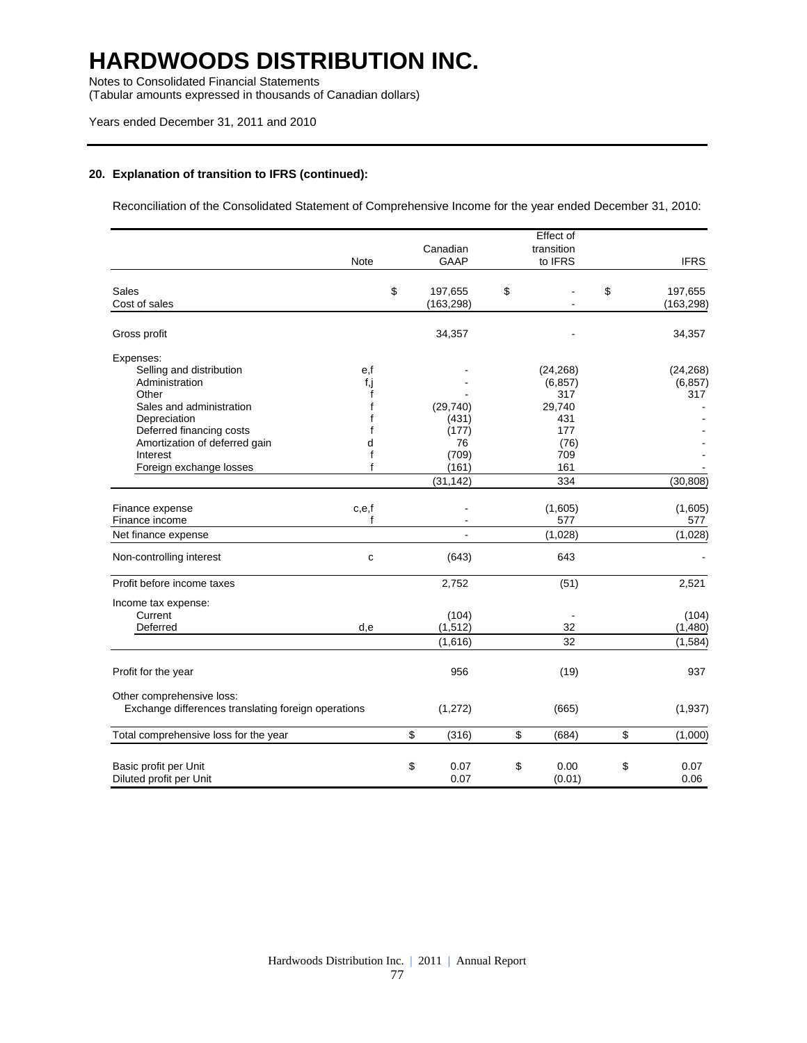# HARDWOODS DISTRIBUTION INC.

Notes to Consolidated Financial Statements
(Tabular amounts expressed in thousands of Canadian dollars)

Years ended December 31, 2011 and 2010

## 20. Explanation of transition to IFRS (continued):

Reconciliation of the Consolidated Statement of Comprehensive Income for the year ended December 31, 2010:

| | Note | Canadian GAAP | Effect of transition to IFRS | IFRS |
|---|---|---|---|---|
| Sales | | $ 197,655 | $ - | $ 197,655 |
| Cost of sales | | (163,298) | - | (163,298) |
| Gross profit | | 34,357 | - | 34,357 |
| Expenses: | | | | |
| Selling and distribution | e,f | - | (24,268) | (24,268) |
| Administration | f,j | - | (6,857) | (6,857) |
| Other | f | - | 317 | 317 |
| Sales and administration | f | (29,740) | 29,740 | - |
| Depreciation | f | (431) | 431 | - |
| Deferred financing costs | f | (177) | 177 | - |
| Amortization of deferred gain | d | 76 | (76) | - |
| Interest | f | (709) | 709 | - |
| Foreign exchange losses | f | (161) | 161 | - |
| | | (31,142) | 334 | (30,808) |
| Finance expense | c,e,f | - | (1,605) | (1,605) |
| Finance income | f | - | 577 | 577 |
| Net finance expense | | - | (1,028) | (1,028) |
| Non-controlling interest | c | (643) | 643 | - |
| Profit before income taxes | | 2,752 | (51) | 2,521 |
| Income tax expense: | | | | |
| Current | | (104) | - | (104) |
| Deferred | d,e | (1,512) | 32 | (1,480) |
| | | (1,616) | 32 | (1,584) |
| Profit for the year | | 956 | (19) | 937 |
| Other comprehensive loss: | | | | |
| Exchange differences translating foreign operations | | (1,272) | (665) | (1,937) |
| Total comprehensive loss for the year | | $ (316) | $ (684) | $ (1,000) |
| Basic profit per Unit | | $ 0.07 | $ 0.00 | $ 0.07 |
| Diluted profit per Unit | | 0.07 | (0.01) | 0.06 |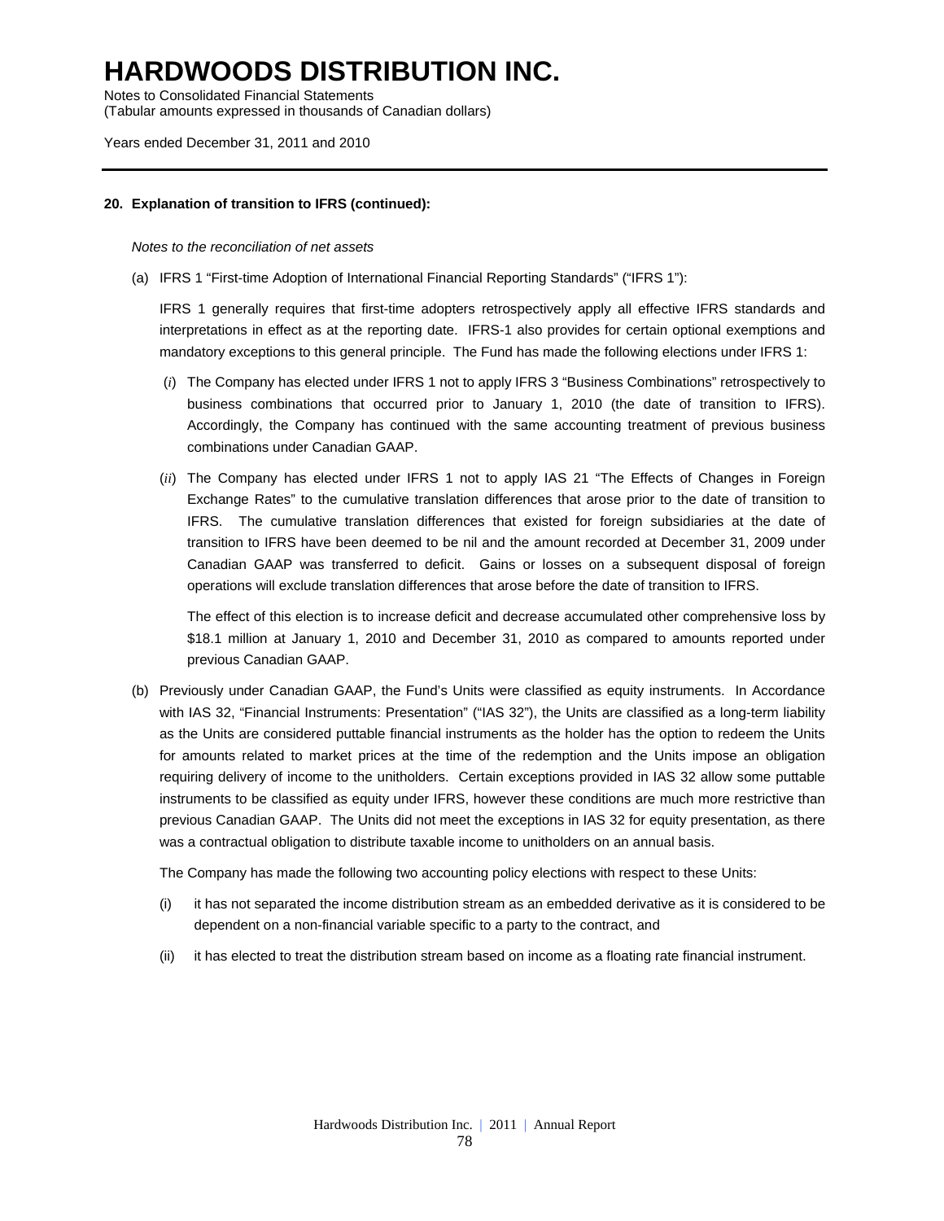**20. Explanation of transition to IFRS (continued):**

*Notes to the reconciliation of net assets*

(a) IFRS 1 “First-time Adoption of International Financial Reporting Standards” (“IFRS 1”):

IFRS 1 generally requires that first-time adopters retrospectively apply all effective IFRS standards and interpretations in effect as at the reporting date. IFRS-1 also provides for certain optional exemptions and mandatory exceptions to this general principle. The Fund has made the following elections under IFRS 1:

(*i*) The Company has elected under IFRS 1 not to apply IFRS 3 “Business Combinations” retrospectively to business combinations that occurred prior to January 1, 2010 (the date of transition to IFRS). Accordingly, the Company has continued with the same accounting treatment of previous business combinations under Canadian GAAP.

(*ii*) The Company has elected under IFRS 1 not to apply IAS 21 “The Effects of Changes in Foreign Exchange Rates” to the cumulative translation differences that arose prior to the date of transition to IFRS. The cumulative translation differences that existed for foreign subsidiaries at the date of transition to IFRS have been deemed to be nil and the amount recorded at December 31, 2009 under Canadian GAAP was transferred to deficit. Gains or losses on a subsequent disposal of foreign operations will exclude translation differences that arose before the date of transition to IFRS.

The effect of this election is to increase deficit and decrease accumulated other comprehensive loss by $18.1 million at January 1, 2010 and December 31, 2010 as compared to amounts reported under previous Canadian GAAP.

(b) Previously under Canadian GAAP, the Fund’s Units were classified as equity instruments. In Accordance with IAS 32, “Financial Instruments: Presentation” (“IAS 32”), the Units are classified as a long-term liability as the Units are considered puttable financial instruments as the holder has the option to redeem the Units for amounts related to market prices at the time of the redemption and the Units impose an obligation requiring delivery of income to the unitholders. Certain exceptions provided in IAS 32 allow some puttable instruments to be classified as equity under IFRS, however these conditions are much more restrictive than previous Canadian GAAP. The Units did not meet the exceptions in IAS 32 for equity presentation, as there was a contractual obligation to distribute taxable income to unitholders on an annual basis.

The Company has made the following two accounting policy elections with respect to these Units:

(i) it has not separated the income distribution stream as an embedded derivative as it is considered to be dependent on a non-financial variable specific to a party to the contract, and

(ii) it has elected to treat the distribution stream based on income as a floating rate financial instrument.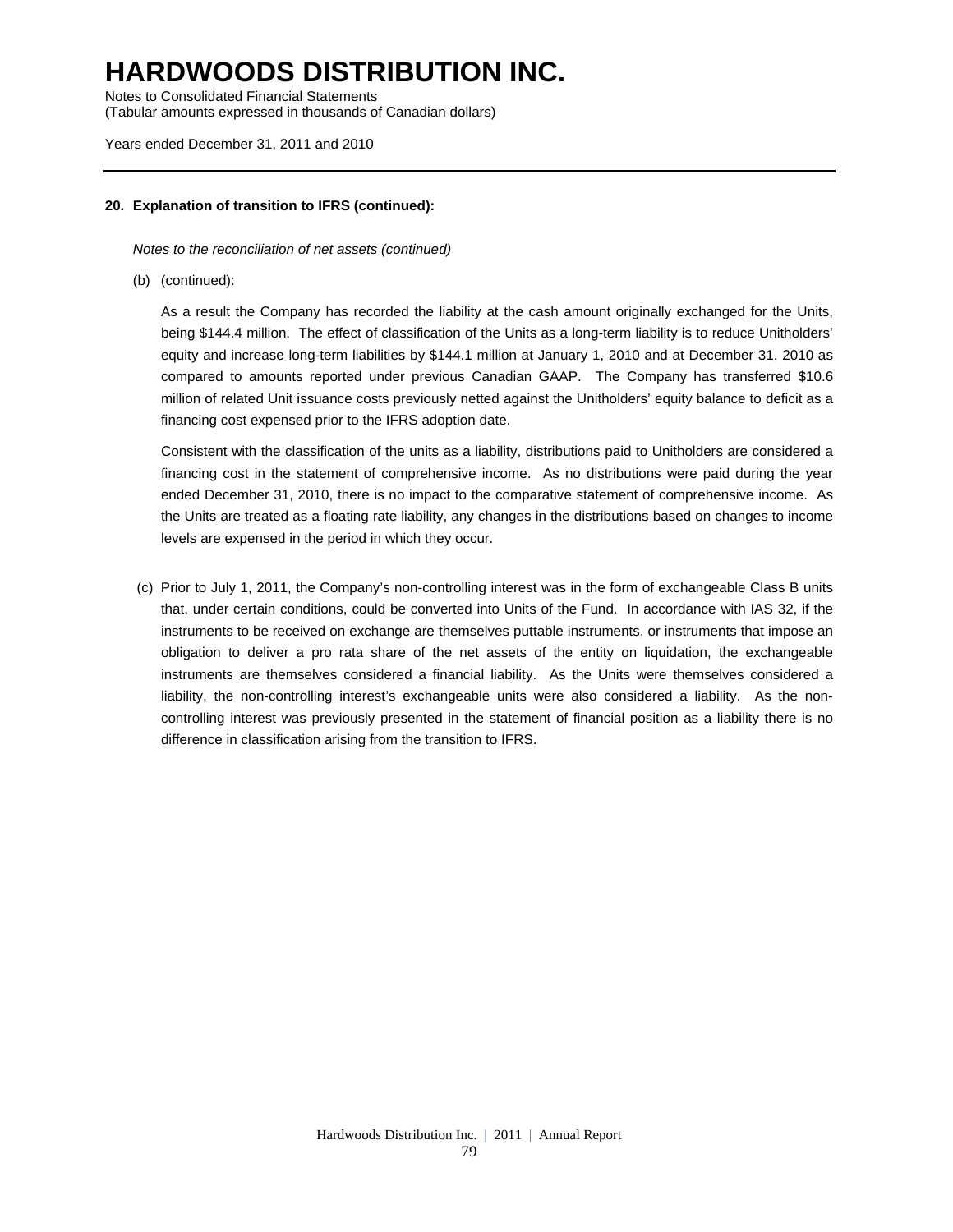# HARDWOODS DISTRIBUTION INC.

Notes to Consolidated Financial Statements
(Tabular amounts expressed in thousands of Canadian dollars)

Years ended December 31, 2011 and 2010

---

**20. Explanation of transition to IFRS (continued):**

*Notes to the reconciliation of net assets (continued)*

(b) (continued):

As a result the Company has recorded the liability at the cash amount originally exchanged for the Units, being $144.4 million. The effect of classification of the Units as a long-term liability is to reduce Unitholders' equity and increase long-term liabilities by $144.1 million at January 1, 2010 and at December 31, 2010 as compared to amounts reported under previous Canadian GAAP. The Company has transferred $10.6 million of related Unit issuance costs previously netted against the Unitholders' equity balance to deficit as a financing cost expensed prior to the IFRS adoption date.

Consistent with the classification of the units as a liability, distributions paid to Unitholders are considered a financing cost in the statement of comprehensive income. As no distributions were paid during the year ended December 31, 2010, there is no impact to the comparative statement of comprehensive income. As the Units are treated as a floating rate liability, any changes in the distributions based on changes to income levels are expensed in the period in which they occur.

(c) Prior to July 1, 2011, the Company's non-controlling interest was in the form of exchangeable Class B units that, under certain conditions, could be converted into Units of the Fund. In accordance with IAS 32, if the instruments to be received on exchange are themselves puttable instruments, or instruments that impose an obligation to deliver a pro rata share of the net assets of the entity on liquidation, the exchangeable instruments are themselves considered a financial liability. As the Units were themselves considered a liability, the non-controlling interest's exchangeable units were also considered a liability. As the non-controlling interest was previously presented in the statement of financial position as a liability there is no difference in classification arising from the transition to IFRS.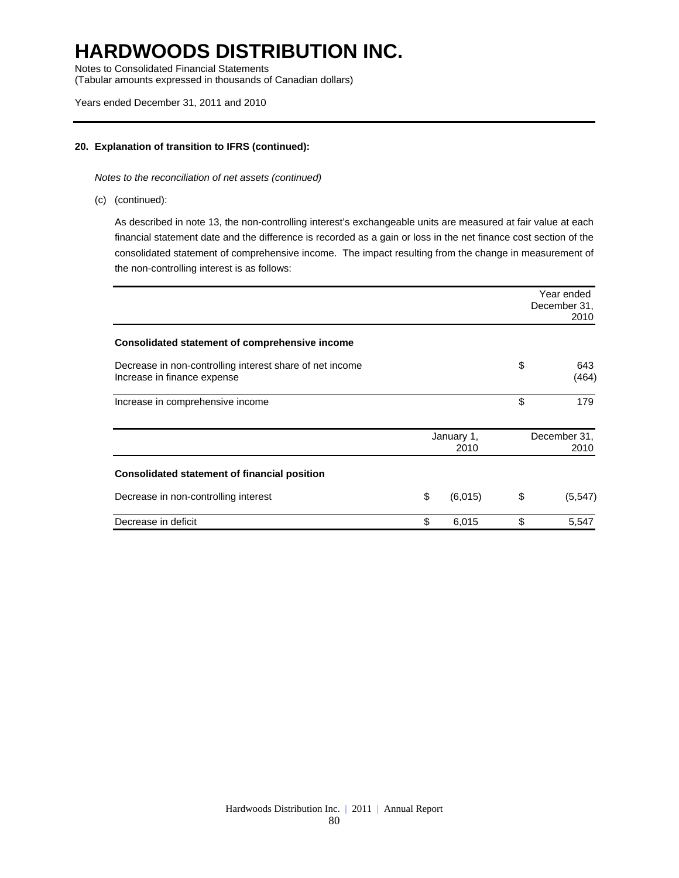# HARDWOODS DISTRIBUTION INC.

Notes to Consolidated Financial Statements
(Tabular amounts expressed in thousands of Canadian dollars)

Years ended December 31, 2011 and 2010

**20. Explanation of transition to IFRS (continued):**

*Notes to the reconciliation of net assets (continued)*

(c) (continued):

As described in note 13, the non-controlling interest's exchangeable units are measured at fair value at each financial statement date and the difference is recorded as a gain or loss in the net finance cost section of the consolidated statement of comprehensive income. The impact resulting from the change in measurement of the non-controlling interest is as follows:

| | Year ended December 31, 2010 |
|---|---|
| **Consolidated statement of comprehensive income** | |
| Decrease in non-controlling interest share of net income | $ 643 |
| Increase in finance expense | (464) |
| Increase in comprehensive income | $ 179 |

| | January 1, 2010 | December 31, 2010 |
|---|---|---|
| **Consolidated statement of financial position** | | |
| Decrease in non-controlling interest | $ (6,015) | $ (5,547) |
| Decrease in deficit | $ 6,015 | $ 5,547 |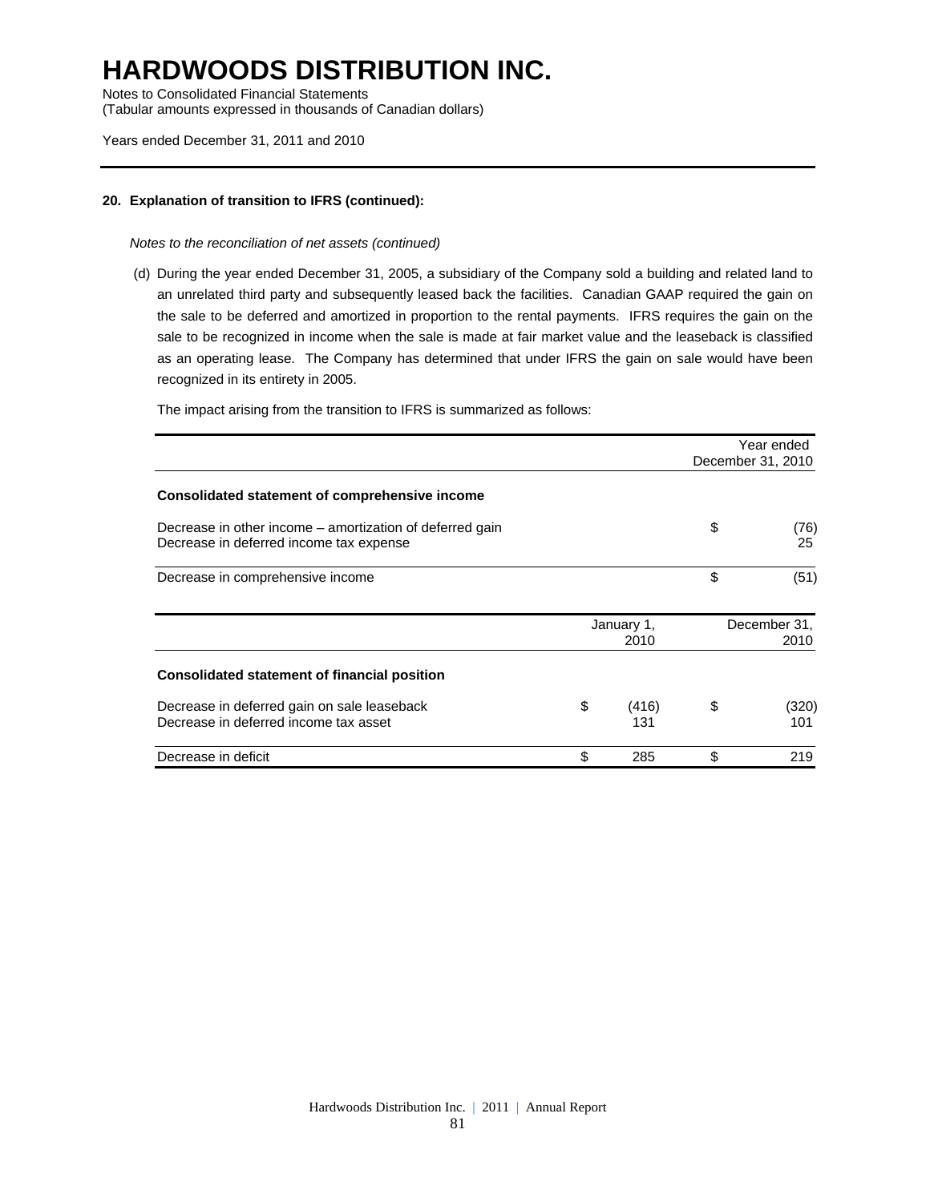# HARDWOODS DISTRIBUTION INC.

Notes to Consolidated Financial Statements
(Tabular amounts expressed in thousands of Canadian dollars)

Years ended December 31, 2011 and 2010

**20. Explanation of transition to IFRS (continued):**

*Notes to the reconciliation of net assets (continued)*

(d) During the year ended December 31, 2005, a subsidiary of the Company sold a building and related land to an unrelated third party and subsequently leased back the facilities. Canadian GAAP required the gain on the sale to be deferred and amortized in proportion to the rental payments. IFRS requires the gain on the sale to be recognized in income when the sale is made at fair market value and the leaseback is classified as an operating lease. The Company has determined that under IFRS the gain on sale would have been recognized in its entirety in 2005.

The impact arising from the transition to IFRS is summarized as follows:

| | Year ended December 31, 2010 |
|---|---|
| **Consolidated statement of comprehensive income** | |
| Decrease in other income – amortization of deferred gain | $ (76) |
| Decrease in deferred income tax expense | 25 |
| Decrease in comprehensive income | $ (51) |

| | January 1, 2010 | December 31, 2010 |
|---|---|---|
| **Consolidated statement of financial position** | | |
| Decrease in deferred gain on sale leaseback | $ (416) | $ (320) |
| Decrease in deferred income tax asset | 131 | 101 |
| Decrease in deficit | $ 285 | $ 219 |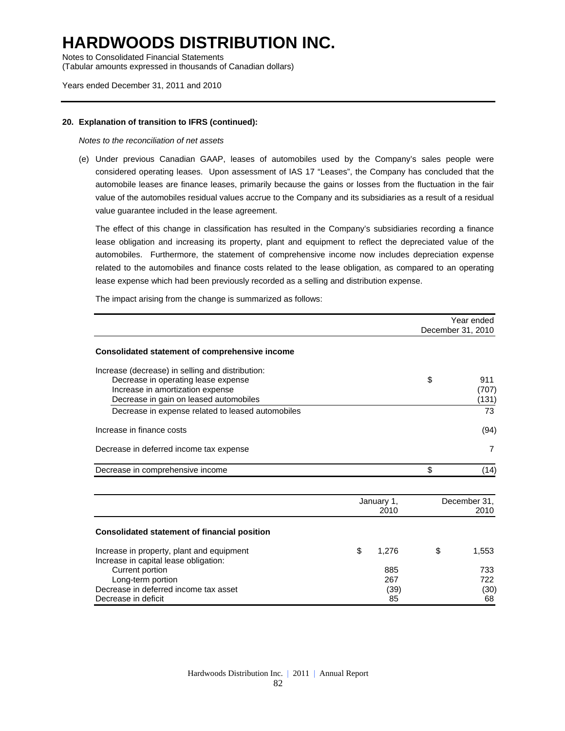# HARDWOODS DISTRIBUTION INC.

Notes to Consolidated Financial Statements
(Tabular amounts expressed in thousands of Canadian dollars)

Years ended December 31, 2011 and 2010

### 20. Explanation of transition to IFRS (continued):

*Notes to the reconciliation of net assets*

(e) Under previous Canadian GAAP, leases of automobiles used by the Company's sales people were considered operating leases. Upon assessment of IAS 17 "Leases", the Company has concluded that the automobile leases are finance leases, primarily because the gains or losses from the fluctuation in the fair value of the automobiles residual values accrue to the Company and its subsidiaries as a result of a residual value guarantee included in the lease agreement.

The effect of this change in classification has resulted in the Company's subsidiaries recording a finance lease obligation and increasing its property, plant and equipment to reflect the depreciated value of the automobiles. Furthermore, the statement of comprehensive income now includes depreciation expense related to the automobiles and finance costs related to the lease obligation, as compared to an operating lease expense which had been previously recorded as a selling and distribution expense.

The impact arising from the change is summarized as follows:

| | Year ended December 31, 2010 |
|---|---|
| **Consolidated statement of comprehensive income** | |
| Increase (decrease) in selling and distribution: | |
| Decrease in operating lease expense | $ 911 |
| Increase in amortization expense | (707) |
| Decrease in gain on leased automobiles | (131) |
| Decrease in expense related to leased automobiles | 73 |
| Increase in finance costs | (94) |
| Decrease in deferred income tax expense | 7 |
| Decrease in comprehensive income | $ (14) |

| | January 1, 2010 | December 31, 2010 |
|---|---|---|
| **Consolidated statement of financial position** | | |
| Increase in property, plant and equipment | $ 1,276 | $ 1,553 |
| Increase in capital lease obligation: | | |
| Current portion | 885 | 733 |
| Long-term portion | 267 | 722 |
| Decrease in deferred income tax asset | (39) | (30) |
| Decrease in deficit | 85 | 68 |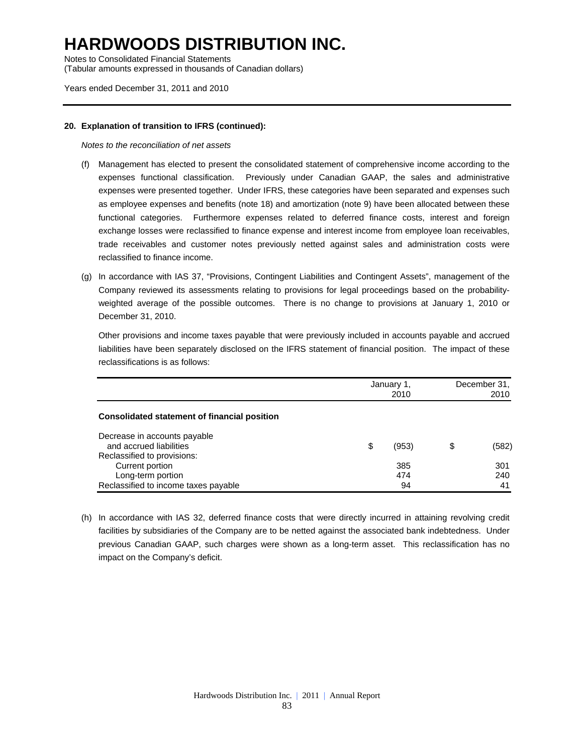# HARDWOODS DISTRIBUTION INC.

Notes to Consolidated Financial Statements
(Tabular amounts expressed in thousands of Canadian dollars)

Years ended December 31, 2011 and 2010

**20. Explanation of transition to IFRS (continued):**

*Notes to the reconciliation of net assets*

(f) Management has elected to present the consolidated statement of comprehensive income according to the expenses functional classification. Previously under Canadian GAAP, the sales and administrative expenses were presented together. Under IFRS, these categories have been separated and expenses such as employee expenses and benefits (note 18) and amortization (note 9) have been allocated between these functional categories. Furthermore expenses related to deferred finance costs, interest and foreign exchange losses were reclassified to finance expense and interest income from employee loan receivables, trade receivables and customer notes previously netted against sales and administration costs were reclassified to finance income.

(g) In accordance with IAS 37, "Provisions, Contingent Liabilities and Contingent Assets", management of the Company reviewed its assessments relating to provisions for legal proceedings based on the probability-weighted average of the possible outcomes. There is no change to provisions at January 1, 2010 or December 31, 2010.

Other provisions and income taxes payable that were previously included in accounts payable and accrued liabilities have been separately disclosed on the IFRS statement of financial position. The impact of these reclassifications is as follows:

| | January 1, 2010 | December 31, 2010 |
|---|---|---|
| **Consolidated statement of financial position** | | |
| Decrease in accounts payable and accrued liabilities | $ (953) | $ (582) |
| Reclassified to provisions: | | |
| Current portion | 385 | 301 |
| Long-term portion | 474 | 240 |
| Reclassified to income taxes payable | 94 | 41 |

(h) In accordance with IAS 32, deferred finance costs that were directly incurred in attaining revolving credit facilities by subsidiaries of the Company are to be netted against the associated bank indebtedness. Under previous Canadian GAAP, such charges were shown as a long-term asset. This reclassification has no impact on the Company's deficit.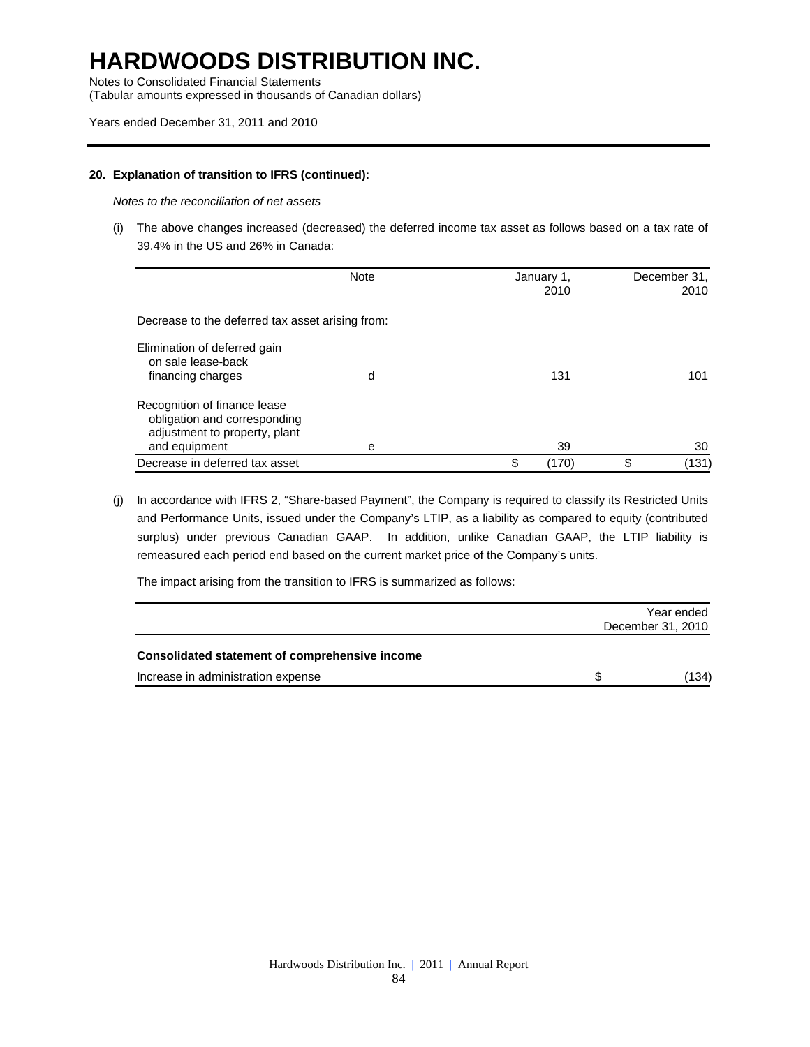# HARDWOODS DISTRIBUTION INC.

Notes to Consolidated Financial Statements
(Tabular amounts expressed in thousands of Canadian dollars)

Years ended December 31, 2011 and 2010

**20. Explanation of transition to IFRS (continued):**

*Notes to the reconciliation of net assets*

(i) The above changes increased (decreased) the deferred income tax asset as follows based on a tax rate of 39.4% in the US and 26% in Canada:

| | Note | January 1, 2010 | December 31, 2010 |
|---|---|---|---|
| Decrease to the deferred tax asset arising from: | | | |
| Elimination of deferred gain on sale lease-back financing charges | d | 131 | 101 |
| Recognition of finance lease obligation and corresponding adjustment to property, plant and equipment | e | 39 | 30 |
| Decrease in deferred tax asset | | $ (170) | $ (131) |

(j) In accordance with IFRS 2, "Share-based Payment", the Company is required to classify its Restricted Units and Performance Units, issued under the Company's LTIP, as a liability as compared to equity (contributed surplus) under previous Canadian GAAP. In addition, unlike Canadian GAAP, the LTIP liability is remeasured each period end based on the current market price of the Company's units.

The impact arising from the transition to IFRS is summarized as follows:

| | Year ended December 31, 2010 |
|---|---|
| **Consolidated statement of comprehensive income** | |
| Increase in administration expense | $ (134) |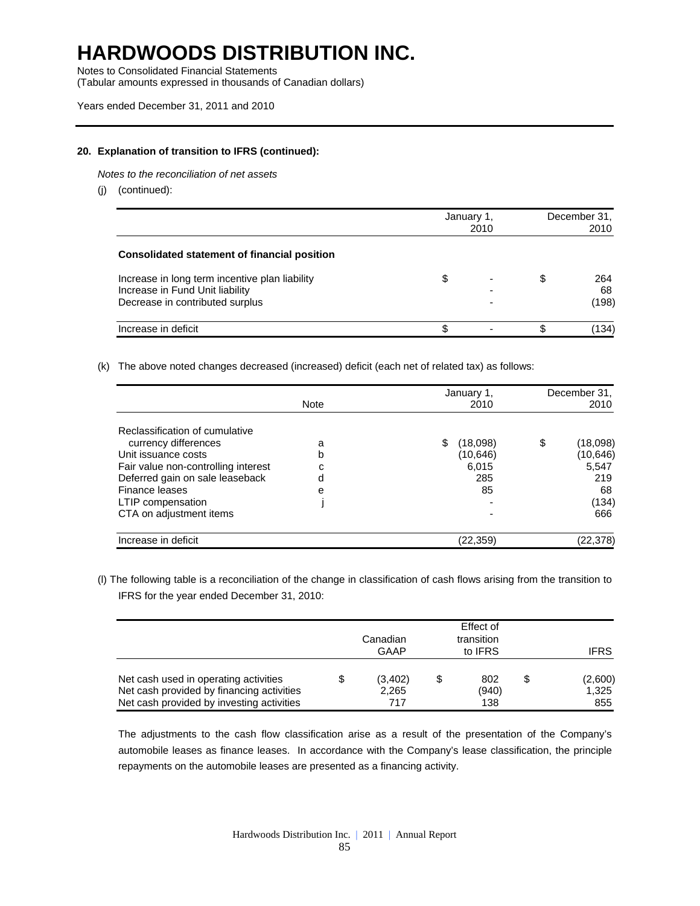# HARDWOODS DISTRIBUTION INC.

Notes to Consolidated Financial Statements
(Tabular amounts expressed in thousands of Canadian dollars)

Years ended December 31, 2011 and 2010

**20. Explanation of transition to IFRS (continued):**

*Notes to the reconciliation of net assets*

(j) (continued):

| | January 1, 2010 | December 31, 2010 |
|---|---|---|
| **Consolidated statement of financial position** | | |
| Increase in long term incentive plan liability | $ - | $ 264 |
| Increase in Fund Unit liability | - | 68 |
| Decrease in contributed surplus | - | (198) |
| Increase in deficit | $ - | $ (134) |

(k) The above noted changes decreased (increased) deficit (each net of related tax) as follows:

| | Note | January 1, 2010 | December 31, 2010 |
|---|---|---|---|
| Reclassification of cumulative currency differences | a | $ (18,098) | $ (18,098) |
| Unit issuance costs | b | (10,646) | (10,646) |
| Fair value non-controlling interest | c | 6,015 | 5,547 |
| Deferred gain on sale leaseback | d | 285 | 219 |
| Finance leases | e | 85 | 68 |
| LTIP compensation | j | - | (134) |
| CTA on adjustment items | | - | 666 |
| Increase in deficit | | (22,359) | (22,378) |

(l) The following table is a reconciliation of the change in classification of cash flows arising from the transition to IFRS for the year ended December 31, 2010:

| | Canadian GAAP | Effect of transition to IFRS | IFRS |
|---|---|---|---|
| Net cash used in operating activities | $ (3,402) | $ 802 | $ (2,600) |
| Net cash provided by financing activities | 2,265 | (940) | 1,325 |
| Net cash provided by investing activities | 717 | 138 | 855 |

The adjustments to the cash flow classification arise as a result of the presentation of the Company's automobile leases as finance leases. In accordance with the Company's lease classification, the principle repayments on the automobile leases are presented as a financing activity.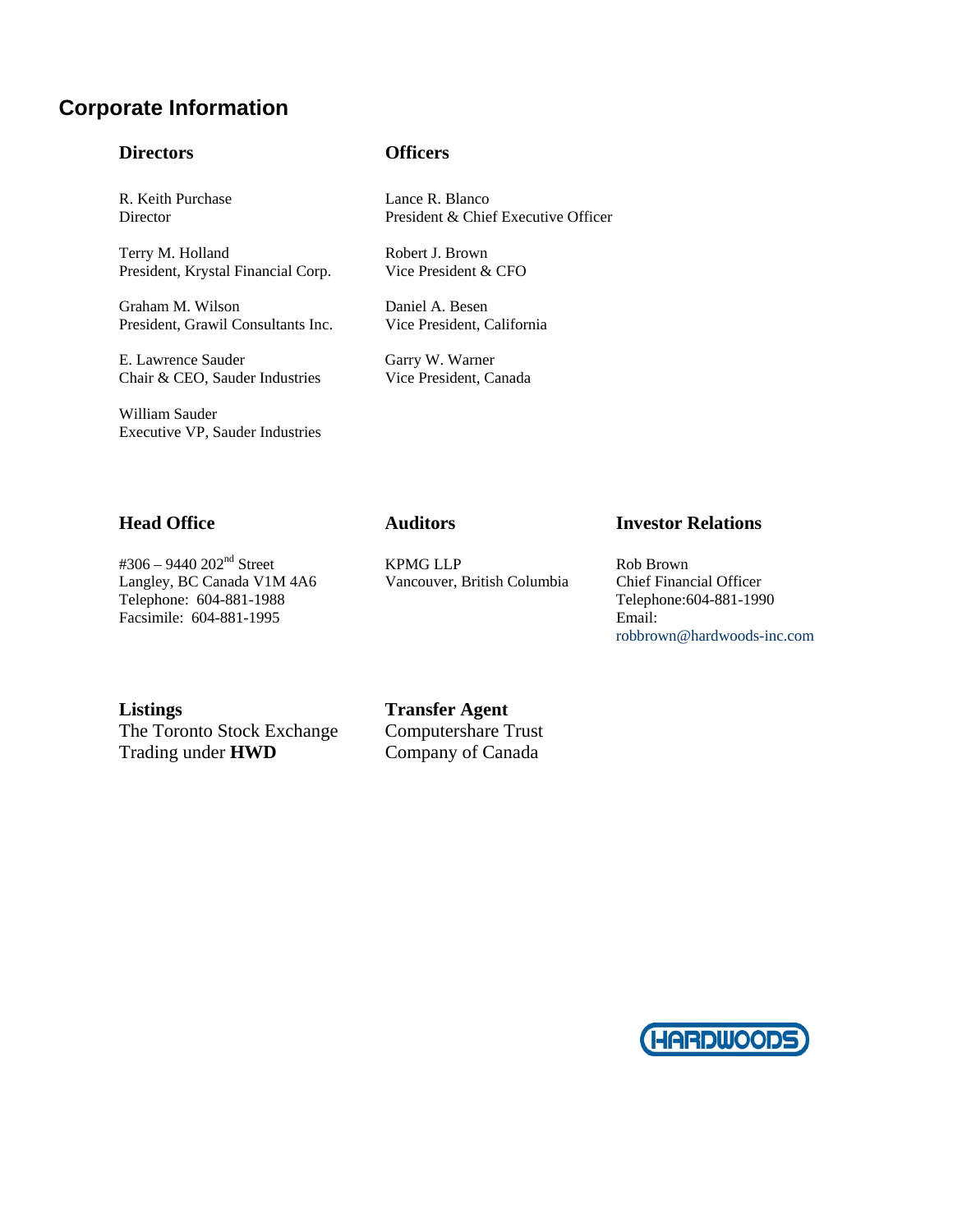## Corporate Information

### Directors

R. Keith Purchase
Director

Terry M. Holland
President, Krystal Financial Corp.

Graham M. Wilson
President, Grawil Consultants Inc.

E. Lawrence Sauder
Chair & CEO, Sauder Industries

William Sauder
Executive VP, Sauder Industries

### Officers

Lance R. Blanco
President & Chief Executive Officer

Robert J. Brown
Vice President & CFO

Daniel A. Besen
Vice President, California

Garry W. Warner
Vice President, Canada

### Head Office

#306 – 9440 202nd Street
Langley, BC Canada V1M 4A6
Telephone: 604-881-1988
Facsimile: 604-881-1995

### Auditors

KPMG LLP
Vancouver, British Columbia

### Investor Relations

Rob Brown
Chief Financial Officer
Telephone:604-881-1990
Email:
robbrown@hardwoods-inc.com

### Listings

The Toronto Stock Exchange
Trading under **HWD**

### Transfer Agent

Computershare Trust
Company of Canada

HARDWOODS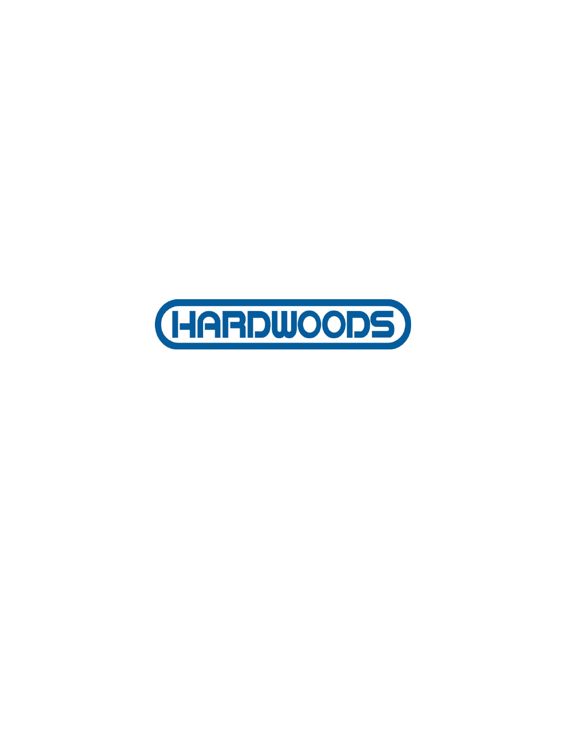HARDWOODS